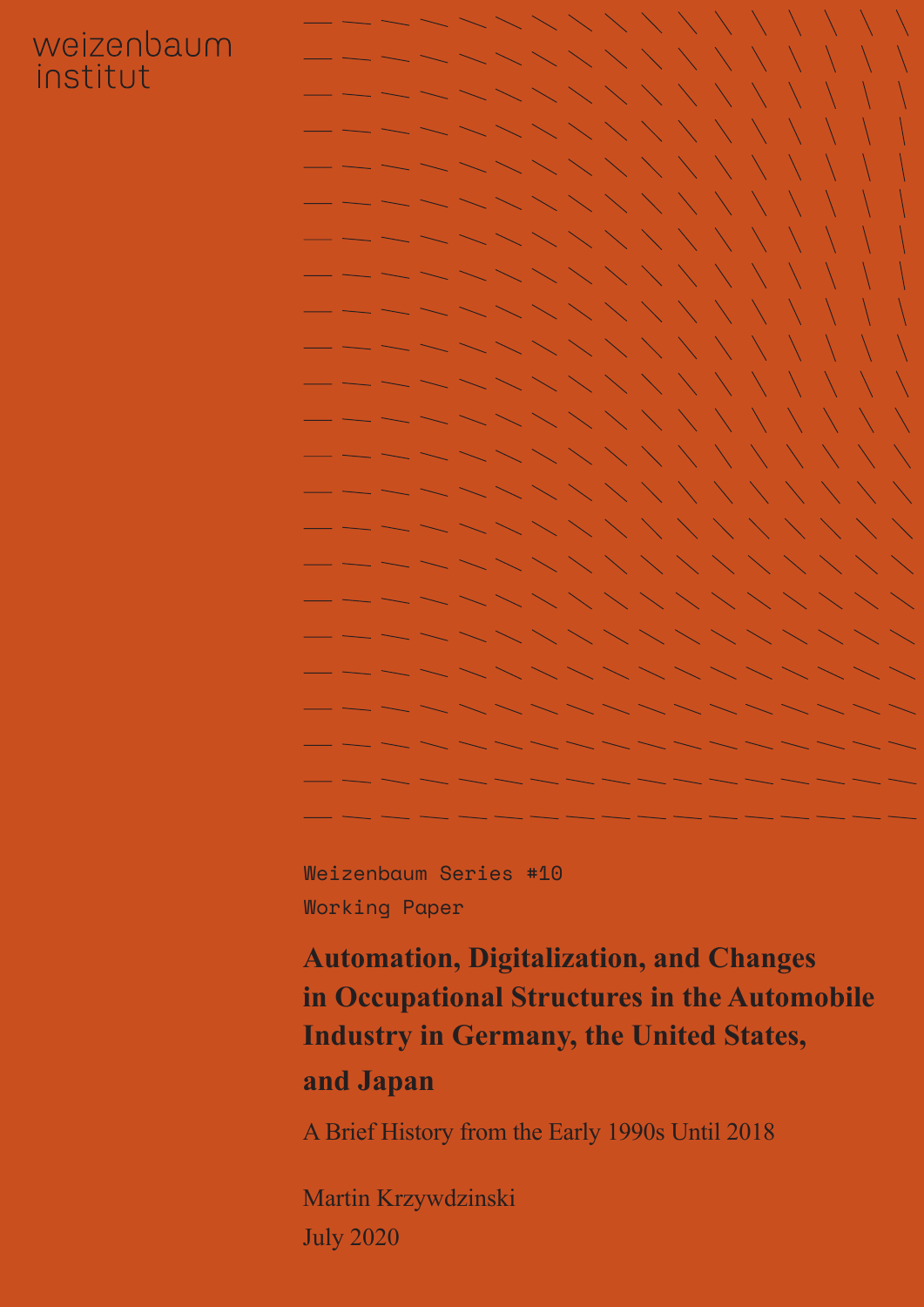weizenbaum institut

Weizenbaum Series #10

Working Paper

# Automation, Digitalization, and Changes in Occupational Structures in the Automobile Industry in Germany, the United States, and Japan

A Brief History from the Early 1990s Until 2018

Martin Krzywdzinski

July 2020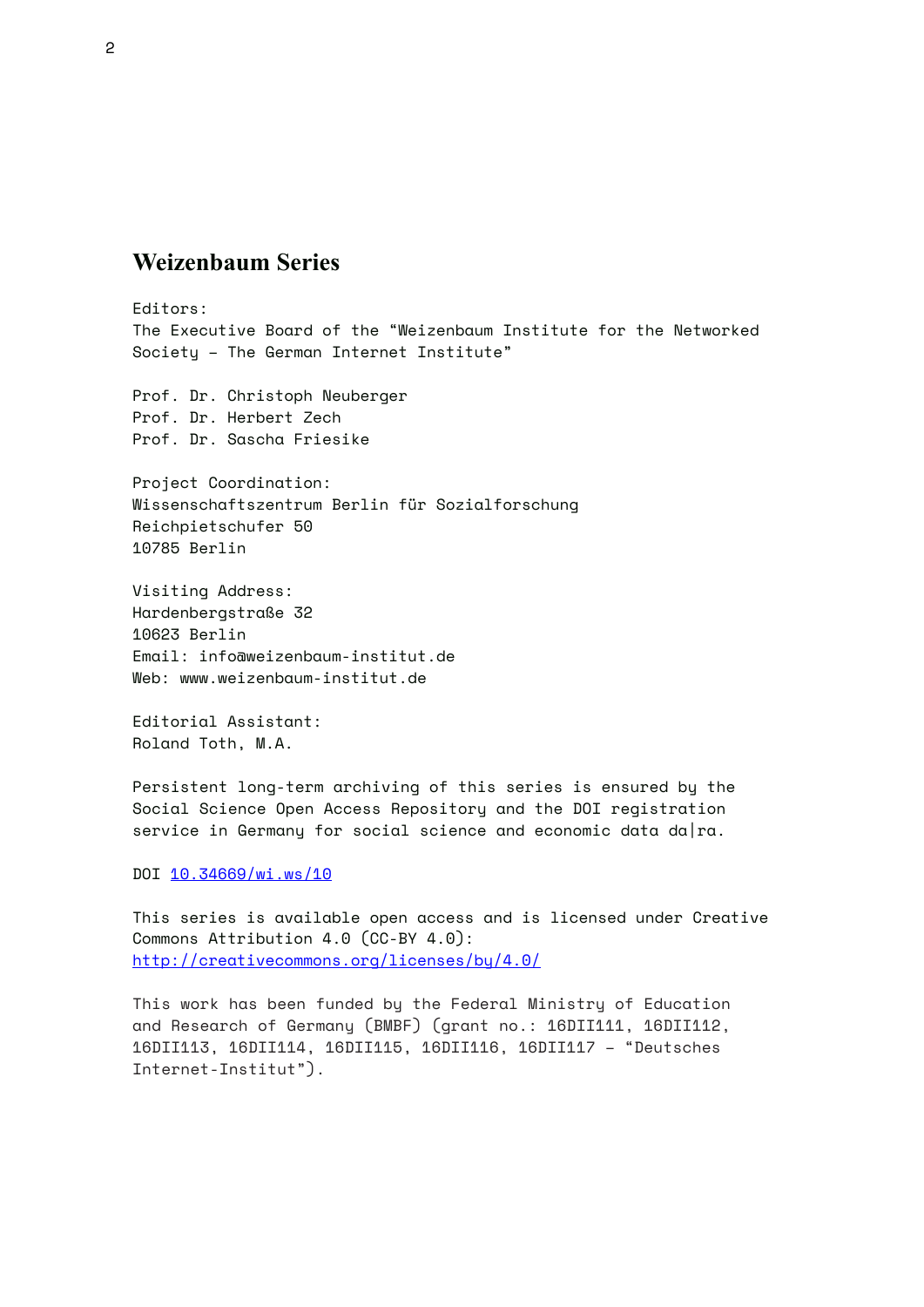# Weizenbaum Series

Editors:
The Executive Board of the "Weizenbaum Institute for the Networked Society – The German Internet Institute"

Prof. Dr. Christoph Neuberger
Prof. Dr. Herbert Zech
Prof. Dr. Sascha Friesike

Project Coordination:
Wissenschaftszentrum Berlin für Sozialforschung
Reichpietschufer 50
10785 Berlin

Visiting Address:
Hardenbergstraße 32
10623 Berlin
Email: info@weizenbaum-institut.de
Web: www.weizenbaum-institut.de

Editorial Assistant:
Roland Toth, M.A.

Persistent long-term archiving of this series is ensured by the Social Science Open Access Repository and the DOI registration service in Germany for social science and economic data da|ra.

DOI [10.34669/wi.ws/10](https://doi.org/10.34669/wi.ws/10)

This series is available open access and is licensed under Creative Commons Attribution 4.0 (CC-BY 4.0):
[http://creativecommons.org/licenses/by/4.0/](http://creativecommons.org/licenses/by/4.0/)

This work has been funded by the Federal Ministry of Education and Research of Germany (BMBF) (grant no.: 16DII111, 16DII112, 16DII113, 16DII114, 16DII115, 16DII116, 16DII117 – "Deutsches Internet-Institut").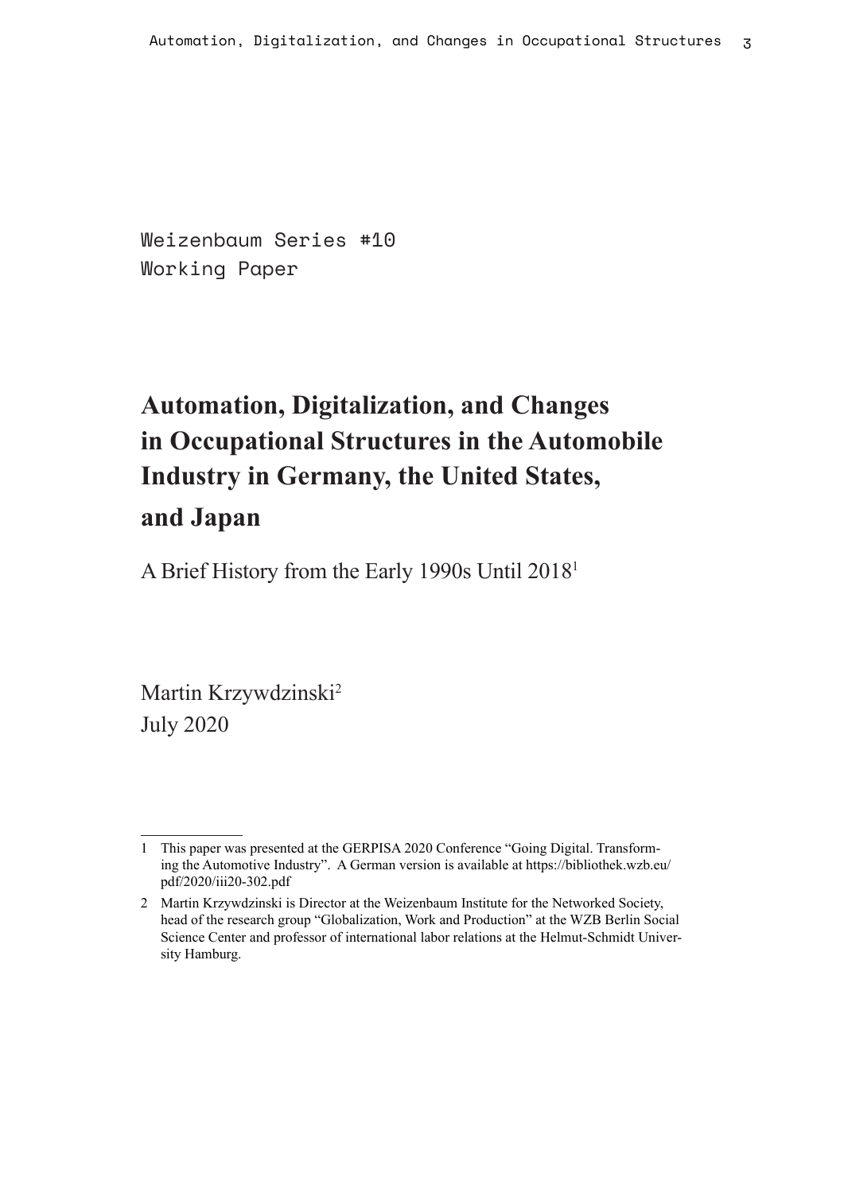Weizenbaum Series #10
Working Paper

# Automation, Digitalization, and Changes in Occupational Structures in the Automobile Industry in Germany, the United States, and Japan

A Brief History from the Early 1990s Until 2018[1]

Martin Krzywdzinski[2]
July 2020

---

1 This paper was presented at the GERPISA 2020 Conference "Going Digital. Transforming the Automotive Industry". A German version is available at https://bibliothek.wzb.eu/pdf/2020/iii20-302.pdf

2 Martin Krzywdzinski is Director at the Weizenbaum Institute for the Networked Society, head of the research group "Globalization, Work and Production" at the WZB Berlin Social Science Center and professor of international labor relations at the Helmut-Schmidt University Hamburg.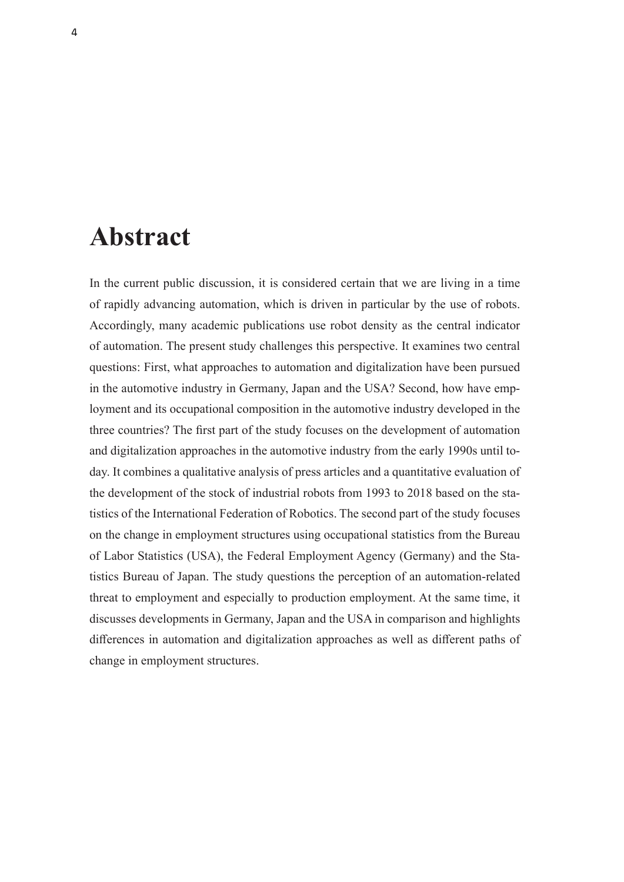# Abstract

In the current public discussion, it is considered certain that we are living in a time of rapidly advancing automation, which is driven in particular by the use of robots. Accordingly, many academic publications use robot density as the central indicator of automation. The present study challenges this perspective. It examines two central questions: First, what approaches to automation and digitalization have been pursued in the automotive industry in Germany, Japan and the USA? Second, how have employment and its occupational composition in the automotive industry developed in the three countries? The first part of the study focuses on the development of automation and digitalization approaches in the automotive industry from the early 1990s until today. It combines a qualitative analysis of press articles and a quantitative evaluation of the development of the stock of industrial robots from 1993 to 2018 based on the statistics of the International Federation of Robotics. The second part of the study focuses on the change in employment structures using occupational statistics from the Bureau of Labor Statistics (USA), the Federal Employment Agency (Germany) and the Statistics Bureau of Japan. The study questions the perception of an automation-related threat to employment and especially to production employment. At the same time, it discusses developments in Germany, Japan and the USA in comparison and highlights differences in automation and digitalization approaches as well as different paths of change in employment structures.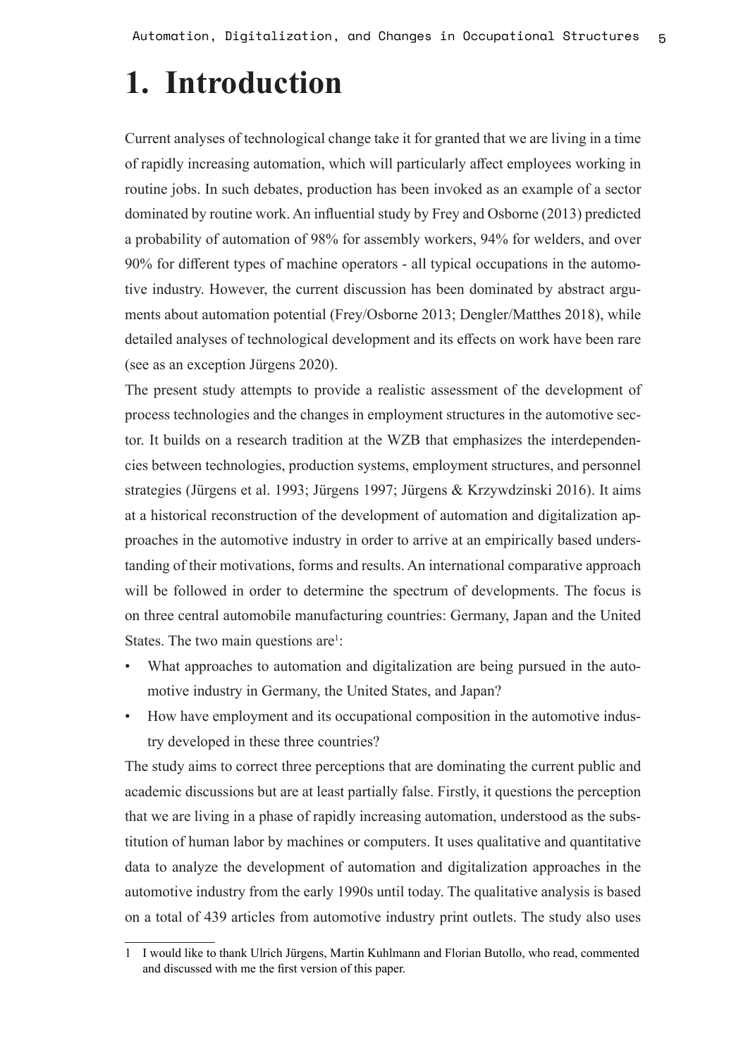# 1. Introduction

Current analyses of technological change take it for granted that we are living in a time of rapidly increasing automation, which will particularly affect employees working in routine jobs. In such debates, production has been invoked as an example of a sector dominated by routine work. An influential study by Frey and Osborne (2013) predicted a probability of automation of 98% for assembly workers, 94% for welders, and over 90% for different types of machine operators - all typical occupations in the automotive industry. However, the current discussion has been dominated by abstract arguments about automation potential (Frey/Osborne 2013; Dengler/Matthes 2018), while detailed analyses of technological development and its effects on work have been rare (see as an exception Jürgens 2020).

The present study attempts to provide a realistic assessment of the development of process technologies and the changes in employment structures in the automotive sector. It builds on a research tradition at the WZB that emphasizes the interdependencies between technologies, production systems, employment structures, and personnel strategies (Jürgens et al. 1993; Jürgens 1997; Jürgens & Krzywdzinski 2016). It aims at a historical reconstruction of the development of automation and digitalization approaches in the automotive industry in order to arrive at an empirically based understanding of their motivations, forms and results. An international comparative approach will be followed in order to determine the spectrum of developments. The focus is on three central automobile manufacturing countries: Germany, Japan and the United States. The two main questions are[1]:

- What approaches to automation and digitalization are being pursued in the automotive industry in Germany, the United States, and Japan?
- How have employment and its occupational composition in the automotive industry developed in these three countries?

The study aims to correct three perceptions that are dominating the current public and academic discussions but are at least partially false. Firstly, it questions the perception that we are living in a phase of rapidly increasing automation, understood as the substitution of human labor by machines or computers. It uses qualitative and quantitative data to analyze the development of automation and digitalization approaches in the automotive industry from the early 1990s until today. The qualitative analysis is based on a total of 439 articles from automotive industry print outlets. The study also uses

---

1 I would like to thank Ulrich Jürgens, Martin Kuhlmann and Florian Butollo, who read, commented and discussed with me the first version of this paper.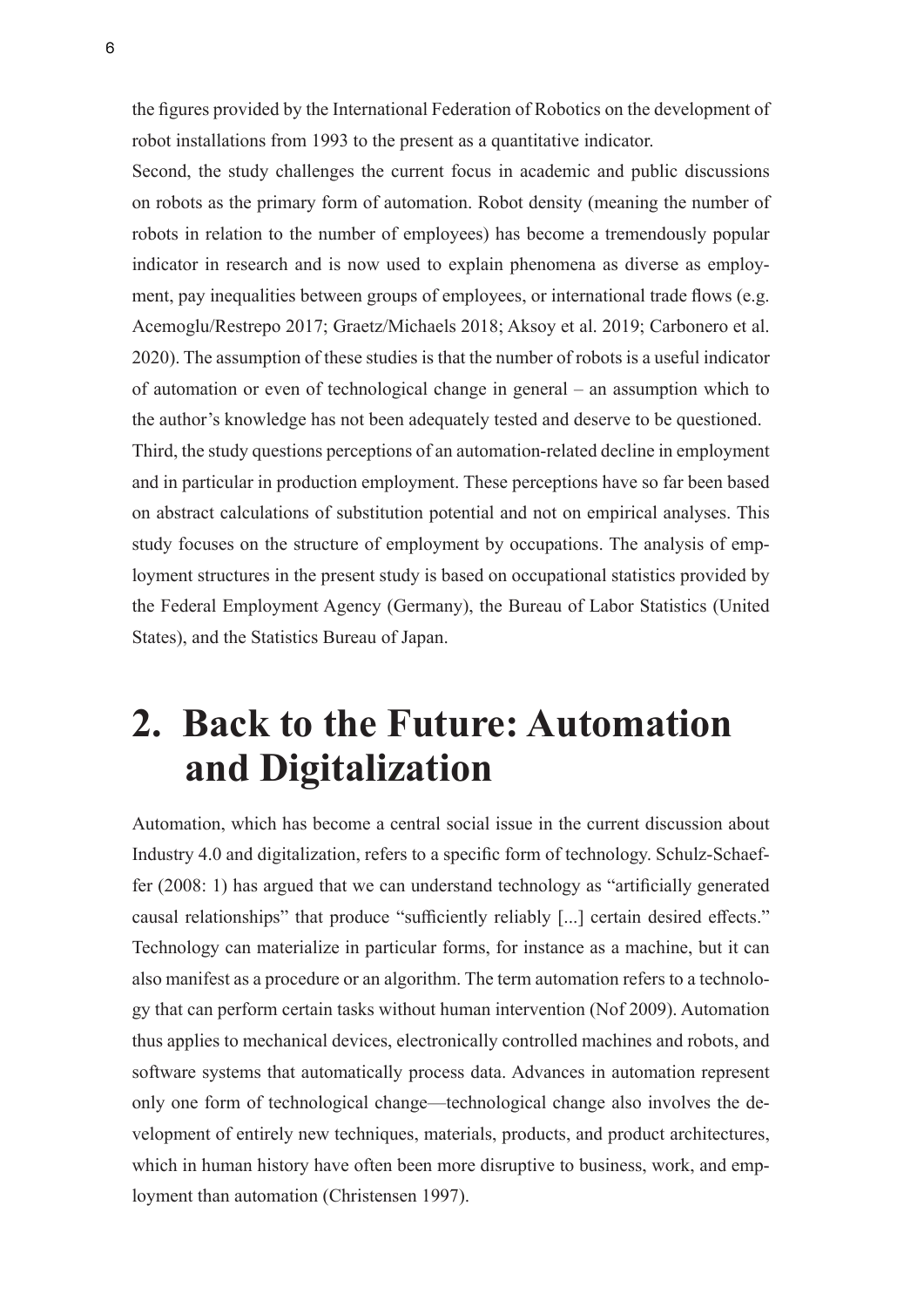the figures provided by the International Federation of Robotics on the development of robot installations from 1993 to the present as a quantitative indicator.

Second, the study challenges the current focus in academic and public discussions on robots as the primary form of automation. Robot density (meaning the number of robots in relation to the number of employees) has become a tremendously popular indicator in research and is now used to explain phenomena as diverse as employment, pay inequalities between groups of employees, or international trade flows (e.g. Acemoglu/Restrepo 2017; Graetz/Michaels 2018; Aksoy et al. 2019; Carbonero et al. 2020). The assumption of these studies is that the number of robots is a useful indicator of automation or even of technological change in general – an assumption which to the author's knowledge has not been adequately tested and deserve to be questioned.

Third, the study questions perceptions of an automation-related decline in employment and in particular in production employment. These perceptions have so far been based on abstract calculations of substitution potential and not on empirical analyses. This study focuses on the structure of employment by occupations. The analysis of employment structures in the present study is based on occupational statistics provided by the Federal Employment Agency (Germany), the Bureau of Labor Statistics (United States), and the Statistics Bureau of Japan.

# 2. Back to the Future: Automation and Digitalization

Automation, which has become a central social issue in the current discussion about Industry 4.0 and digitalization, refers to a specific form of technology. Schulz-Schaeffer (2008: 1) has argued that we can understand technology as "artificially generated causal relationships" that produce "sufficiently reliably [...] certain desired effects." Technology can materialize in particular forms, for instance as a machine, but it can also manifest as a procedure or an algorithm. The term automation refers to a technology that can perform certain tasks without human intervention (Nof 2009). Automation thus applies to mechanical devices, electronically controlled machines and robots, and software systems that automatically process data. Advances in automation represent only one form of technological change—technological change also involves the development of entirely new techniques, materials, products, and product architectures, which in human history have often been more disruptive to business, work, and employment than automation (Christensen 1997).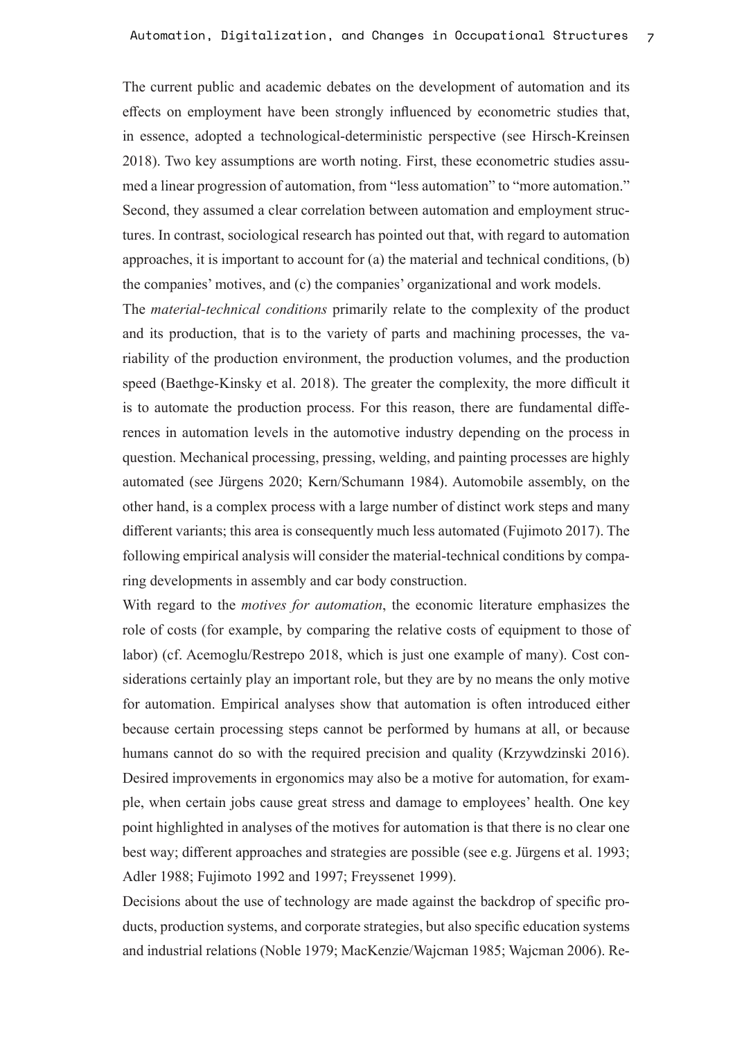The current public and academic debates on the development of automation and its effects on employment have been strongly influenced by econometric studies that, in essence, adopted a technological-deterministic perspective (see Hirsch-Kreinsen 2018). Two key assumptions are worth noting. First, these econometric studies assumed a linear progression of automation, from "less automation" to "more automation." Second, they assumed a clear correlation between automation and employment structures. In contrast, sociological research has pointed out that, with regard to automation approaches, it is important to account for (a) the material and technical conditions, (b) the companies' motives, and (c) the companies' organizational and work models.

The *material-technical conditions* primarily relate to the complexity of the product and its production, that is to the variety of parts and machining processes, the variability of the production environment, the production volumes, and the production speed (Baethge-Kinsky et al. 2018). The greater the complexity, the more difficult it is to automate the production process. For this reason, there are fundamental differences in automation levels in the automotive industry depending on the process in question. Mechanical processing, pressing, welding, and painting processes are highly automated (see Jürgens 2020; Kern/Schumann 1984). Automobile assembly, on the other hand, is a complex process with a large number of distinct work steps and many different variants; this area is consequently much less automated (Fujimoto 2017). The following empirical analysis will consider the material-technical conditions by comparing developments in assembly and car body construction.

With regard to the *motives for automation*, the economic literature emphasizes the role of costs (for example, by comparing the relative costs of equipment to those of labor) (cf. Acemoglu/Restrepo 2018, which is just one example of many). Cost considerations certainly play an important role, but they are by no means the only motive for automation. Empirical analyses show that automation is often introduced either because certain processing steps cannot be performed by humans at all, or because humans cannot do so with the required precision and quality (Krzywdzinski 2016). Desired improvements in ergonomics may also be a motive for automation, for example, when certain jobs cause great stress and damage to employees' health. One key point highlighted in analyses of the motives for automation is that there is no clear one best way; different approaches and strategies are possible (see e.g. Jürgens et al. 1993; Adler 1988; Fujimoto 1992 and 1997; Freyssenet 1999).

Decisions about the use of technology are made against the backdrop of specific products, production systems, and corporate strategies, but also specific education systems and industrial relations (Noble 1979; MacKenzie/Wajcman 1985; Wajcman 2006). Re-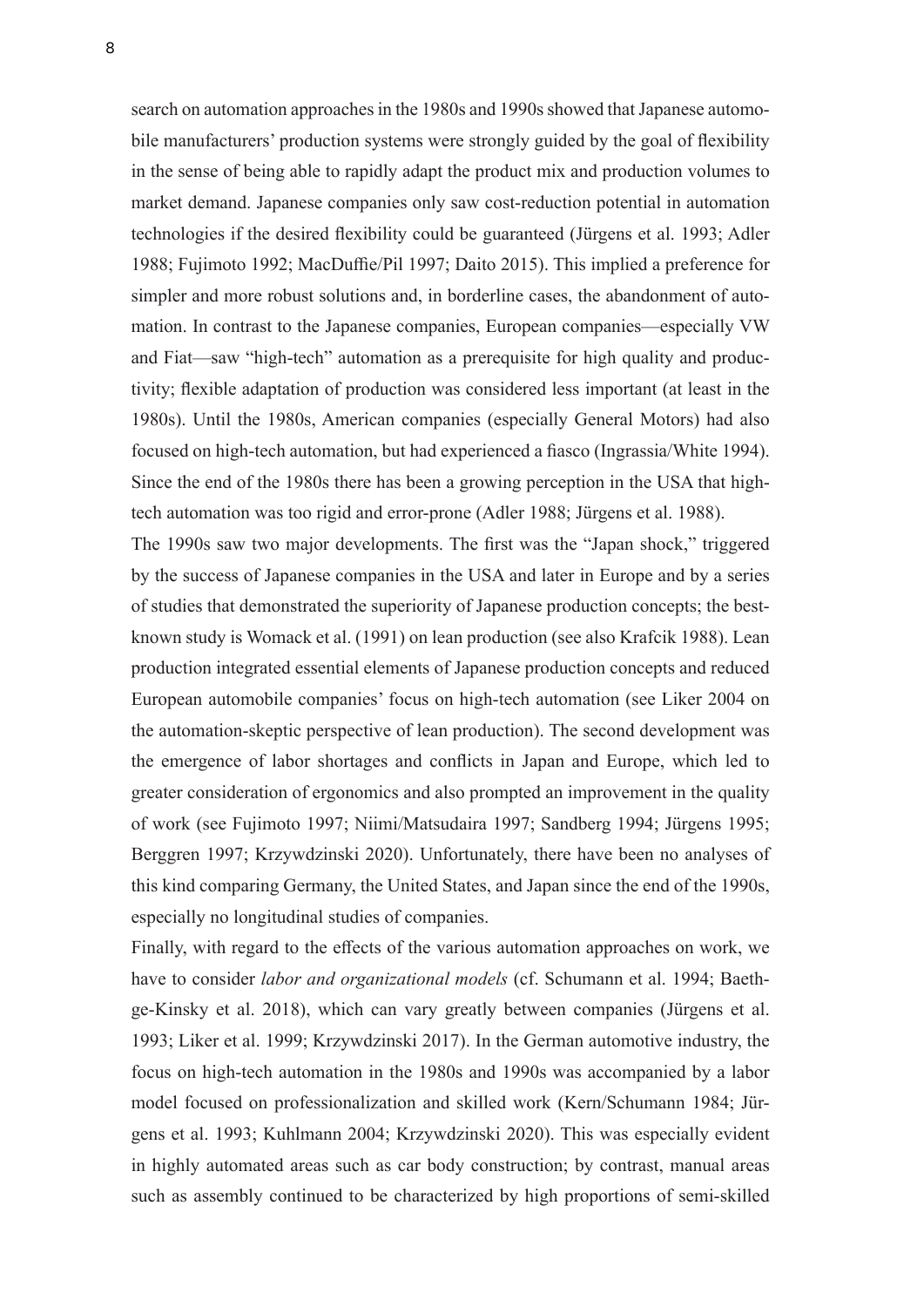search on automation approaches in the 1980s and 1990s showed that Japanese automobile manufacturers' production systems were strongly guided by the goal of flexibility in the sense of being able to rapidly adapt the product mix and production volumes to market demand. Japanese companies only saw cost-reduction potential in automation technologies if the desired flexibility could be guaranteed (Jürgens et al. 1993; Adler 1988; Fujimoto 1992; MacDuffie/Pil 1997; Daito 2015). This implied a preference for simpler and more robust solutions and, in borderline cases, the abandonment of automation. In contrast to the Japanese companies, European companies—especially VW and Fiat—saw "high-tech" automation as a prerequisite for high quality and productivity; flexible adaptation of production was considered less important (at least in the 1980s). Until the 1980s, American companies (especially General Motors) had also focused on high-tech automation, but had experienced a fiasco (Ingrassia/White 1994). Since the end of the 1980s there has been a growing perception in the USA that high-tech automation was too rigid and error-prone (Adler 1988; Jürgens et al. 1988).

The 1990s saw two major developments. The first was the "Japan shock," triggered by the success of Japanese companies in the USA and later in Europe and by a series of studies that demonstrated the superiority of Japanese production concepts; the best-known study is Womack et al. (1991) on lean production (see also Krafcik 1988). Lean production integrated essential elements of Japanese production concepts and reduced European automobile companies' focus on high-tech automation (see Liker 2004 on the automation-skeptic perspective of lean production). The second development was the emergence of labor shortages and conflicts in Japan and Europe, which led to greater consideration of ergonomics and also prompted an improvement in the quality of work (see Fujimoto 1997; Niimi/Matsudaira 1997; Sandberg 1994; Jürgens 1995; Berggren 1997; Krzywdzinski 2020). Unfortunately, there have been no analyses of this kind comparing Germany, the United States, and Japan since the end of the 1990s, especially no longitudinal studies of companies.

Finally, with regard to the effects of the various automation approaches on work, we have to consider *labor and organizational models* (cf. Schumann et al. 1994; Baethge-Kinsky et al. 2018), which can vary greatly between companies (Jürgens et al. 1993; Liker et al. 1999; Krzywdzinski 2017). In the German automotive industry, the focus on high-tech automation in the 1980s and 1990s was accompanied by a labor model focused on professionalization and skilled work (Kern/Schumann 1984; Jürgens et al. 1993; Kuhlmann 2004; Krzywdzinski 2020). This was especially evident in highly automated areas such as car body construction; by contrast, manual areas such as assembly continued to be characterized by high proportions of semi-skilled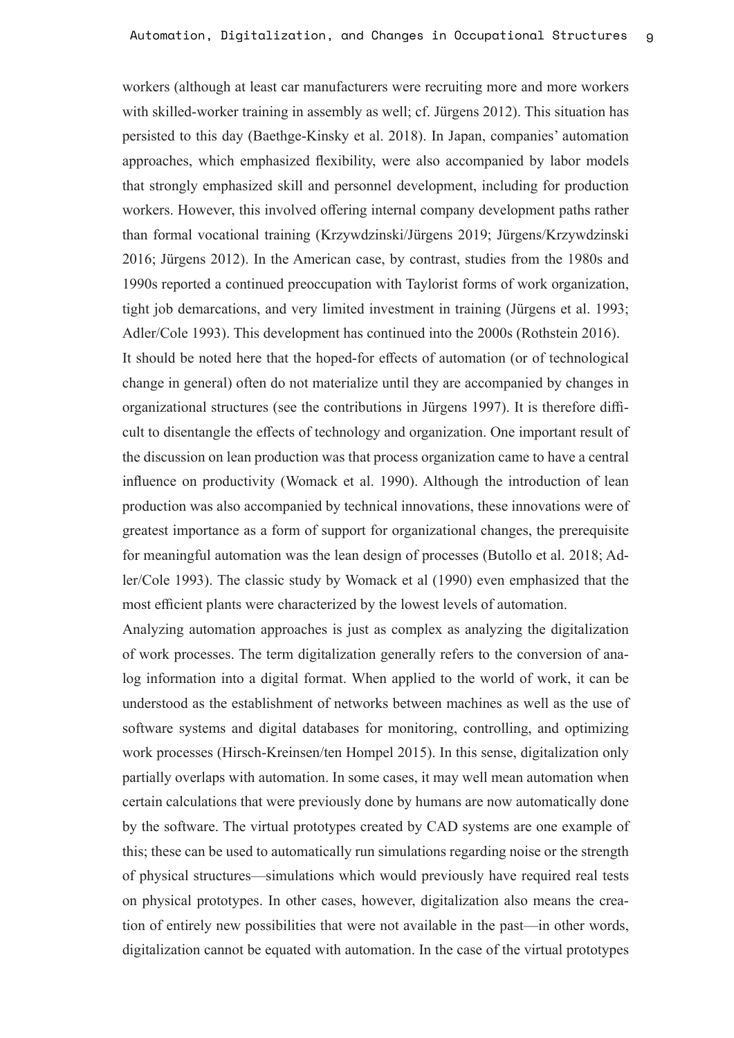workers (although at least car manufacturers were recruiting more and more workers with skilled-worker training in assembly as well; cf. Jürgens 2012). This situation has persisted to this day (Baethge-Kinsky et al. 2018). In Japan, companies' automation approaches, which emphasized flexibility, were also accompanied by labor models that strongly emphasized skill and personnel development, including for production workers. However, this involved offering internal company development paths rather than formal vocational training (Krzywdzinski/Jürgens 2019; Jürgens/Krzywdzinski 2016; Jürgens 2012). In the American case, by contrast, studies from the 1980s and 1990s reported a continued preoccupation with Taylorist forms of work organization, tight job demarcations, and very limited investment in training (Jürgens et al. 1993; Adler/Cole 1993). This development has continued into the 2000s (Rothstein 2016).

It should be noted here that the hoped-for effects of automation (or of technological change in general) often do not materialize until they are accompanied by changes in organizational structures (see the contributions in Jürgens 1997). It is therefore difficult to disentangle the effects of technology and organization. One important result of the discussion on lean production was that process organization came to have a central influence on productivity (Womack et al. 1990). Although the introduction of lean production was also accompanied by technical innovations, these innovations were of greatest importance as a form of support for organizational changes, the prerequisite for meaningful automation was the lean design of processes (Butollo et al. 2018; Adler/Cole 1993). The classic study by Womack et al (1990) even emphasized that the most efficient plants were characterized by the lowest levels of automation.

Analyzing automation approaches is just as complex as analyzing the digitalization of work processes. The term digitalization generally refers to the conversion of analog information into a digital format. When applied to the world of work, it can be understood as the establishment of networks between machines as well as the use of software systems and digital databases for monitoring, controlling, and optimizing work processes (Hirsch-Kreinsen/ten Hompel 2015). In this sense, digitalization only partially overlaps with automation. In some cases, it may well mean automation when certain calculations that were previously done by humans are now automatically done by the software. The virtual prototypes created by CAD systems are one example of this; these can be used to automatically run simulations regarding noise or the strength of physical structures—simulations which would previously have required real tests on physical prototypes. In other cases, however, digitalization also means the creation of entirely new possibilities that were not available in the past—in other words, digitalization cannot be equated with automation. In the case of the virtual prototypes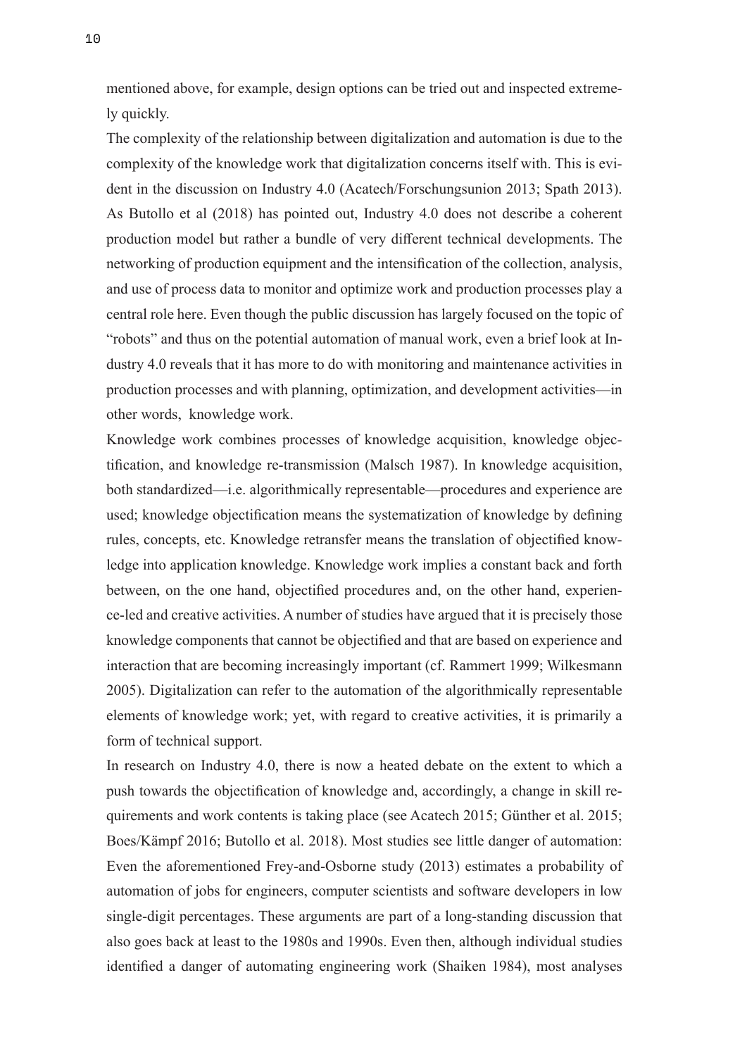mentioned above, for example, design options can be tried out and inspected extremely quickly.

The complexity of the relationship between digitalization and automation is due to the complexity of the knowledge work that digitalization concerns itself with. This is evident in the discussion on Industry 4.0 (Acatech/Forschungsunion 2013; Spath 2013). As Butollo et al (2018) has pointed out, Industry 4.0 does not describe a coherent production model but rather a bundle of very different technical developments. The networking of production equipment and the intensification of the collection, analysis, and use of process data to monitor and optimize work and production processes play a central role here. Even though the public discussion has largely focused on the topic of "robots" and thus on the potential automation of manual work, even a brief look at Industry 4.0 reveals that it has more to do with monitoring and maintenance activities in production processes and with planning, optimization, and development activities—in other words, knowledge work.

Knowledge work combines processes of knowledge acquisition, knowledge objectification, and knowledge re-transmission (Malsch 1987). In knowledge acquisition, both standardized—i.e. algorithmically representable—procedures and experience are used; knowledge objectification means the systematization of knowledge by defining rules, concepts, etc. Knowledge retransfer means the translation of objectified knowledge into application knowledge. Knowledge work implies a constant back and forth between, on the one hand, objectified procedures and, on the other hand, experience-led and creative activities. A number of studies have argued that it is precisely those knowledge components that cannot be objectified and that are based on experience and interaction that are becoming increasingly important (cf. Rammert 1999; Wilkesmann 2005). Digitalization can refer to the automation of the algorithmically representable elements of knowledge work; yet, with regard to creative activities, it is primarily a form of technical support.

In research on Industry 4.0, there is now a heated debate on the extent to which a push towards the objectification of knowledge and, accordingly, a change in skill requirements and work contents is taking place (see Acatech 2015; Günther et al. 2015; Boes/Kämpf 2016; Butollo et al. 2018). Most studies see little danger of automation: Even the aforementioned Frey-and-Osborne study (2013) estimates a probability of automation of jobs for engineers, computer scientists and software developers in low single-digit percentages. These arguments are part of a long-standing discussion that also goes back at least to the 1980s and 1990s. Even then, although individual studies identified a danger of automating engineering work (Shaiken 1984), most analyses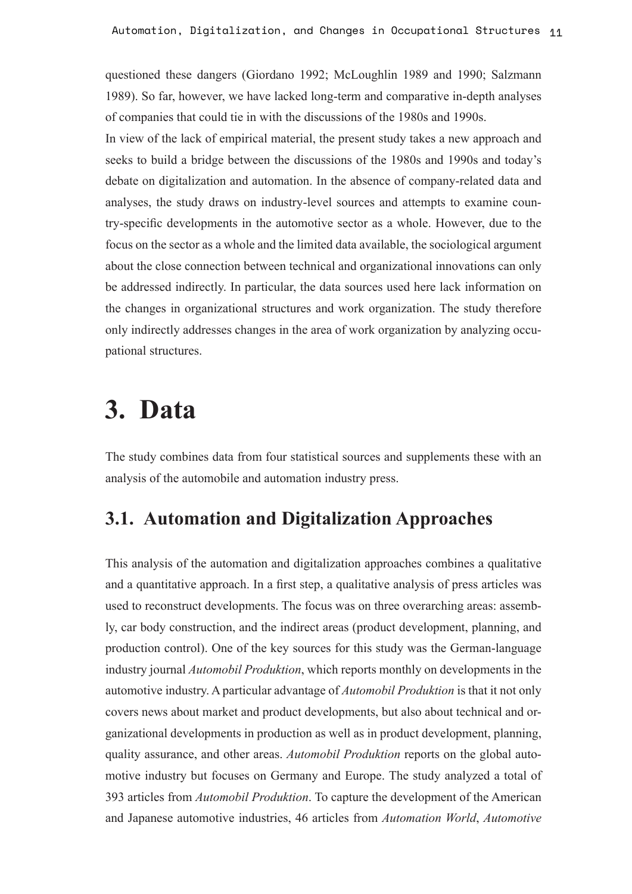questioned these dangers (Giordano 1992; McLoughlin 1989 and 1990; Salzmann 1989). So far, however, we have lacked long-term and comparative in-depth analyses of companies that could tie in with the discussions of the 1980s and 1990s.

In view of the lack of empirical material, the present study takes a new approach and seeks to build a bridge between the discussions of the 1980s and 1990s and today's debate on digitalization and automation. In the absence of company-related data and analyses, the study draws on industry-level sources and attempts to examine country-specific developments in the automotive sector as a whole. However, due to the focus on the sector as a whole and the limited data available, the sociological argument about the close connection between technical and organizational innovations can only be addressed indirectly. In particular, the data sources used here lack information on the changes in organizational structures and work organization. The study therefore only indirectly addresses changes in the area of work organization by analyzing occupational structures.

# 3. Data

The study combines data from four statistical sources and supplements these with an analysis of the automobile and automation industry press.

## 3.1. Automation and Digitalization Approaches

This analysis of the automation and digitalization approaches combines a qualitative and a quantitative approach. In a first step, a qualitative analysis of press articles was used to reconstruct developments. The focus was on three overarching areas: assembly, car body construction, and the indirect areas (product development, planning, and production control). One of the key sources for this study was the German-language industry journal *Automobil Produktion*, which reports monthly on developments in the automotive industry. A particular advantage of *Automobil Produktion* is that it not only covers news about market and product developments, but also about technical and organizational developments in production as well as in product development, planning, quality assurance, and other areas. *Automobil Produktion* reports on the global automotive industry but focuses on Germany and Europe. The study analyzed a total of 393 articles from *Automobil Produktion*. To capture the development of the American and Japanese automotive industries, 46 articles from *Automation World*, *Automotive*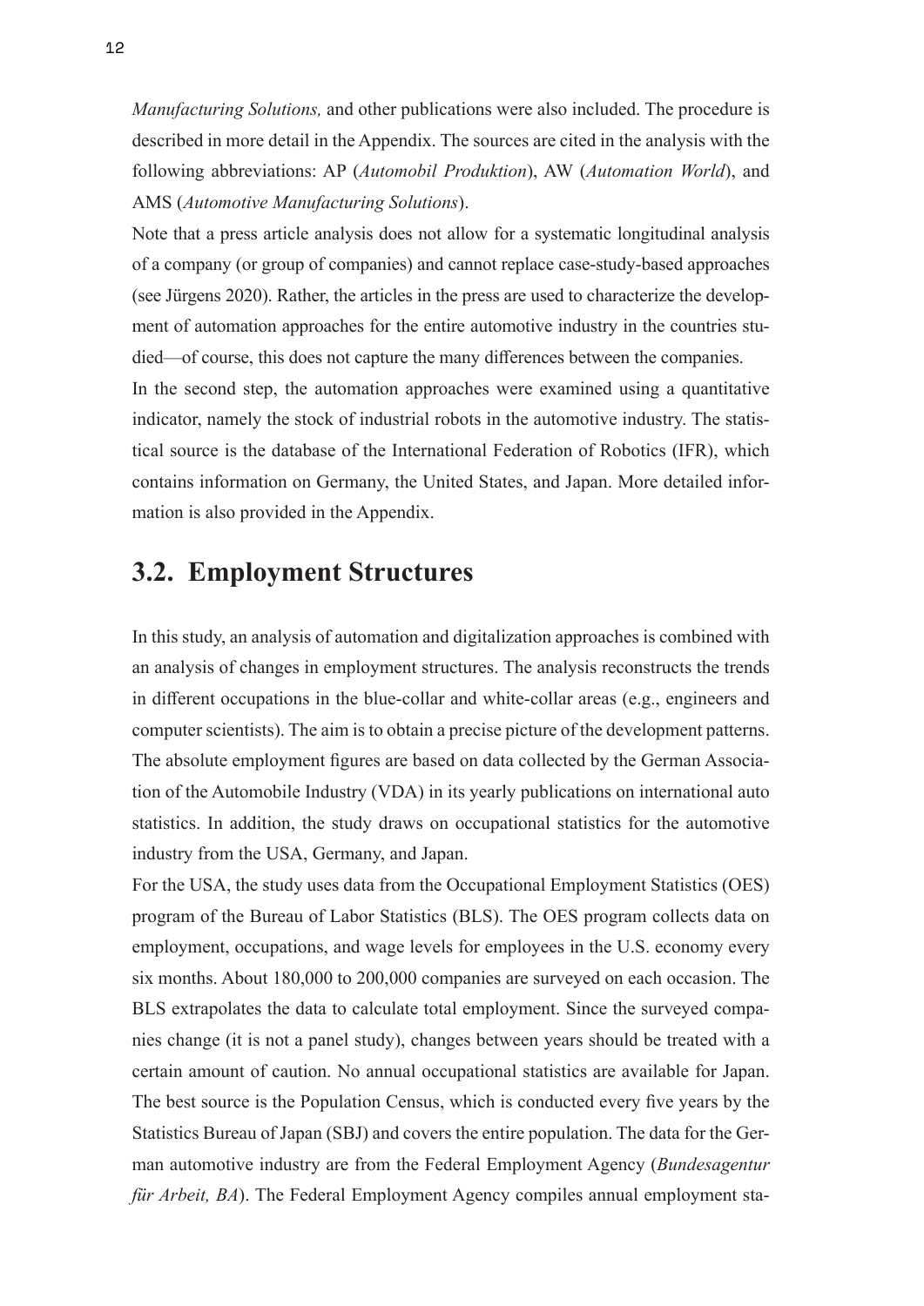*Manufacturing Solutions,* and other publications were also included. The procedure is described in more detail in the Appendix. The sources are cited in the analysis with the following abbreviations: AP (*Automobil Produktion*), AW (*Automation World*), and AMS (*Automotive Manufacturing Solutions*).

Note that a press article analysis does not allow for a systematic longitudinal analysis of a company (or group of companies) and cannot replace case-study-based approaches (see Jürgens 2020). Rather, the articles in the press are used to characterize the development of automation approaches for the entire automotive industry in the countries studied—of course, this does not capture the many differences between the companies.

In the second step, the automation approaches were examined using a quantitative indicator, namely the stock of industrial robots in the automotive industry. The statistical source is the database of the International Federation of Robotics (IFR), which contains information on Germany, the United States, and Japan. More detailed information is also provided in the Appendix.

## 3.2. Employment Structures

In this study, an analysis of automation and digitalization approaches is combined with an analysis of changes in employment structures. The analysis reconstructs the trends in different occupations in the blue-collar and white-collar areas (e.g., engineers and computer scientists). The aim is to obtain a precise picture of the development patterns. The absolute employment figures are based on data collected by the German Association of the Automobile Industry (VDA) in its yearly publications on international auto statistics. In addition, the study draws on occupational statistics for the automotive industry from the USA, Germany, and Japan.

For the USA, the study uses data from the Occupational Employment Statistics (OES) program of the Bureau of Labor Statistics (BLS). The OES program collects data on employment, occupations, and wage levels for employees in the U.S. economy every six months. About 180,000 to 200,000 companies are surveyed on each occasion. The BLS extrapolates the data to calculate total employment. Since the surveyed companies change (it is not a panel study), changes between years should be treated with a certain amount of caution. No annual occupational statistics are available for Japan. The best source is the Population Census, which is conducted every five years by the Statistics Bureau of Japan (SBJ) and covers the entire population. The data for the German automotive industry are from the Federal Employment Agency (*Bundesagentur für Arbeit, BA*). The Federal Employment Agency compiles annual employment sta-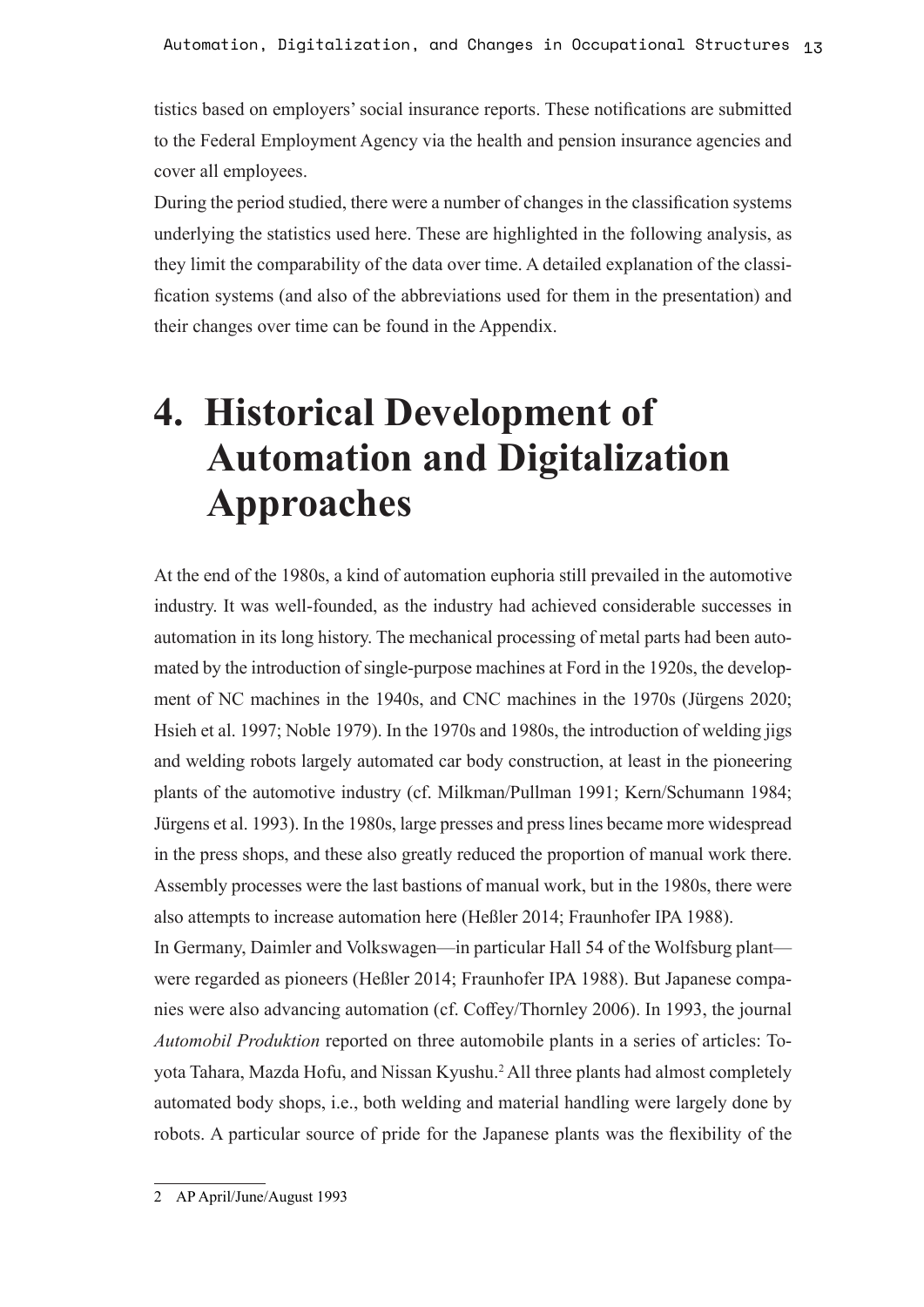tistics based on employers' social insurance reports. These notifications are submitted to the Federal Employment Agency via the health and pension insurance agencies and cover all employees.

During the period studied, there were a number of changes in the classification systems underlying the statistics used here. These are highlighted in the following analysis, as they limit the comparability of the data over time. A detailed explanation of the classification systems (and also of the abbreviations used for them in the presentation) and their changes over time can be found in the Appendix.

# 4. Historical Development of Automation and Digitalization Approaches

At the end of the 1980s, a kind of automation euphoria still prevailed in the automotive industry. It was well-founded, as the industry had achieved considerable successes in automation in its long history. The mechanical processing of metal parts had been automated by the introduction of single-purpose machines at Ford in the 1920s, the development of NC machines in the 1940s, and CNC machines in the 1970s (Jürgens 2020; Hsieh et al. 1997; Noble 1979). In the 1970s and 1980s, the introduction of welding jigs and welding robots largely automated car body construction, at least in the pioneering plants of the automotive industry (cf. Milkman/Pullman 1991; Kern/Schumann 1984; Jürgens et al. 1993). In the 1980s, large presses and press lines became more widespread in the press shops, and these also greatly reduced the proportion of manual work there. Assembly processes were the last bastions of manual work, but in the 1980s, there were also attempts to increase automation here (Heßler 2014; Fraunhofer IPA 1988).

In Germany, Daimler and Volkswagen—in particular Hall 54 of the Wolfsburg plant—were regarded as pioneers (Heßler 2014; Fraunhofer IPA 1988). But Japanese companies were also advancing automation (cf. Coffey/Thornley 2006). In 1993, the journal *Automobil Produktion* reported on three automobile plants in a series of articles: Toyota Tahara, Mazda Hofu, and Nissan Kyushu.[2] All three plants had almost completely automated body shops, i.e., both welding and material handling were largely done by robots. A particular source of pride for the Japanese plants was the flexibility of the

2 AP April/June/August 1993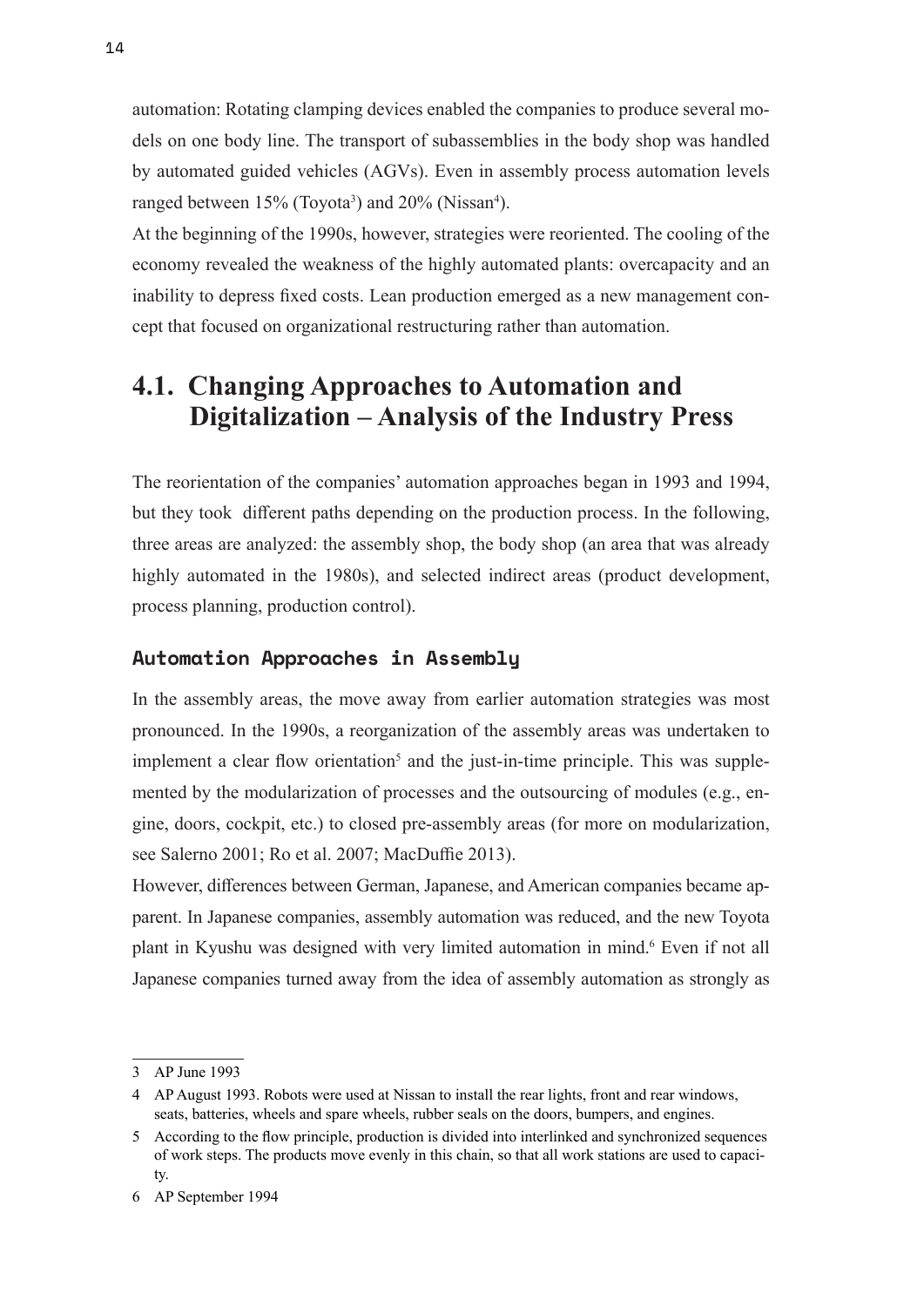automation: Rotating clamping devices enabled the companies to produce several models on one body line. The transport of subassemblies in the body shop was handled by automated guided vehicles (AGVs). Even in assembly process automation levels ranged between 15% (Toyota[3]) and 20% (Nissan[4]).

At the beginning of the 1990s, however, strategies were reoriented. The cooling of the economy revealed the weakness of the highly automated plants: overcapacity and an inability to depress fixed costs. Lean production emerged as a new management concept that focused on organizational restructuring rather than automation.

## 4.1. Changing Approaches to Automation and Digitalization – Analysis of the Industry Press

The reorientation of the companies' automation approaches began in 1993 and 1994, but they took different paths depending on the production process. In the following, three areas are analyzed: the assembly shop, the body shop (an area that was already highly automated in the 1980s), and selected indirect areas (product development, process planning, production control).

### Automation Approaches in Assembly

In the assembly areas, the move away from earlier automation strategies was most pronounced. In the 1990s, a reorganization of the assembly areas was undertaken to implement a clear flow orientation[5] and the just-in-time principle. This was supplemented by the modularization of processes and the outsourcing of modules (e.g., engine, doors, cockpit, etc.) to closed pre-assembly areas (for more on modularization, see Salerno 2001; Ro et al. 2007; MacDuffie 2013).

However, differences between German, Japanese, and American companies became apparent. In Japanese companies, assembly automation was reduced, and the new Toyota plant in Kyushu was designed with very limited automation in mind.[6] Even if not all Japanese companies turned away from the idea of assembly automation as strongly as

---

3 AP June 1993

4 AP August 1993. Robots were used at Nissan to install the rear lights, front and rear windows, seats, batteries, wheels and spare wheels, rubber seals on the doors, bumpers, and engines.

5 According to the flow principle, production is divided into interlinked and synchronized sequences of work steps. The products move evenly in this chain, so that all work stations are used to capacity.

6 AP September 1994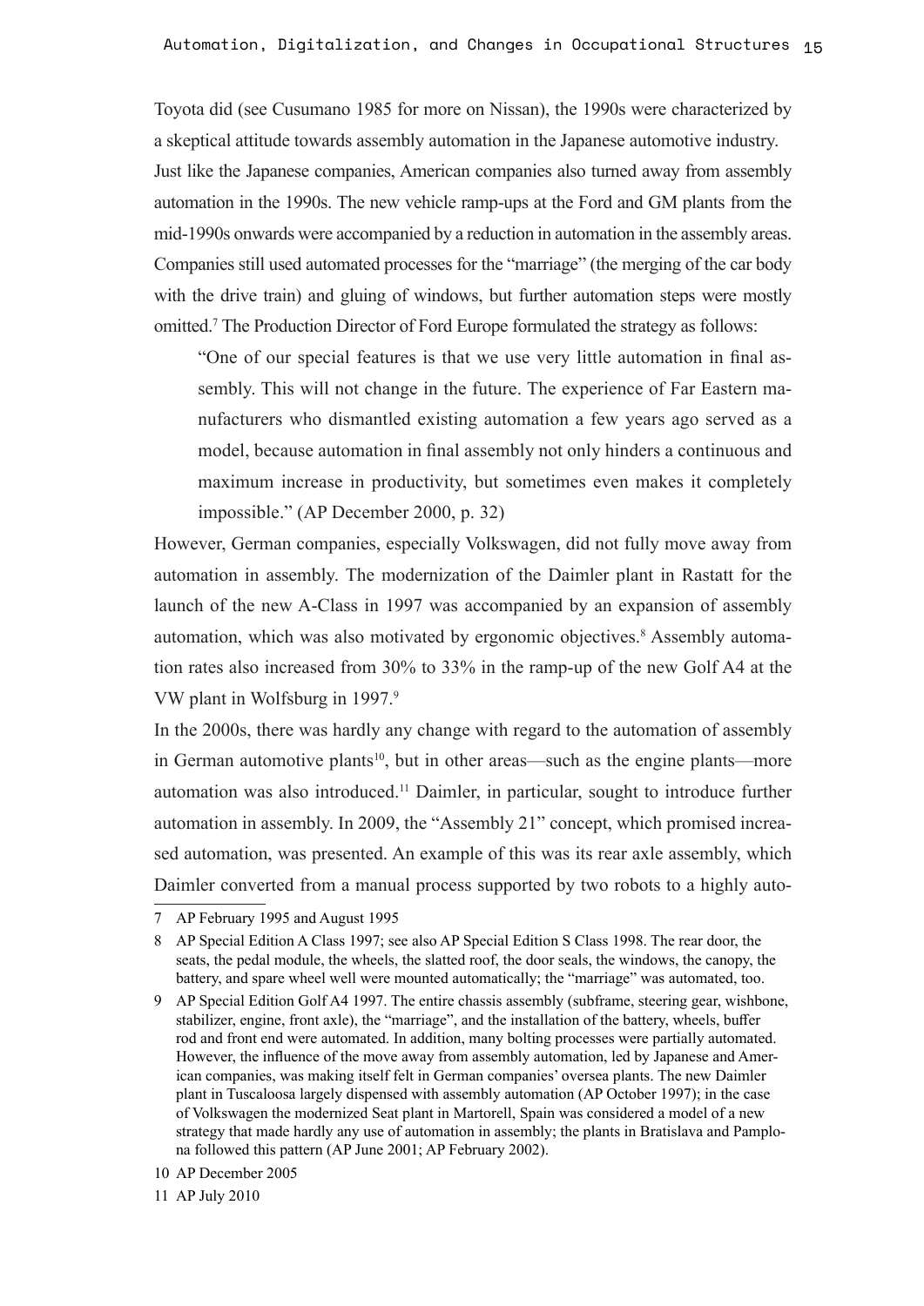Toyota did (see Cusumano 1985 for more on Nissan), the 1990s were characterized by a skeptical attitude towards assembly automation in the Japanese automotive industry. Just like the Japanese companies, American companies also turned away from assembly automation in the 1990s. The new vehicle ramp-ups at the Ford and GM plants from the mid-1990s onwards were accompanied by a reduction in automation in the assembly areas. Companies still used automated processes for the "marriage" (the merging of the car body with the drive train) and gluing of windows, but further automation steps were mostly omitted.[7] The Production Director of Ford Europe formulated the strategy as follows:

> "One of our special features is that we use very little automation in final assembly. This will not change in the future. The experience of Far Eastern manufacturers who dismantled existing automation a few years ago served as a model, because automation in final assembly not only hinders a continuous and maximum increase in productivity, but sometimes even makes it completely impossible." (AP December 2000, p. 32)

However, German companies, especially Volkswagen, did not fully move away from automation in assembly. The modernization of the Daimler plant in Rastatt for the launch of the new A-Class in 1997 was accompanied by an expansion of assembly automation, which was also motivated by ergonomic objectives.[8] Assembly automation rates also increased from 30% to 33% in the ramp-up of the new Golf A4 at the VW plant in Wolfsburg in 1997.[9]

In the 2000s, there was hardly any change with regard to the automation of assembly in German automotive plants[10], but in other areas—such as the engine plants—more automation was also introduced.[11] Daimler, in particular, sought to introduce further automation in assembly. In 2009, the "Assembly 21" concept, which promised increased automation, was presented. An example of this was its rear axle assembly, which Daimler converted from a manual process supported by two robots to a highly auto-

---

7 AP February 1995 and August 1995

8 AP Special Edition A Class 1997; see also AP Special Edition S Class 1998. The rear door, the seats, the pedal module, the wheels, the slatted roof, the door seals, the windows, the canopy, the battery, and spare wheel well were mounted automatically; the "marriage" was automated, too.

9 AP Special Edition Golf A4 1997. The entire chassis assembly (subframe, steering gear, wishbone, stabilizer, engine, front axle), the "marriage", and the installation of the battery, wheels, buffer rod and front end were automated. In addition, many bolting processes were partially automated. However, the influence of the move away from assembly automation, led by Japanese and American companies, was making itself felt in German companies' oversea plants. The new Daimler plant in Tuscaloosa largely dispensed with assembly automation (AP October 1997); in the case of Volkswagen the modernized Seat plant in Martorell, Spain was considered a model of a new strategy that made hardly any use of automation in assembly; the plants in Bratislava and Pamplona followed this pattern (AP June 2001; AP February 2002).

10 AP December 2005

11 AP July 2010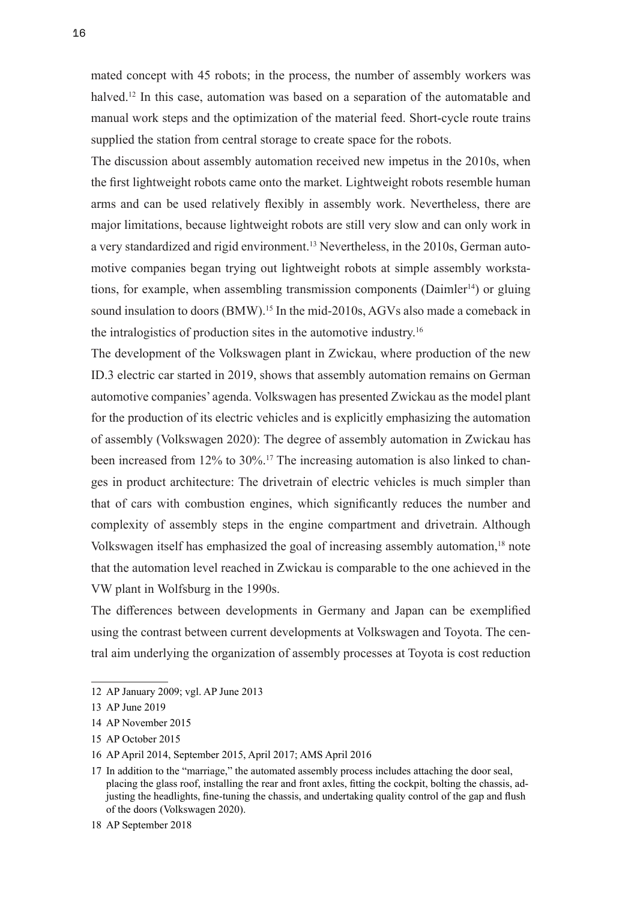mated concept with 45 robots; in the process, the number of assembly workers was halved.[12] In this case, automation was based on a separation of the automatable and manual work steps and the optimization of the material feed. Short-cycle route trains supplied the station from central storage to create space for the robots.

The discussion about assembly automation received new impetus in the 2010s, when the first lightweight robots came onto the market. Lightweight robots resemble human arms and can be used relatively flexibly in assembly work. Nevertheless, there are major limitations, because lightweight robots are still very slow and can only work in a very standardized and rigid environment.[13] Nevertheless, in the 2010s, German automotive companies began trying out lightweight robots at simple assembly workstations, for example, when assembling transmission components (Daimler[14]) or gluing sound insulation to doors (BMW).[15] In the mid-2010s, AGVs also made a comeback in the intralogistics of production sites in the automotive industry.[16]

The development of the Volkswagen plant in Zwickau, where production of the new ID.3 electric car started in 2019, shows that assembly automation remains on German automotive companies' agenda. Volkswagen has presented Zwickau as the model plant for the production of its electric vehicles and is explicitly emphasizing the automation of assembly (Volkswagen 2020): The degree of assembly automation in Zwickau has been increased from 12% to 30%.[17] The increasing automation is also linked to changes in product architecture: The drivetrain of electric vehicles is much simpler than that of cars with combustion engines, which significantly reduces the number and complexity of assembly steps in the engine compartment and drivetrain. Although Volkswagen itself has emphasized the goal of increasing assembly automation,[18] note that the automation level reached in Zwickau is comparable to the one achieved in the VW plant in Wolfsburg in the 1990s.

The differences between developments in Germany and Japan can be exemplified using the contrast between current developments at Volkswagen and Toyota. The central aim underlying the organization of assembly processes at Toyota is cost reduction

---

12 AP January 2009; vgl. AP June 2013

13 AP June 2019

14 AP November 2015

15 AP October 2015

16 AP April 2014, September 2015, April 2017; AMS April 2016

17 In addition to the "marriage," the automated assembly process includes attaching the door seal, placing the glass roof, installing the rear and front axles, fitting the cockpit, bolting the chassis, adjusting the headlights, fine-tuning the chassis, and undertaking quality control of the gap and flush of the doors (Volkswagen 2020).

18 AP September 2018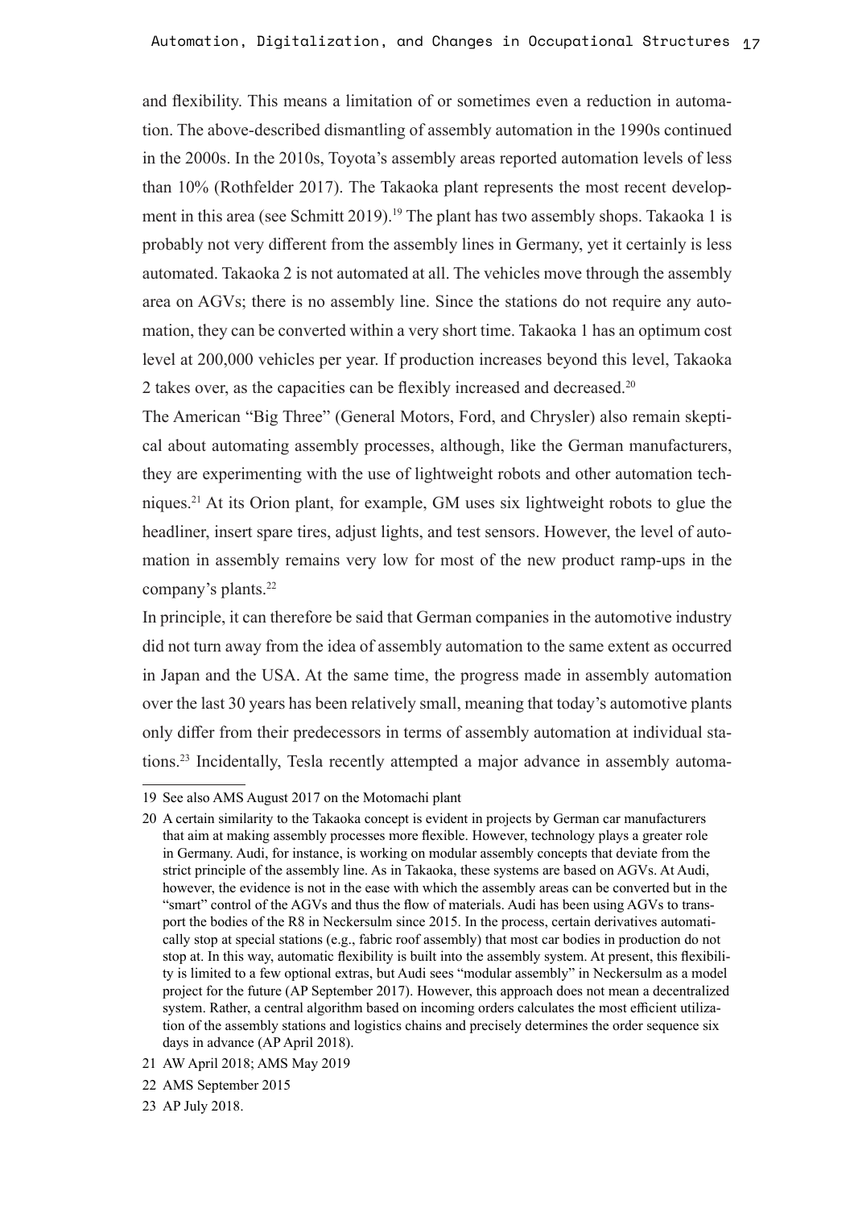and flexibility. This means a limitation of or sometimes even a reduction in automation. The above-described dismantling of assembly automation in the 1990s continued in the 2000s. In the 2010s, Toyota's assembly areas reported automation levels of less than 10% (Rothfelder 2017). The Takaoka plant represents the most recent development in this area (see Schmitt 2019).[19] The plant has two assembly shops. Takaoka 1 is probably not very different from the assembly lines in Germany, yet it certainly is less automated. Takaoka 2 is not automated at all. The vehicles move through the assembly area on AGVs; there is no assembly line. Since the stations do not require any automation, they can be converted within a very short time. Takaoka 1 has an optimum cost level at 200,000 vehicles per year. If production increases beyond this level, Takaoka 2 takes over, as the capacities can be flexibly increased and decreased.[20]

The American "Big Three" (General Motors, Ford, and Chrysler) also remain skeptical about automating assembly processes, although, like the German manufacturers, they are experimenting with the use of lightweight robots and other automation techniques.[21] At its Orion plant, for example, GM uses six lightweight robots to glue the headliner, insert spare tires, adjust lights, and test sensors. However, the level of automation in assembly remains very low for most of the new product ramp-ups in the company's plants.[22]

In principle, it can therefore be said that German companies in the automotive industry did not turn away from the idea of assembly automation to the same extent as occurred in Japan and the USA. At the same time, the progress made in assembly automation over the last 30 years has been relatively small, meaning that today's automotive plants only differ from their predecessors in terms of assembly automation at individual stations.[23] Incidentally, Tesla recently attempted a major advance in assembly automa-

---

19 See also AMS August 2017 on the Motomachi plant

20 A certain similarity to the Takaoka concept is evident in projects by German car manufacturers that aim at making assembly processes more flexible. However, technology plays a greater role in Germany. Audi, for instance, is working on modular assembly concepts that deviate from the strict principle of the assembly line. As in Takaoka, these systems are based on AGVs. At Audi, however, the evidence is not in the ease with which the assembly areas can be converted but in the "smart" control of the AGVs and thus the flow of materials. Audi has been using AGVs to transport the bodies of the R8 in Neckersulm since 2015. In the process, certain derivatives automatically stop at special stations (e.g., fabric roof assembly) that most car bodies in production do not stop at. In this way, automatic flexibility is built into the assembly system. At present, this flexibility is limited to a few optional extras, but Audi sees "modular assembly" in Neckersulm as a model project for the future (AP September 2017). However, this approach does not mean a decentralized system. Rather, a central algorithm based on incoming orders calculates the most efficient utilization of the assembly stations and logistics chains and precisely determines the order sequence six days in advance (AP April 2018).

21 AW April 2018; AMS May 2019

22 AMS September 2015

23 AP July 2018.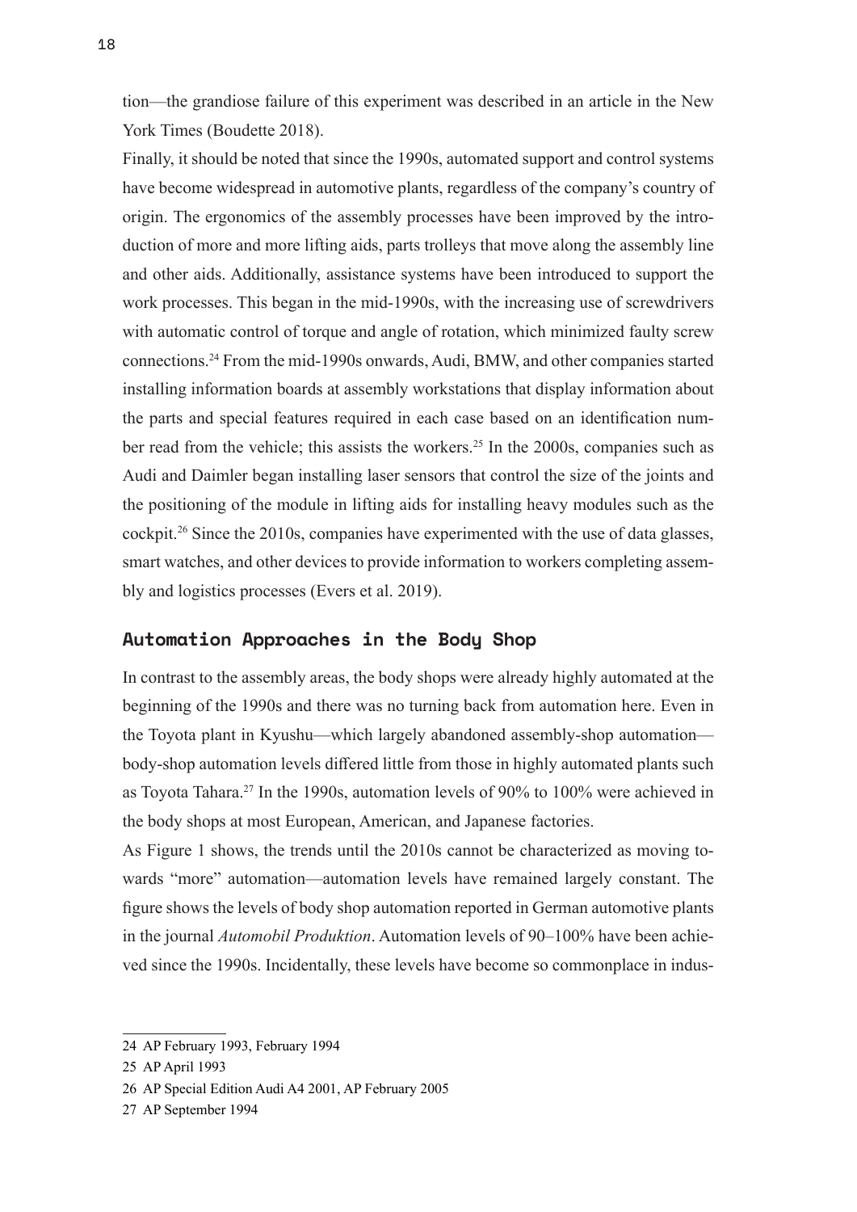tion—the grandiose failure of this experiment was described in an article in the New York Times (Boudette 2018).

Finally, it should be noted that since the 1990s, automated support and control systems have become widespread in automotive plants, regardless of the company's country of origin. The ergonomics of the assembly processes have been improved by the introduction of more and more lifting aids, parts trolleys that move along the assembly line and other aids. Additionally, assistance systems have been introduced to support the work processes. This began in the mid-1990s, with the increasing use of screwdrivers with automatic control of torque and angle of rotation, which minimized faulty screw connections.[24] From the mid-1990s onwards, Audi, BMW, and other companies started installing information boards at assembly workstations that display information about the parts and special features required in each case based on an identification number read from the vehicle; this assists the workers.[25] In the 2000s, companies such as Audi and Daimler began installing laser sensors that control the size of the joints and the positioning of the module in lifting aids for installing heavy modules such as the cockpit.[26] Since the 2010s, companies have experimented with the use of data glasses, smart watches, and other devices to provide information to workers completing assembly and logistics processes (Evers et al. 2019).

## Automation Approaches in the Body Shop

In contrast to the assembly areas, the body shops were already highly automated at the beginning of the 1990s and there was no turning back from automation here. Even in the Toyota plant in Kyushu—which largely abandoned assembly-shop automation—body-shop automation levels differed little from those in highly automated plants such as Toyota Tahara.[27] In the 1990s, automation levels of 90% to 100% were achieved in the body shops at most European, American, and Japanese factories.

As Figure 1 shows, the trends until the 2010s cannot be characterized as moving towards "more" automation—automation levels have remained largely constant. The figure shows the levels of body shop automation reported in German automotive plants in the journal *Automobil Produktion*. Automation levels of 90–100% have been achieved since the 1990s. Incidentally, these levels have become so commonplace in indus-

---

24 AP February 1993, February 1994

25 AP April 1993

26 AP Special Edition Audi A4 2001, AP February 2005

27 AP September 1994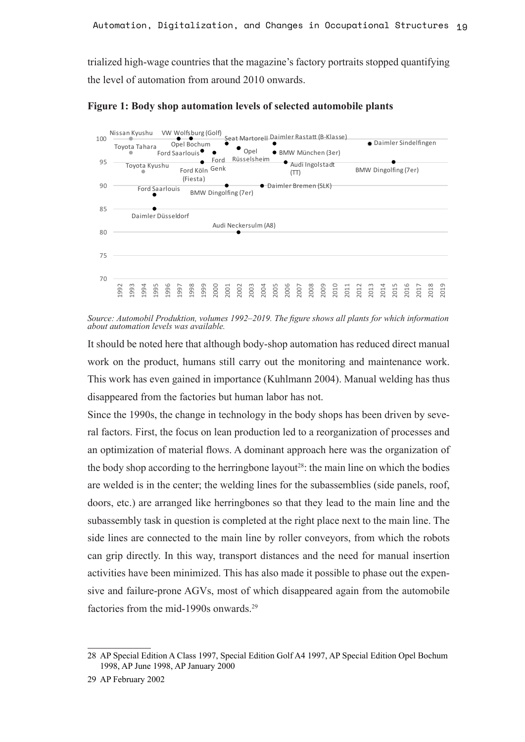trialized high-wage countries that the magazine's factory portraits stopped quantifying the level of automation from around 2010 onwards.

**Figure 1: Body shop automation levels of selected automobile plants**

*Source: Automobil Produktion, volumes 1992–2019. The figure shows all plants for which information about automation levels was available.*

It should be noted here that although body-shop automation has reduced direct manual work on the product, humans still carry out the monitoring and maintenance work. This work has even gained in importance (Kuhlmann 2004). Manual welding has thus disappeared from the factories but human labor has not.

Since the 1990s, the change in technology in the body shops has been driven by several factors. First, the focus on lean production led to a reorganization of processes and an optimization of material flows. A dominant approach here was the organization of the body shop according to the herringbone layout[28]: the main line on which the bodies are welded is in the center; the welding lines for the subassemblies (side panels, roof, doors, etc.) are arranged like herringbones so that they lead to the main line and the subassembly task in question is completed at the right place next to the main line. The side lines are connected to the main line by roller conveyors, from which the robots can grip directly. In this way, transport distances and the need for manual insertion activities have been minimized. This has also made it possible to phase out the expensive and failure-prone AGVs, most of which disappeared again from the automobile factories from the mid-1990s onwards.[29]

---

28 AP Special Edition A Class 1997, Special Edition Golf A4 1997, AP Special Edition Opel Bochum 1998, AP June 1998, AP January 2000

29 AP February 2002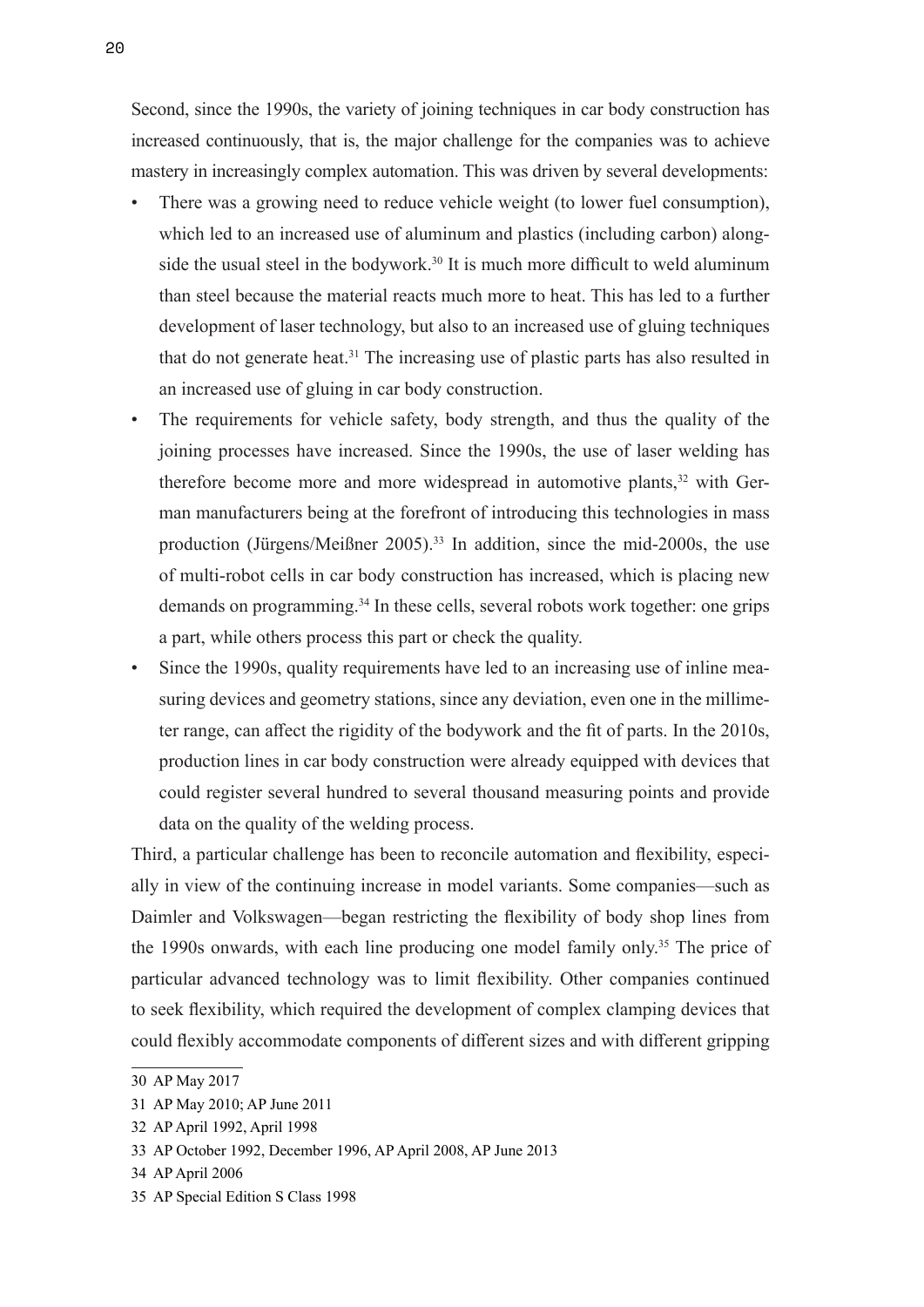Second, since the 1990s, the variety of joining techniques in car body construction has increased continuously, that is, the major challenge for the companies was to achieve mastery in increasingly complex automation. This was driven by several developments:

- There was a growing need to reduce vehicle weight (to lower fuel consumption), which led to an increased use of aluminum and plastics (including carbon) alongside the usual steel in the bodywork.[30] It is much more difficult to weld aluminum than steel because the material reacts much more to heat. This has led to a further development of laser technology, but also to an increased use of gluing techniques that do not generate heat.[31] The increasing use of plastic parts has also resulted in an increased use of gluing in car body construction.
- The requirements for vehicle safety, body strength, and thus the quality of the joining processes have increased. Since the 1990s, the use of laser welding has therefore become more and more widespread in automotive plants,[32] with German manufacturers being at the forefront of introducing this technologies in mass production (Jürgens/Meißner 2005).[33] In addition, since the mid-2000s, the use of multi-robot cells in car body construction has increased, which is placing new demands on programming.[34] In these cells, several robots work together: one grips a part, while others process this part or check the quality.
- Since the 1990s, quality requirements have led to an increasing use of inline measuring devices and geometry stations, since any deviation, even one in the millimeter range, can affect the rigidity of the bodywork and the fit of parts. In the 2010s, production lines in car body construction were already equipped with devices that could register several hundred to several thousand measuring points and provide data on the quality of the welding process.

Third, a particular challenge has been to reconcile automation and flexibility, especially in view of the continuing increase in model variants. Some companies—such as Daimler and Volkswagen—began restricting the flexibility of body shop lines from the 1990s onwards, with each line producing one model family only.[35] The price of particular advanced technology was to limit flexibility. Other companies continued to seek flexibility, which required the development of complex clamping devices that could flexibly accommodate components of different sizes and with different gripping

30 AP May 2017

31 AP May 2010; AP June 2011

32 AP April 1992, April 1998

33 AP October 1992, December 1996, AP April 2008, AP June 2013

34 AP April 2006

35 AP Special Edition S Class 1998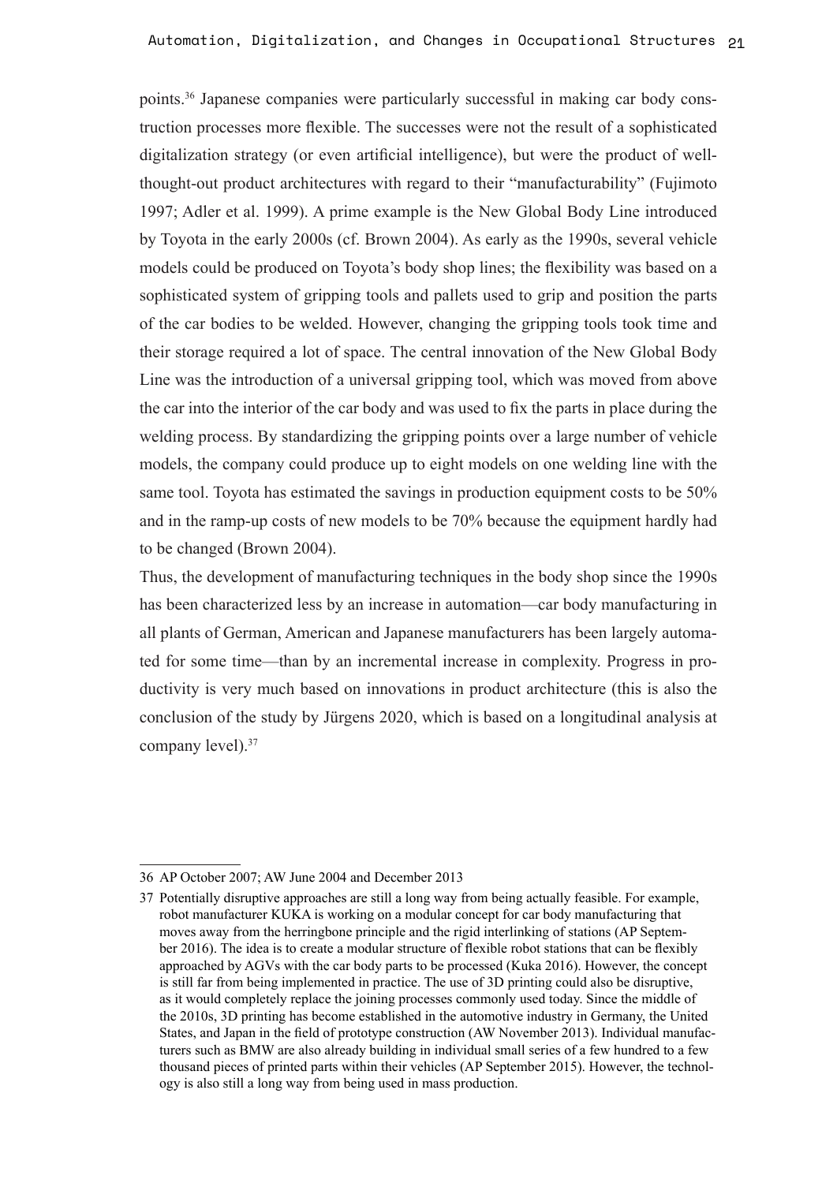points.[36] Japanese companies were particularly successful in making car body construction processes more flexible. The successes were not the result of a sophisticated digitalization strategy (or even artificial intelligence), but were the product of well-thought-out product architectures with regard to their "manufacturability" (Fujimoto 1997; Adler et al. 1999). A prime example is the New Global Body Line introduced by Toyota in the early 2000s (cf. Brown 2004). As early as the 1990s, several vehicle models could be produced on Toyota's body shop lines; the flexibility was based on a sophisticated system of gripping tools and pallets used to grip and position the parts of the car bodies to be welded. However, changing the gripping tools took time and their storage required a lot of space. The central innovation of the New Global Body Line was the introduction of a universal gripping tool, which was moved from above the car into the interior of the car body and was used to fix the parts in place during the welding process. By standardizing the gripping points over a large number of vehicle models, the company could produce up to eight models on one welding line with the same tool. Toyota has estimated the savings in production equipment costs to be 50% and in the ramp-up costs of new models to be 70% because the equipment hardly had to be changed (Brown 2004).

Thus, the development of manufacturing techniques in the body shop since the 1990s has been characterized less by an increase in automation—car body manufacturing in all plants of German, American and Japanese manufacturers has been largely automated for some time—than by an incremental increase in complexity. Progress in productivity is very much based on innovations in product architecture (this is also the conclusion of the study by Jürgens 2020, which is based on a longitudinal analysis at company level).[37]

---

36 AP October 2007; AW June 2004 and December 2013

37 Potentially disruptive approaches are still a long way from being actually feasible. For example, robot manufacturer KUKA is working on a modular concept for car body manufacturing that moves away from the herringbone principle and the rigid interlinking of stations (AP September 2016). The idea is to create a modular structure of flexible robot stations that can be flexibly approached by AGVs with the car body parts to be processed (Kuka 2016). However, the concept is still far from being implemented in practice. The use of 3D printing could also be disruptive, as it would completely replace the joining processes commonly used today. Since the middle of the 2010s, 3D printing has become established in the automotive industry in Germany, the United States, and Japan in the field of prototype construction (AW November 2013). Individual manufacturers such as BMW are also already building in individual small series of a few hundred to a few thousand pieces of printed parts within their vehicles (AP September 2015). However, the technology is also still a long way from being used in mass production.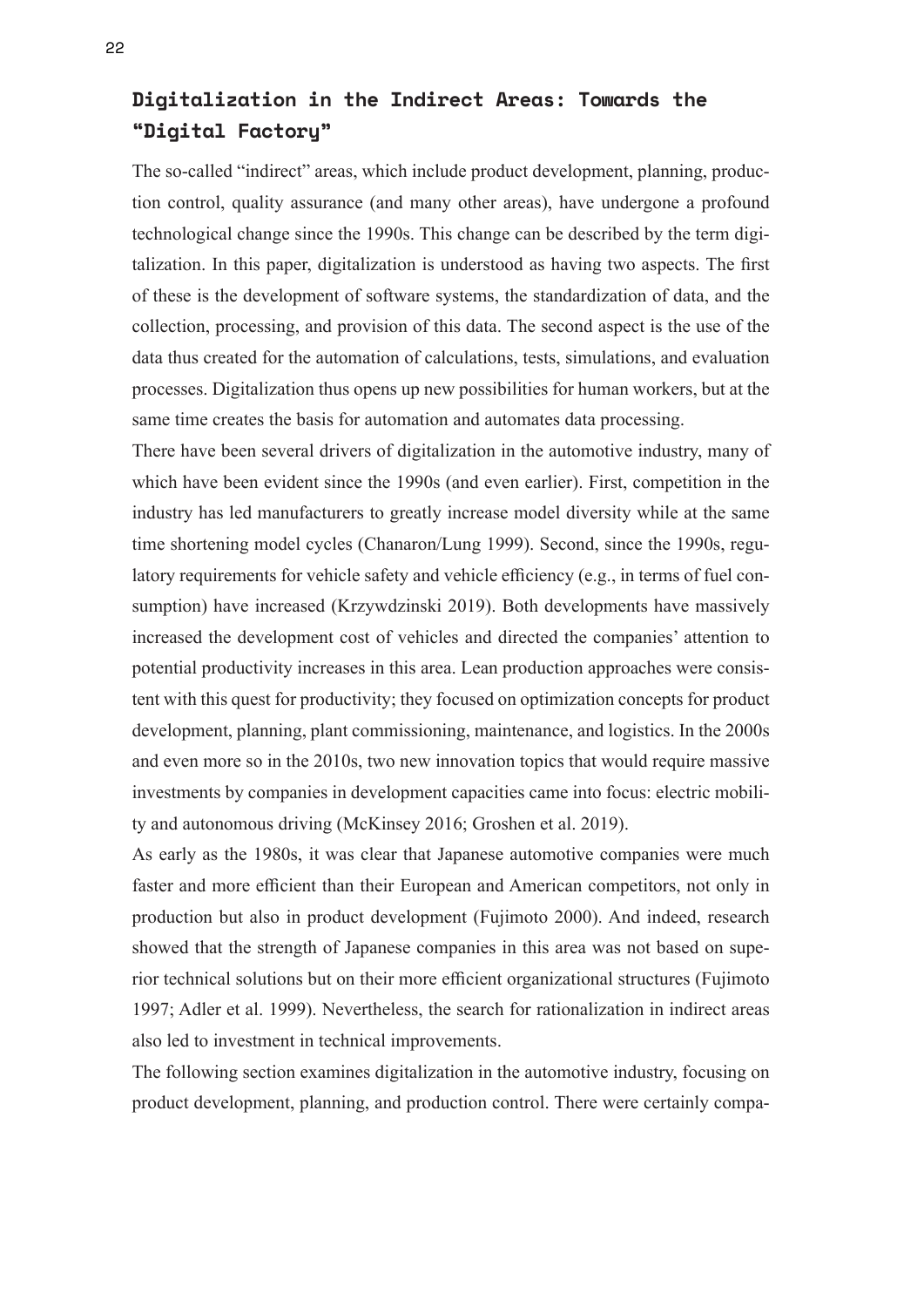## Digitalization in the Indirect Areas: Towards the "Digital Factory"

The so-called "indirect" areas, which include product development, planning, production control, quality assurance (and many other areas), have undergone a profound technological change since the 1990s. This change can be described by the term digitalization. In this paper, digitalization is understood as having two aspects. The first of these is the development of software systems, the standardization of data, and the collection, processing, and provision of this data. The second aspect is the use of the data thus created for the automation of calculations, tests, simulations, and evaluation processes. Digitalization thus opens up new possibilities for human workers, but at the same time creates the basis for automation and automates data processing.

There have been several drivers of digitalization in the automotive industry, many of which have been evident since the 1990s (and even earlier). First, competition in the industry has led manufacturers to greatly increase model diversity while at the same time shortening model cycles (Chanaron/Lung 1999). Second, since the 1990s, regulatory requirements for vehicle safety and vehicle efficiency (e.g., in terms of fuel consumption) have increased (Krzywdzinski 2019). Both developments have massively increased the development cost of vehicles and directed the companies' attention to potential productivity increases in this area. Lean production approaches were consistent with this quest for productivity; they focused on optimization concepts for product development, planning, plant commissioning, maintenance, and logistics. In the 2000s and even more so in the 2010s, two new innovation topics that would require massive investments by companies in development capacities came into focus: electric mobility and autonomous driving (McKinsey 2016; Groshen et al. 2019).

As early as the 1980s, it was clear that Japanese automotive companies were much faster and more efficient than their European and American competitors, not only in production but also in product development (Fujimoto 2000). And indeed, research showed that the strength of Japanese companies in this area was not based on superior technical solutions but on their more efficient organizational structures (Fujimoto 1997; Adler et al. 1999). Nevertheless, the search for rationalization in indirect areas also led to investment in technical improvements.

The following section examines digitalization in the automotive industry, focusing on product development, planning, and production control. There were certainly compa-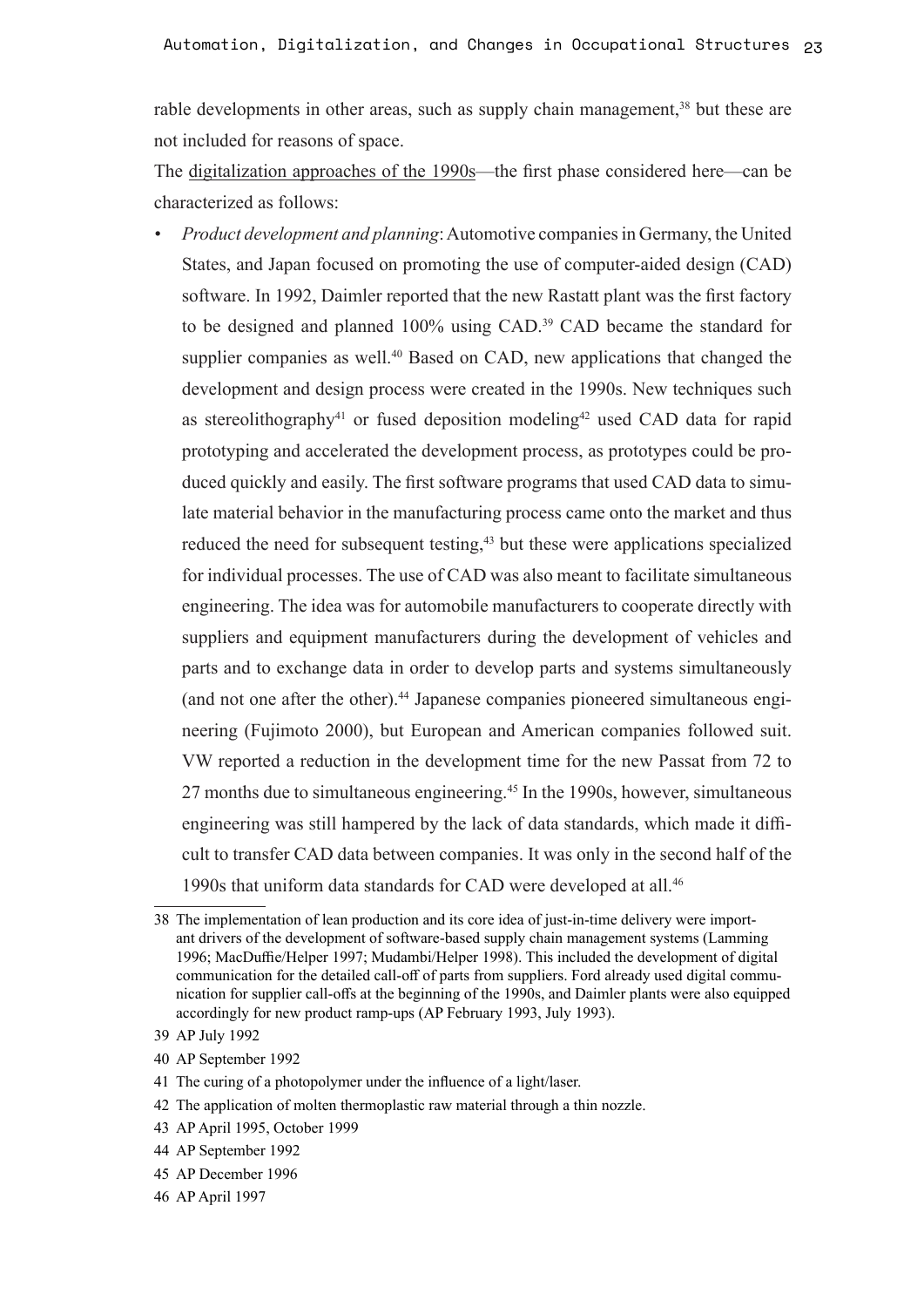rable developments in other areas, such as supply chain management,[38] but these are not included for reasons of space.

The digitalization approaches of the 1990s—the first phase considered here—can be characterized as follows:

- *Product development and planning*: Automotive companies in Germany, the United States, and Japan focused on promoting the use of computer-aided design (CAD) software. In 1992, Daimler reported that the new Rastatt plant was the first factory to be designed and planned 100% using CAD.[39] CAD became the standard for supplier companies as well.[40] Based on CAD, new applications that changed the development and design process were created in the 1990s. New techniques such as stereolithography[41] or fused deposition modeling[42] used CAD data for rapid prototyping and accelerated the development process, as prototypes could be produced quickly and easily. The first software programs that used CAD data to simulate material behavior in the manufacturing process came onto the market and thus reduced the need for subsequent testing,[43] but these were applications specialized for individual processes. The use of CAD was also meant to facilitate simultaneous engineering. The idea was for automobile manufacturers to cooperate directly with suppliers and equipment manufacturers during the development of vehicles and parts and to exchange data in order to develop parts and systems simultaneously (and not one after the other).[44] Japanese companies pioneered simultaneous engineering (Fujimoto 2000), but European and American companies followed suit. VW reported a reduction in the development time for the new Passat from 72 to 27 months due to simultaneous engineering.[45] In the 1990s, however, simultaneous engineering was still hampered by the lack of data standards, which made it difficult to transfer CAD data between companies. It was only in the second half of the 1990s that uniform data standards for CAD were developed at all.[46]

---

38 The implementation of lean production and its core idea of just-in-time delivery were important drivers of the development of software-based supply chain management systems (Lamming 1996; MacDuffie/Helper 1997; Mudambi/Helper 1998). This included the development of digital communication for the detailed call-off of parts from suppliers. Ford already used digital communication for supplier call-offs at the beginning of the 1990s, and Daimler plants were also equipped accordingly for new product ramp-ups (AP February 1993, July 1993).

39 AP July 1992

40 AP September 1992

41 The curing of a photopolymer under the influence of a light/laser.

42 The application of molten thermoplastic raw material through a thin nozzle.

43 AP April 1995, October 1999

44 AP September 1992

45 AP December 1996

46 AP April 1997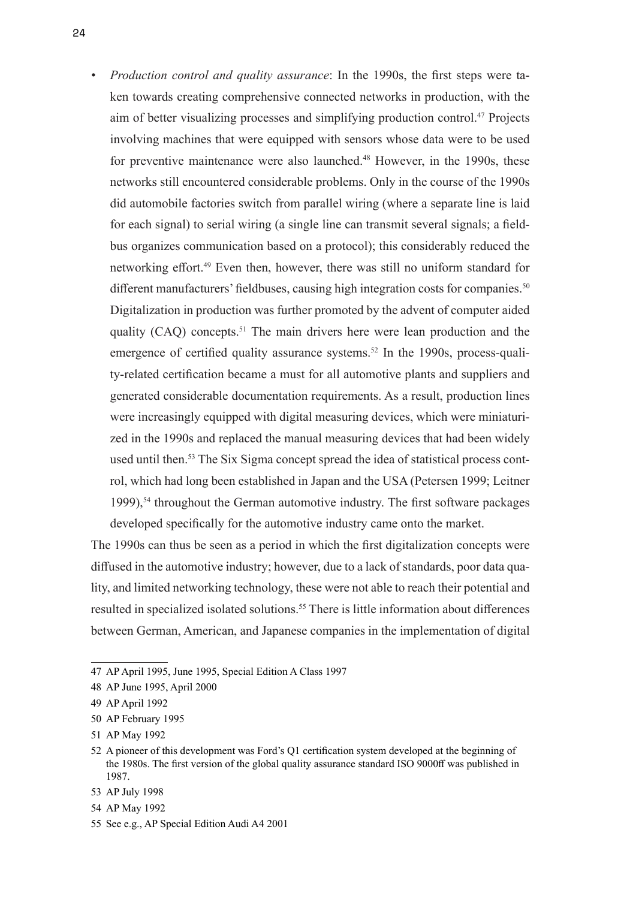- *Production control and quality assurance*: In the 1990s, the first steps were taken towards creating comprehensive connected networks in production, with the aim of better visualizing processes and simplifying production control.[47] Projects involving machines that were equipped with sensors whose data were to be used for preventive maintenance were also launched.[48] However, in the 1990s, these networks still encountered considerable problems. Only in the course of the 1990s did automobile factories switch from parallel wiring (where a separate line is laid for each signal) to serial wiring (a single line can transmit several signals; a fieldbus organizes communication based on a protocol); this considerably reduced the networking effort.[49] Even then, however, there was still no uniform standard for different manufacturers' fieldbuses, causing high integration costs for companies.[50] Digitalization in production was further promoted by the advent of computer aided quality (CAQ) concepts.[51] The main drivers here were lean production and the emergence of certified quality assurance systems.[52] In the 1990s, process-quality-related certification became a must for all automotive plants and suppliers and generated considerable documentation requirements. As a result, production lines were increasingly equipped with digital measuring devices, which were miniaturized in the 1990s and replaced the manual measuring devices that had been widely used until then.[53] The Six Sigma concept spread the idea of statistical process control, which had long been established in Japan and the USA (Petersen 1999; Leitner 1999),[54] throughout the German automotive industry. The first software packages developed specifically for the automotive industry came onto the market.

The 1990s can thus be seen as a period in which the first digitalization concepts were diffused in the automotive industry; however, due to a lack of standards, poor data quality, and limited networking technology, these were not able to reach their potential and resulted in specialized isolated solutions.[55] There is little information about differences between German, American, and Japanese companies in the implementation of digital

---

47 AP April 1995, June 1995, Special Edition A Class 1997

48 AP June 1995, April 2000

49 AP April 1992

50 AP February 1995

51 AP May 1992

52 A pioneer of this development was Ford's Q1 certification system developed at the beginning of the 1980s. The first version of the global quality assurance standard ISO 9000ff was published in 1987.

53 AP July 1998

54 AP May 1992

55 See e.g., AP Special Edition Audi A4 2001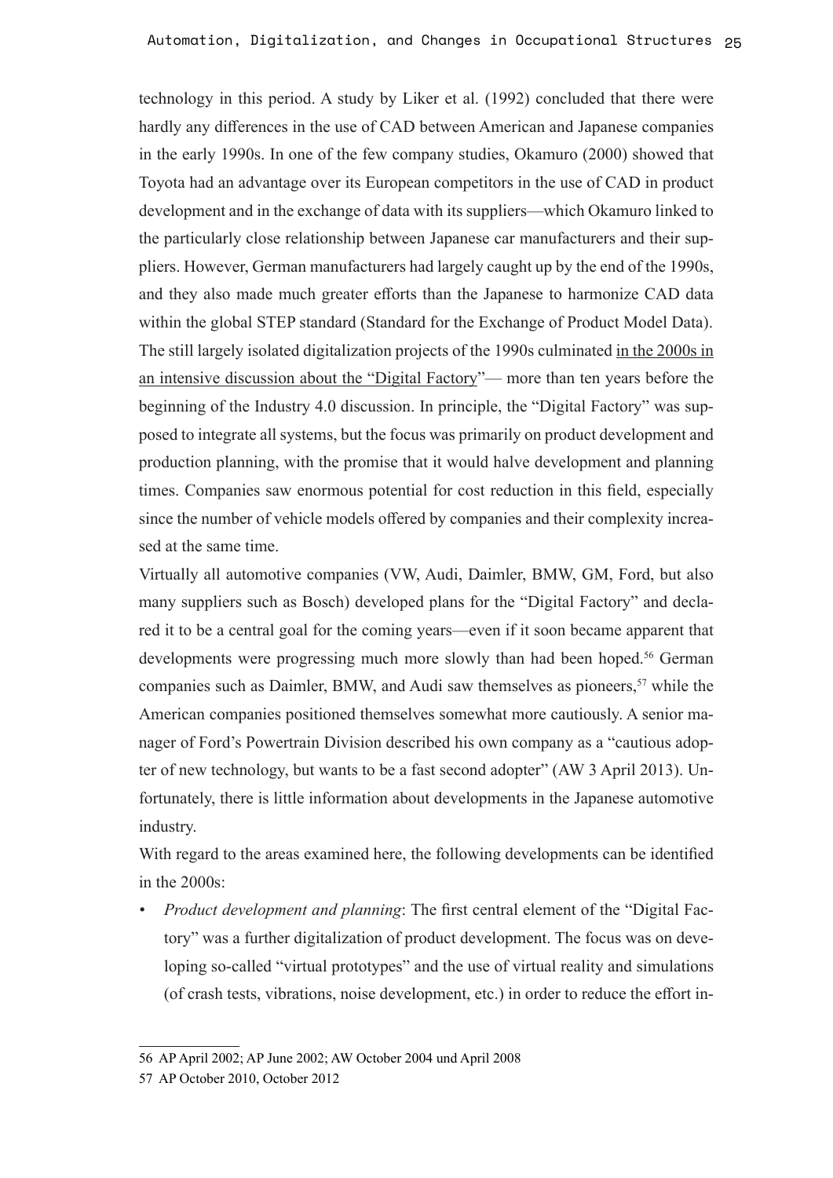technology in this period. A study by Liker et al. (1992) concluded that there were hardly any differences in the use of CAD between American and Japanese companies in the early 1990s. In one of the few company studies, Okamuro (2000) showed that Toyota had an advantage over its European competitors in the use of CAD in product development and in the exchange of data with its suppliers—which Okamuro linked to the particularly close relationship between Japanese car manufacturers and their suppliers. However, German manufacturers had largely caught up by the end of the 1990s, and they also made much greater efforts than the Japanese to harmonize CAD data within the global STEP standard (Standard for the Exchange of Product Model Data). The still largely isolated digitalization projects of the 1990s culminated in the 2000s in an intensive discussion about the "Digital Factory"— more than ten years before the beginning of the Industry 4.0 discussion. In principle, the "Digital Factory" was supposed to integrate all systems, but the focus was primarily on product development and production planning, with the promise that it would halve development and planning times. Companies saw enormous potential for cost reduction in this field, especially since the number of vehicle models offered by companies and their complexity increased at the same time.

Virtually all automotive companies (VW, Audi, Daimler, BMW, GM, Ford, but also many suppliers such as Bosch) developed plans for the "Digital Factory" and declared it to be a central goal for the coming years—even if it soon became apparent that developments were progressing much more slowly than had been hoped.[56] German companies such as Daimler, BMW, and Audi saw themselves as pioneers,[57] while the American companies positioned themselves somewhat more cautiously. A senior manager of Ford's Powertrain Division described his own company as a "cautious adopter of new technology, but wants to be a fast second adopter" (AW 3 April 2013). Unfortunately, there is little information about developments in the Japanese automotive industry.

With regard to the areas examined here, the following developments can be identified in the 2000s:

- *Product development and planning*: The first central element of the "Digital Factory" was a further digitalization of product development. The focus was on developing so-called "virtual prototypes" and the use of virtual reality and simulations (of crash tests, vibrations, noise development, etc.) in order to reduce the effort in-

---

56 AP April 2002; AP June 2002; AW October 2004 und April 2008

57 AP October 2010, October 2012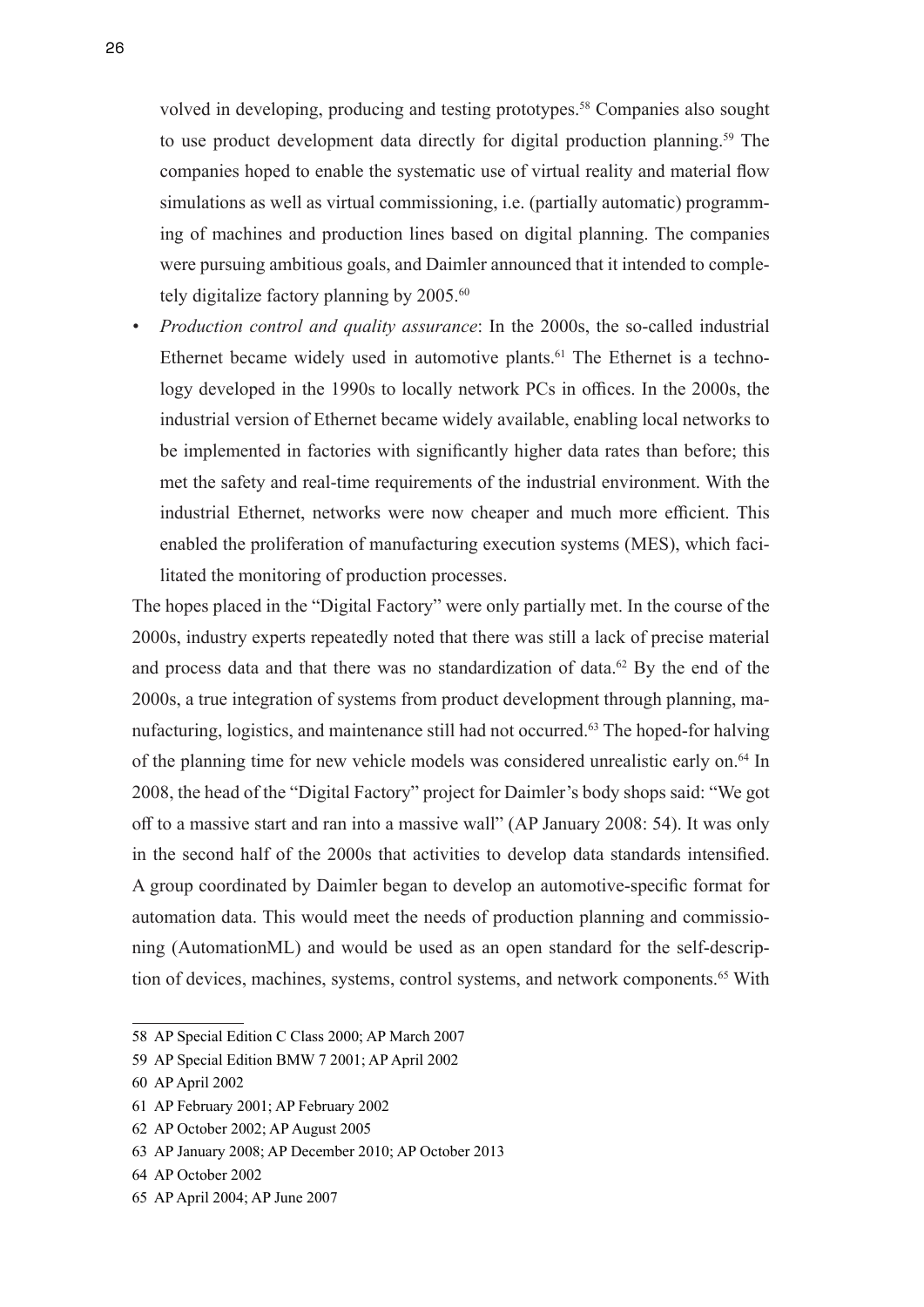volved in developing, producing and testing prototypes.[58] Companies also sought to use product development data directly for digital production planning.[59] The companies hoped to enable the systematic use of virtual reality and material flow simulations as well as virtual commissioning, i.e. (partially automatic) programming of machines and production lines based on digital planning. The companies were pursuing ambitious goals, and Daimler announced that it intended to completely digitalize factory planning by 2005.[60]

- *Production control and quality assurance*: In the 2000s, the so-called industrial Ethernet became widely used in automotive plants.[61] The Ethernet is a technology developed in the 1990s to locally network PCs in offices. In the 2000s, the industrial version of Ethernet became widely available, enabling local networks to be implemented in factories with significantly higher data rates than before; this met the safety and real-time requirements of the industrial environment. With the industrial Ethernet, networks were now cheaper and much more efficient. This enabled the proliferation of manufacturing execution systems (MES), which facilitated the monitoring of production processes.

The hopes placed in the "Digital Factory" were only partially met. In the course of the 2000s, industry experts repeatedly noted that there was still a lack of precise material and process data and that there was no standardization of data.[62] By the end of the 2000s, a true integration of systems from product development through planning, manufacturing, logistics, and maintenance still had not occurred.[63] The hoped-for halving of the planning time for new vehicle models was considered unrealistic early on.[64] In 2008, the head of the "Digital Factory" project for Daimler's body shops said: "We got off to a massive start and ran into a massive wall" (AP January 2008: 54). It was only in the second half of the 2000s that activities to develop data standards intensified. A group coordinated by Daimler began to develop an automotive-specific format for automation data. This would meet the needs of production planning and commissioning (AutomationML) and would be used as an open standard for the self-description of devices, machines, systems, control systems, and network components.[65] With

58 AP Special Edition C Class 2000; AP March 2007

59 AP Special Edition BMW 7 2001; AP April 2002

60 AP April 2002

61 AP February 2001; AP February 2002

62 AP October 2002; AP August 2005

63 AP January 2008; AP December 2010; AP October 2013

64 AP October 2002

65 AP April 2004; AP June 2007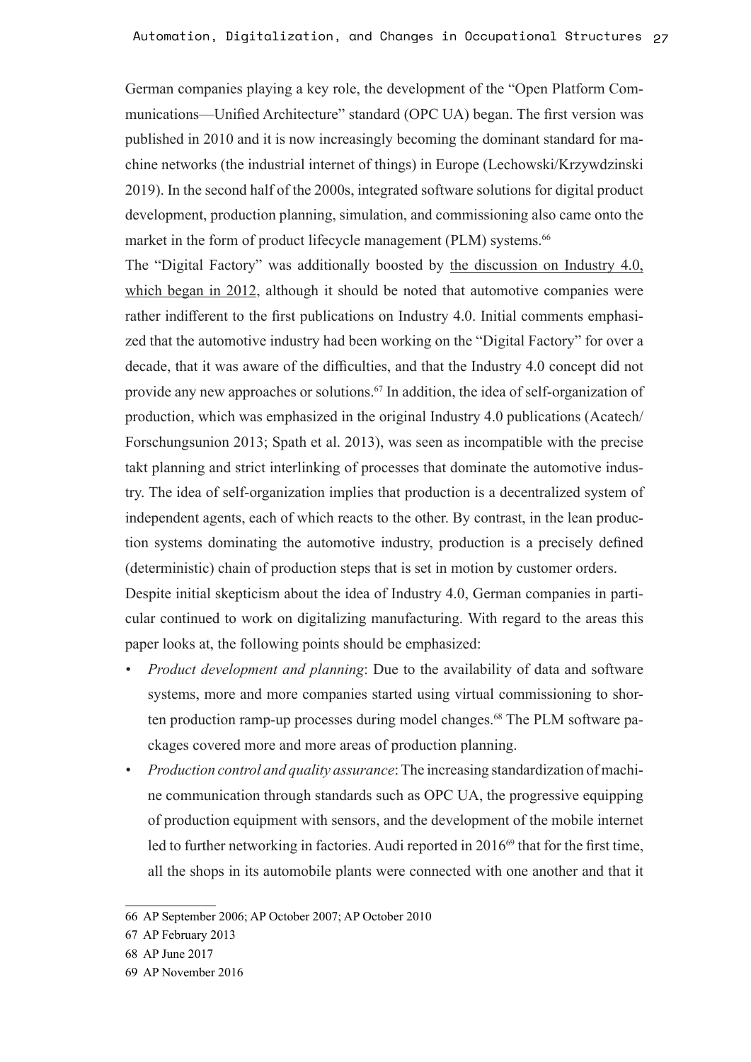German companies playing a key role, the development of the "Open Platform Communications—Unified Architecture" standard (OPC UA) began. The first version was published in 2010 and it is now increasingly becoming the dominant standard for machine networks (the industrial internet of things) in Europe (Lechowski/Krzywdzinski 2019). In the second half of the 2000s, integrated software solutions for digital product development, production planning, simulation, and commissioning also came onto the market in the form of product lifecycle management (PLM) systems.[66]

The "Digital Factory" was additionally boosted by the discussion on Industry 4.0, which began in 2012, although it should be noted that automotive companies were rather indifferent to the first publications on Industry 4.0. Initial comments emphasized that the automotive industry had been working on the "Digital Factory" for over a decade, that it was aware of the difficulties, and that the Industry 4.0 concept did not provide any new approaches or solutions.[67] In addition, the idea of self-organization of production, which was emphasized in the original Industry 4.0 publications (Acatech/Forschungsunion 2013; Spath et al. 2013), was seen as incompatible with the precise takt planning and strict interlinking of processes that dominate the automotive industry. The idea of self-organization implies that production is a decentralized system of independent agents, each of which reacts to the other. By contrast, in the lean production systems dominating the automotive industry, production is a precisely defined (deterministic) chain of production steps that is set in motion by customer orders.

Despite initial skepticism about the idea of Industry 4.0, German companies in particular continued to work on digitalizing manufacturing. With regard to the areas this paper looks at, the following points should be emphasized:

- *Product development and planning*: Due to the availability of data and software systems, more and more companies started using virtual commissioning to shorten production ramp-up processes during model changes.[68] The PLM software packages covered more and more areas of production planning.
- *Production control and quality assurance*: The increasing standardization of machine communication through standards such as OPC UA, the progressive equipping of production equipment with sensors, and the development of the mobile internet led to further networking in factories. Audi reported in 2016[69] that for the first time, all the shops in its automobile plants were connected with one another and that it

---

66 AP September 2006; AP October 2007; AP October 2010

67 AP February 2013

68 AP June 2017

69 AP November 2016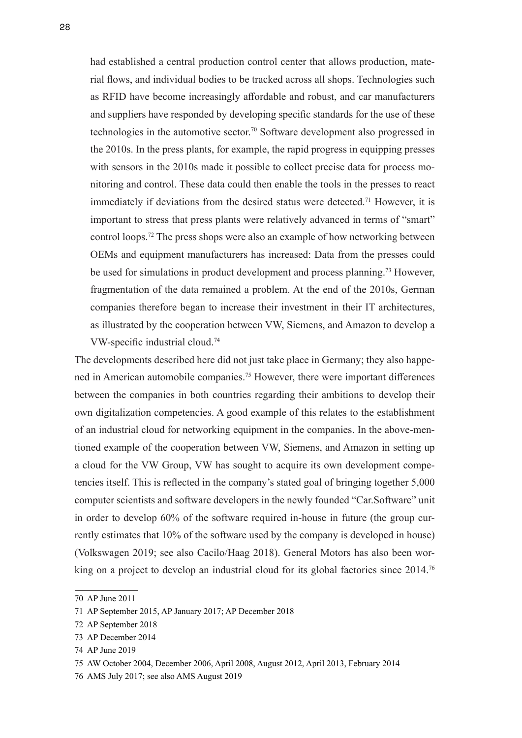had established a central production control center that allows production, material flows, and individual bodies to be tracked across all shops. Technologies such as RFID have become increasingly affordable and robust, and car manufacturers and suppliers have responded by developing specific standards for the use of these technologies in the automotive sector.[70] Software development also progressed in the 2010s. In the press plants, for example, the rapid progress in equipping presses with sensors in the 2010s made it possible to collect precise data for process monitoring and control. These data could then enable the tools in the presses to react immediately if deviations from the desired status were detected.[71] However, it is important to stress that press plants were relatively advanced in terms of "smart" control loops.[72] The press shops were also an example of how networking between OEMs and equipment manufacturers has increased: Data from the presses could be used for simulations in product development and process planning.[73] However, fragmentation of the data remained a problem. At the end of the 2010s, German companies therefore began to increase their investment in their IT architectures, as illustrated by the cooperation between VW, Siemens, and Amazon to develop a VW-specific industrial cloud.[74]

The developments described here did not just take place in Germany; they also happened in American automobile companies.[75] However, there were important differences between the companies in both countries regarding their ambitions to develop their own digitalization competencies. A good example of this relates to the establishment of an industrial cloud for networking equipment in the companies. In the above-mentioned example of the cooperation between VW, Siemens, and Amazon in setting up a cloud for the VW Group, VW has sought to acquire its own development competencies itself. This is reflected in the company's stated goal of bringing together 5,000 computer scientists and software developers in the newly founded "Car.Software" unit in order to develop 60% of the software required in-house in future (the group currently estimates that 10% of the software used by the company is developed in house) (Volkswagen 2019; see also Cacilo/Haag 2018). General Motors has also been working on a project to develop an industrial cloud for its global factories since 2014.[76]

---

70 AP June 2011

71 AP September 2015, AP January 2017; AP December 2018

72 AP September 2018

73 AP December 2014

74 AP June 2019

75 AW October 2004, December 2006, April 2008, August 2012, April 2013, February 2014

76 AMS July 2017; see also AMS August 2019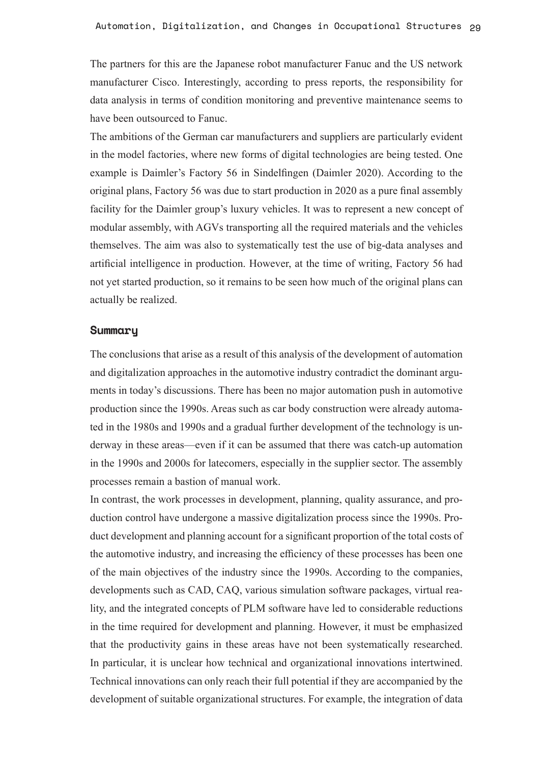The partners for this are the Japanese robot manufacturer Fanuc and the US network manufacturer Cisco. Interestingly, according to press reports, the responsibility for data analysis in terms of condition monitoring and preventive maintenance seems to have been outsourced to Fanuc.

The ambitions of the German car manufacturers and suppliers are particularly evident in the model factories, where new forms of digital technologies are being tested. One example is Daimler's Factory 56 in Sindelfingen (Daimler 2020). According to the original plans, Factory 56 was due to start production in 2020 as a pure final assembly facility for the Daimler group's luxury vehicles. It was to represent a new concept of modular assembly, with AGVs transporting all the required materials and the vehicles themselves. The aim was also to systematically test the use of big-data analyses and artificial intelligence in production. However, at the time of writing, Factory 56 had not yet started production, so it remains to be seen how much of the original plans can actually be realized.

## Summary

The conclusions that arise as a result of this analysis of the development of automation and digitalization approaches in the automotive industry contradict the dominant arguments in today's discussions. There has been no major automation push in automotive production since the 1990s. Areas such as car body construction were already automated in the 1980s and 1990s and a gradual further development of the technology is underway in these areas—even if it can be assumed that there was catch-up automation in the 1990s and 2000s for latecomers, especially in the supplier sector. The assembly processes remain a bastion of manual work.

In contrast, the work processes in development, planning, quality assurance, and production control have undergone a massive digitalization process since the 1990s. Product development and planning account for a significant proportion of the total costs of the automotive industry, and increasing the efficiency of these processes has been one of the main objectives of the industry since the 1990s. According to the companies, developments such as CAD, CAQ, various simulation software packages, virtual reality, and the integrated concepts of PLM software have led to considerable reductions in the time required for development and planning. However, it must be emphasized that the productivity gains in these areas have not been systematically researched. In particular, it is unclear how technical and organizational innovations intertwined. Technical innovations can only reach their full potential if they are accompanied by the development of suitable organizational structures. For example, the integration of data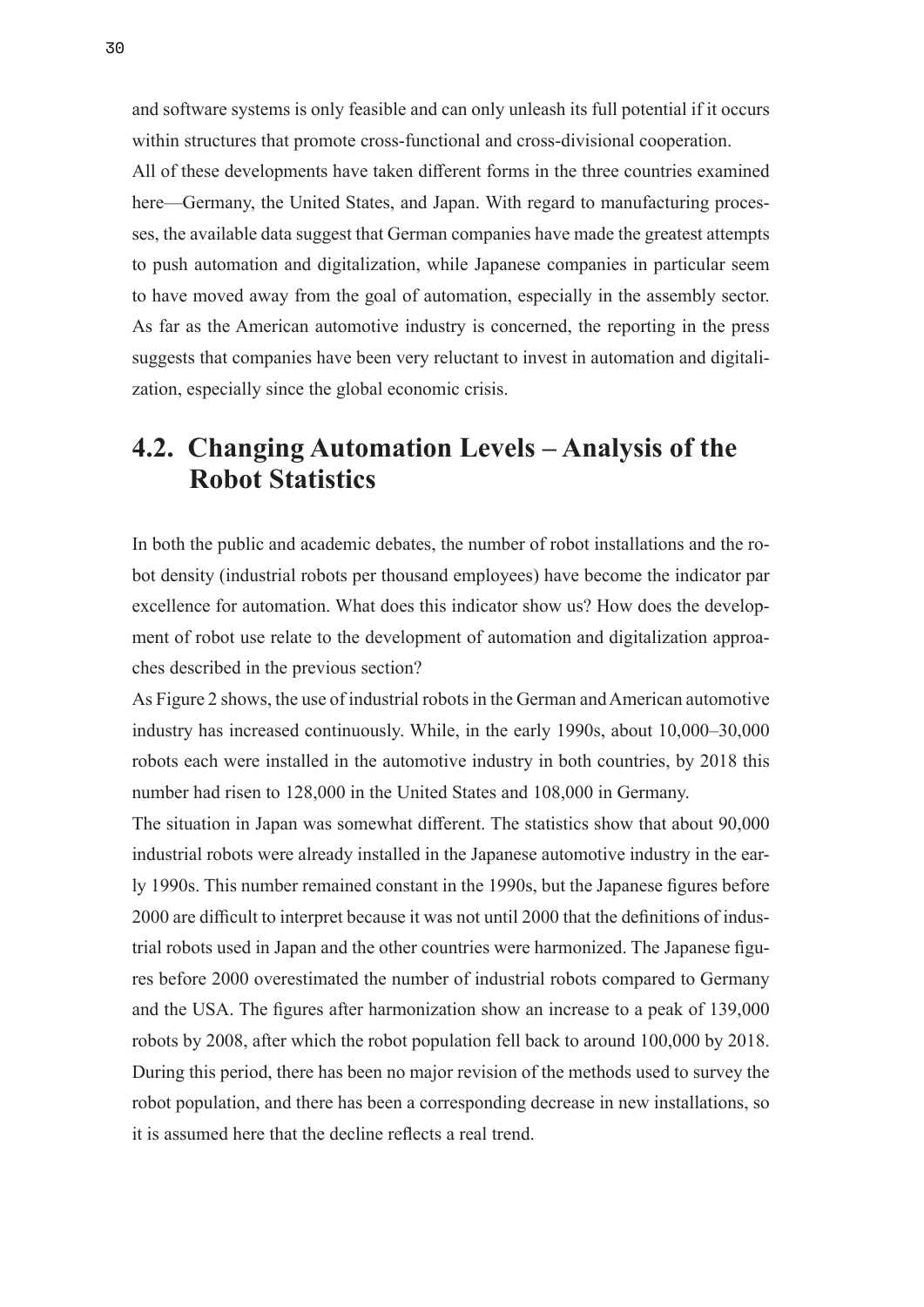and software systems is only feasible and can only unleash its full potential if it occurs within structures that promote cross-functional and cross-divisional cooperation.

All of these developments have taken different forms in the three countries examined here—Germany, the United States, and Japan. With regard to manufacturing processes, the available data suggest that German companies have made the greatest attempts to push automation and digitalization, while Japanese companies in particular seem to have moved away from the goal of automation, especially in the assembly sector. As far as the American automotive industry is concerned, the reporting in the press suggests that companies have been very reluctant to invest in automation and digitalization, especially since the global economic crisis.

## 4.2. Changing Automation Levels – Analysis of the Robot Statistics

In both the public and academic debates, the number of robot installations and the robot density (industrial robots per thousand employees) have become the indicator par excellence for automation. What does this indicator show us? How does the development of robot use relate to the development of automation and digitalization approaches described in the previous section?

As Figure 2 shows, the use of industrial robots in the German and American automotive industry has increased continuously. While, in the early 1990s, about 10,000–30,000 robots each were installed in the automotive industry in both countries, by 2018 this number had risen to 128,000 in the United States and 108,000 in Germany.

The situation in Japan was somewhat different. The statistics show that about 90,000 industrial robots were already installed in the Japanese automotive industry in the early 1990s. This number remained constant in the 1990s, but the Japanese figures before 2000 are difficult to interpret because it was not until 2000 that the definitions of industrial robots used in Japan and the other countries were harmonized. The Japanese figures before 2000 overestimated the number of industrial robots compared to Germany and the USA. The figures after harmonization show an increase to a peak of 139,000 robots by 2008, after which the robot population fell back to around 100,000 by 2018. During this period, there has been no major revision of the methods used to survey the robot population, and there has been a corresponding decrease in new installations, so it is assumed here that the decline reflects a real trend.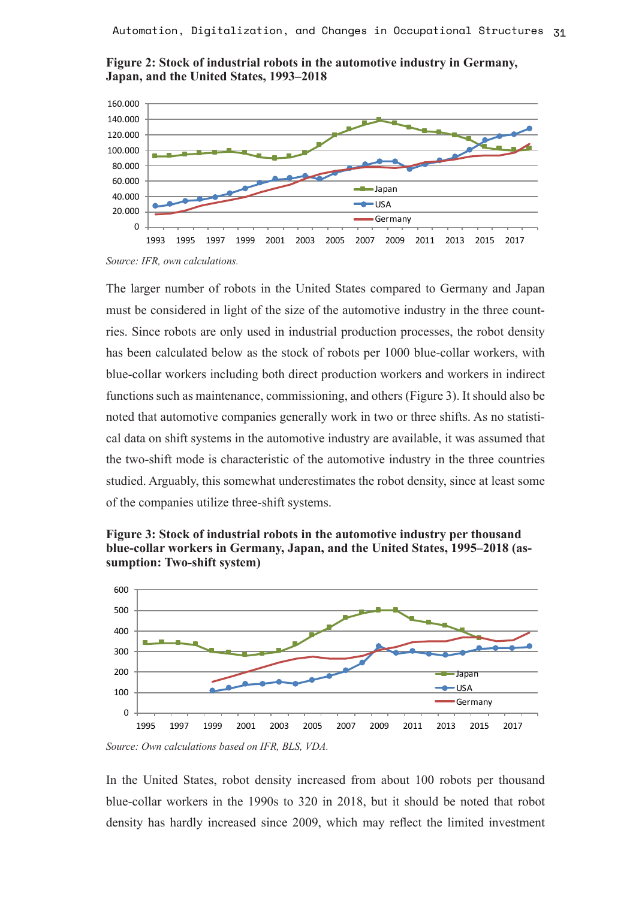**Figure 2: Stock of industrial robots in the automotive industry in Germany, Japan, and the United States, 1993–2018**

*Source: IFR, own calculations.*

The larger number of robots in the United States compared to Germany and Japan must be considered in light of the size of the automotive industry in the three countries. Since robots are only used in industrial production processes, the robot density has been calculated below as the stock of robots per 1000 blue-collar workers, with blue-collar workers including both direct production workers and workers in indirect functions such as maintenance, commissioning, and others (Figure 3). It should also be noted that automotive companies generally work in two or three shifts. As no statistical data on shift systems in the automotive industry are available, it was assumed that the two-shift mode is characteristic of the automotive industry in the three countries studied. Arguably, this somewhat underestimates the robot density, since at least some of the companies utilize three-shift systems.

**Figure 3: Stock of industrial robots in the automotive industry per thousand blue-collar workers in Germany, Japan, and the United States, 1995–2018 (assumption: Two-shift system)**

*Source: Own calculations based on IFR, BLS, VDA.*

In the United States, robot density increased from about 100 robots per thousand blue-collar workers in the 1990s to 320 in 2018, but it should be noted that robot density has hardly increased since 2009, which may reflect the limited investment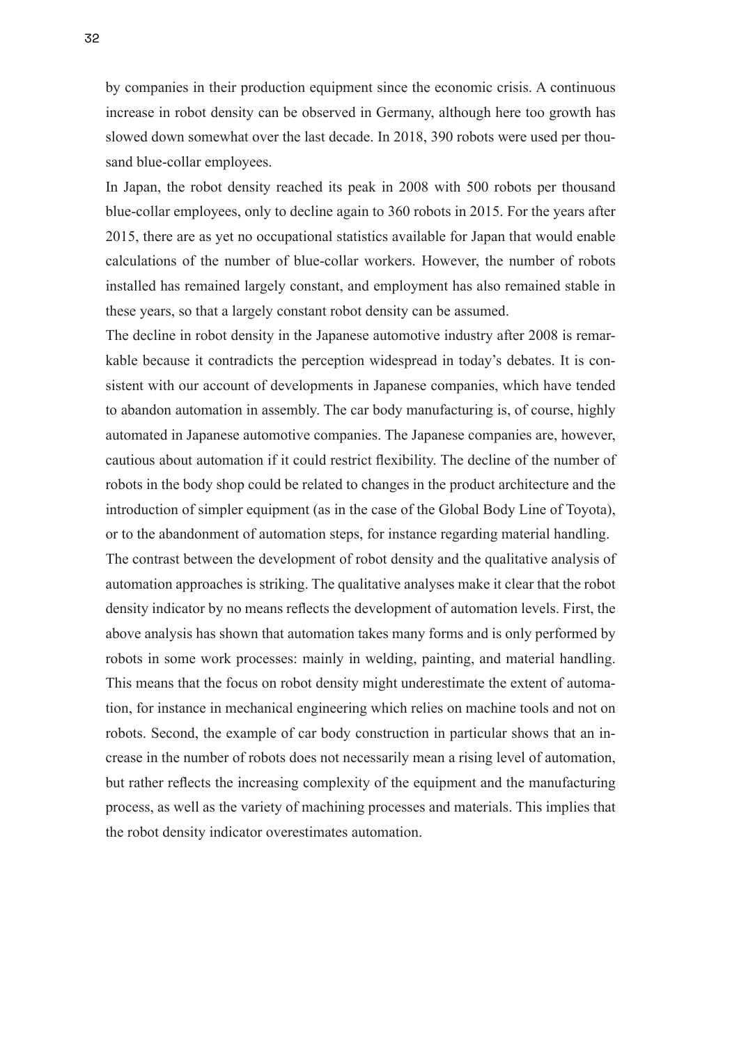by companies in their production equipment since the economic crisis. A continuous increase in robot density can be observed in Germany, although here too growth has slowed down somewhat over the last decade. In 2018, 390 robots were used per thousand blue-collar employees.

In Japan, the robot density reached its peak in 2008 with 500 robots per thousand blue-collar employees, only to decline again to 360 robots in 2015. For the years after 2015, there are as yet no occupational statistics available for Japan that would enable calculations of the number of blue-collar workers. However, the number of robots installed has remained largely constant, and employment has also remained stable in these years, so that a largely constant robot density can be assumed.

The decline in robot density in the Japanese automotive industry after 2008 is remarkable because it contradicts the perception widespread in today's debates. It is consistent with our account of developments in Japanese companies, which have tended to abandon automation in assembly. The car body manufacturing is, of course, highly automated in Japanese automotive companies. The Japanese companies are, however, cautious about automation if it could restrict flexibility. The decline of the number of robots in the body shop could be related to changes in the product architecture and the introduction of simpler equipment (as in the case of the Global Body Line of Toyota), or to the abandonment of automation steps, for instance regarding material handling.

The contrast between the development of robot density and the qualitative analysis of automation approaches is striking. The qualitative analyses make it clear that the robot density indicator by no means reflects the development of automation levels. First, the above analysis has shown that automation takes many forms and is only performed by robots in some work processes: mainly in welding, painting, and material handling. This means that the focus on robot density might underestimate the extent of automation, for instance in mechanical engineering which relies on machine tools and not on robots. Second, the example of car body construction in particular shows that an increase in the number of robots does not necessarily mean a rising level of automation, but rather reflects the increasing complexity of the equipment and the manufacturing process, as well as the variety of machining processes and materials. This implies that the robot density indicator overestimates automation.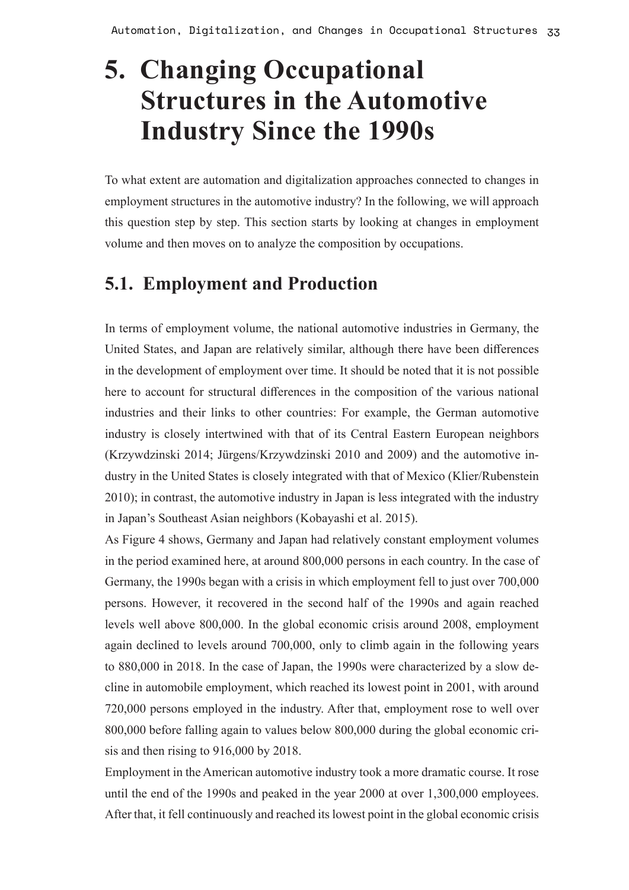# 5. Changing Occupational Structures in the Automotive Industry Since the 1990s

To what extent are automation and digitalization approaches connected to changes in employment structures in the automotive industry? In the following, we will approach this question step by step. This section starts by looking at changes in employment volume and then moves on to analyze the composition by occupations.

## 5.1. Employment and Production

In terms of employment volume, the national automotive industries in Germany, the United States, and Japan are relatively similar, although there have been differences in the development of employment over time. It should be noted that it is not possible here to account for structural differences in the composition of the various national industries and their links to other countries: For example, the German automotive industry is closely intertwined with that of its Central Eastern European neighbors (Krzywdzinski 2014; Jürgens/Krzywdzinski 2010 and 2009) and the automotive industry in the United States is closely integrated with that of Mexico (Klier/Rubenstein 2010); in contrast, the automotive industry in Japan is less integrated with the industry in Japan's Southeast Asian neighbors (Kobayashi et al. 2015).

As Figure 4 shows, Germany and Japan had relatively constant employment volumes in the period examined here, at around 800,000 persons in each country. In the case of Germany, the 1990s began with a crisis in which employment fell to just over 700,000 persons. However, it recovered in the second half of the 1990s and again reached levels well above 800,000. In the global economic crisis around 2008, employment again declined to levels around 700,000, only to climb again in the following years to 880,000 in 2018. In the case of Japan, the 1990s were characterized by a slow decline in automobile employment, which reached its lowest point in 2001, with around 720,000 persons employed in the industry. After that, employment rose to well over 800,000 before falling again to values below 800,000 during the global economic crisis and then rising to 916,000 by 2018.

Employment in the American automotive industry took a more dramatic course. It rose until the end of the 1990s and peaked in the year 2000 at over 1,300,000 employees. After that, it fell continuously and reached its lowest point in the global economic crisis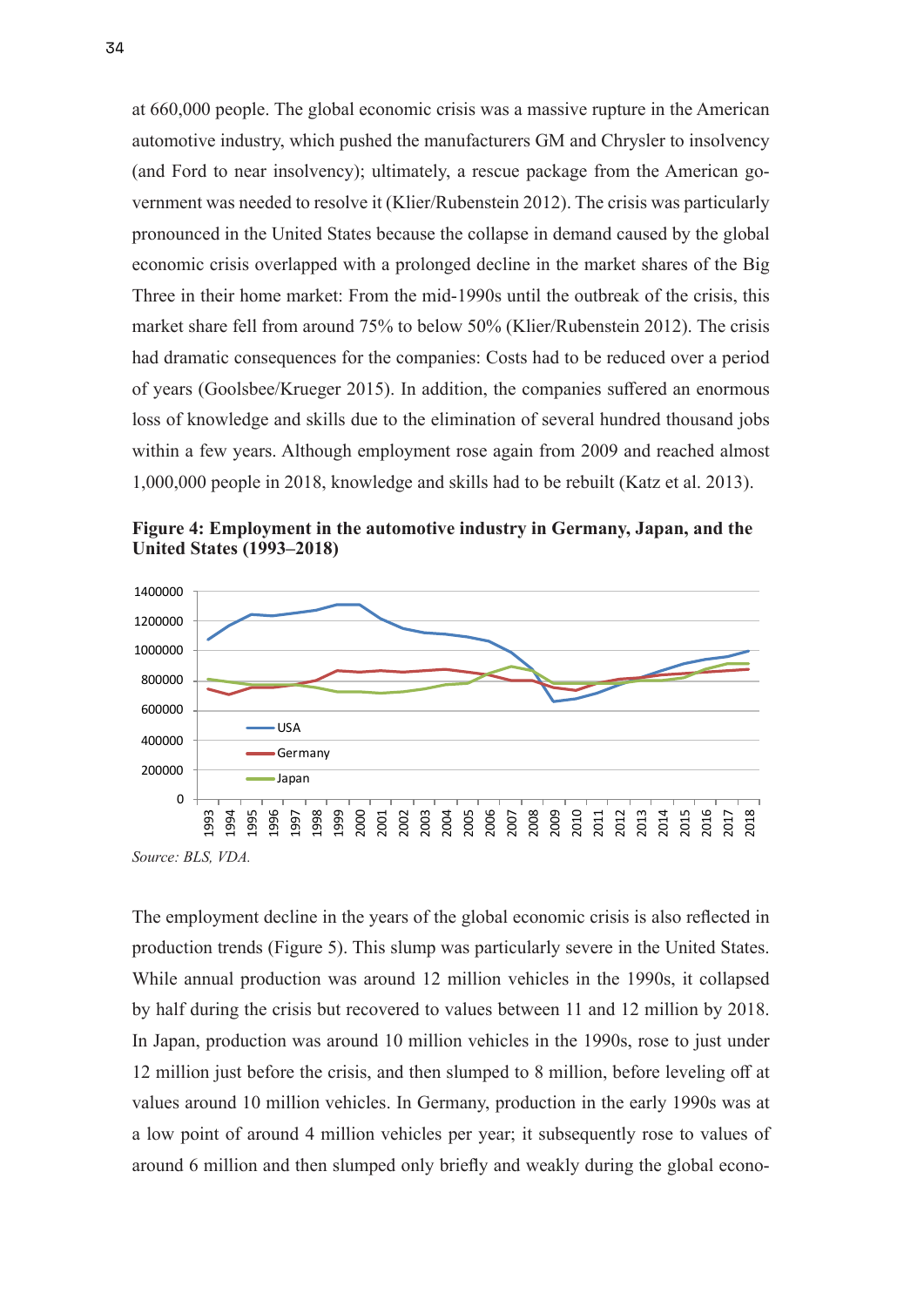at 660,000 people. The global economic crisis was a massive rupture in the American automotive industry, which pushed the manufacturers GM and Chrysler to insolvency (and Ford to near insolvency); ultimately, a rescue package from the American government was needed to resolve it (Klier/Rubenstein 2012). The crisis was particularly pronounced in the United States because the collapse in demand caused by the global economic crisis overlapped with a prolonged decline in the market shares of the Big Three in their home market: From the mid-1990s until the outbreak of the crisis, this market share fell from around 75% to below 50% (Klier/Rubenstein 2012). The crisis had dramatic consequences for the companies: Costs had to be reduced over a period of years (Goolsbee/Krueger 2015). In addition, the companies suffered an enormous loss of knowledge and skills due to the elimination of several hundred thousand jobs within a few years. Although employment rose again from 2009 and reached almost 1,000,000 people in 2018, knowledge and skills had to be rebuilt (Katz et al. 2013).

**Figure 4: Employment in the automotive industry in Germany, Japan, and the United States (1993–2018)**

*Source: BLS, VDA.*

The employment decline in the years of the global economic crisis is also reflected in production trends (Figure 5). This slump was particularly severe in the United States. While annual production was around 12 million vehicles in the 1990s, it collapsed by half during the crisis but recovered to values between 11 and 12 million by 2018. In Japan, production was around 10 million vehicles in the 1990s, rose to just under 12 million just before the crisis, and then slumped to 8 million, before leveling off at values around 10 million vehicles. In Germany, production in the early 1990s was at a low point of around 4 million vehicles per year; it subsequently rose to values of around 6 million and then slumped only briefly and weakly during the global econo-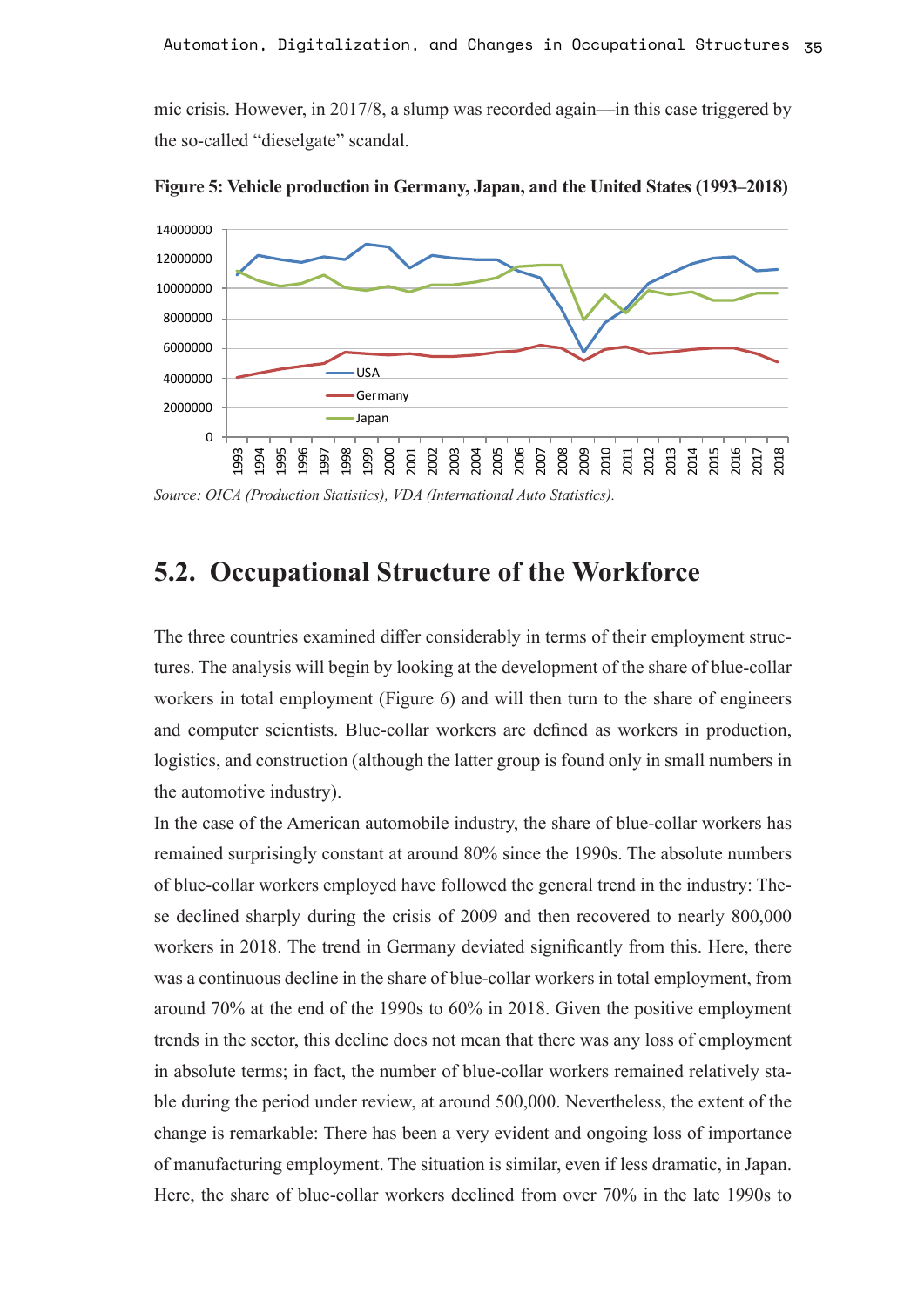mic crisis. However, in 2017/8, a slump was recorded again—in this case triggered by the so-called "dieselgate" scandal.

**Figure 5: Vehicle production in Germany, Japan, and the United States (1993–2018)**

*Source: OICA (Production Statistics), VDA (International Auto Statistics).*

## 5.2. Occupational Structure of the Workforce

The three countries examined differ considerably in terms of their employment structures. The analysis will begin by looking at the development of the share of blue-collar workers in total employment (Figure 6) and will then turn to the share of engineers and computer scientists. Blue-collar workers are defined as workers in production, logistics, and construction (although the latter group is found only in small numbers in the automotive industry).

In the case of the American automobile industry, the share of blue-collar workers has remained surprisingly constant at around 80% since the 1990s. The absolute numbers of blue-collar workers employed have followed the general trend in the industry: These declined sharply during the crisis of 2009 and then recovered to nearly 800,000 workers in 2018. The trend in Germany deviated significantly from this. Here, there was a continuous decline in the share of blue-collar workers in total employment, from around 70% at the end of the 1990s to 60% in 2018. Given the positive employment trends in the sector, this decline does not mean that there was any loss of employment in absolute terms; in fact, the number of blue-collar workers remained relatively stable during the period under review, at around 500,000. Nevertheless, the extent of the change is remarkable: There has been a very evident and ongoing loss of importance of manufacturing employment. The situation is similar, even if less dramatic, in Japan. Here, the share of blue-collar workers declined from over 70% in the late 1990s to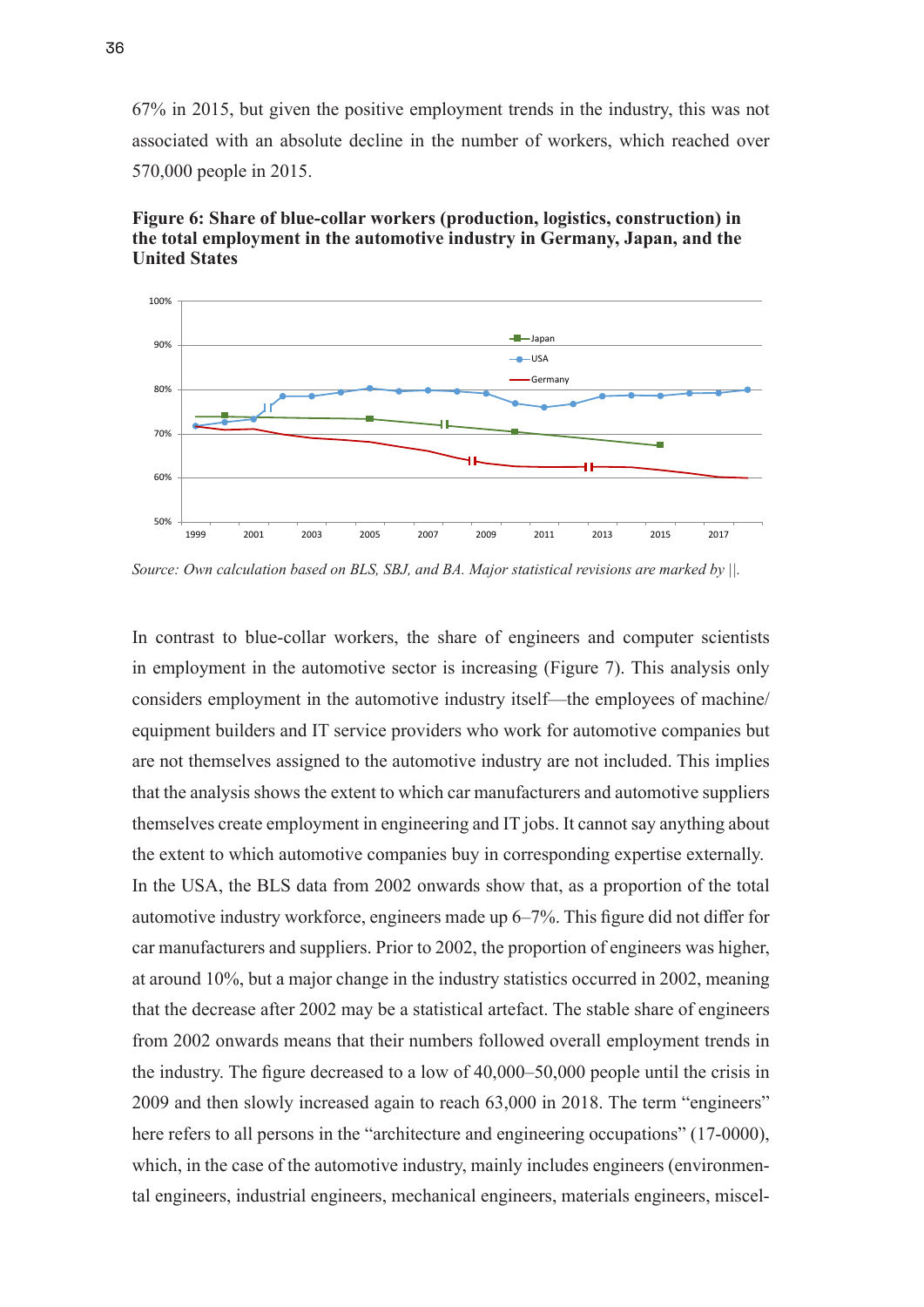67% in 2015, but given the positive employment trends in the industry, this was not associated with an absolute decline in the number of workers, which reached over 570,000 people in 2015.

**Figure 6: Share of blue-collar workers (production, logistics, construction) in the total employment in the automotive industry in Germany, Japan, and the United States**

*Source: Own calculation based on BLS, SBJ, and BA. Major statistical revisions are marked by ||.*

In contrast to blue-collar workers, the share of engineers and computer scientists in employment in the automotive sector is increasing (Figure 7). This analysis only considers employment in the automotive industry itself—the employees of machine/equipment builders and IT service providers who work for automotive companies but are not themselves assigned to the automotive industry are not included. This implies that the analysis shows the extent to which car manufacturers and automotive suppliers themselves create employment in engineering and IT jobs. It cannot say anything about the extent to which automotive companies buy in corresponding expertise externally.
In the USA, the BLS data from 2002 onwards show that, as a proportion of the total automotive industry workforce, engineers made up 6–7%. This figure did not differ for car manufacturers and suppliers. Prior to 2002, the proportion of engineers was higher, at around 10%, but a major change in the industry statistics occurred in 2002, meaning that the decrease after 2002 may be a statistical artefact. The stable share of engineers from 2002 onwards means that their numbers followed overall employment trends in the industry. The figure decreased to a low of 40,000–50,000 people until the crisis in 2009 and then slowly increased again to reach 63,000 in 2018. The term "engineers" here refers to all persons in the "architecture and engineering occupations" (17-0000), which, in the case of the automotive industry, mainly includes engineers (environmental engineers, industrial engineers, mechanical engineers, materials engineers, miscel-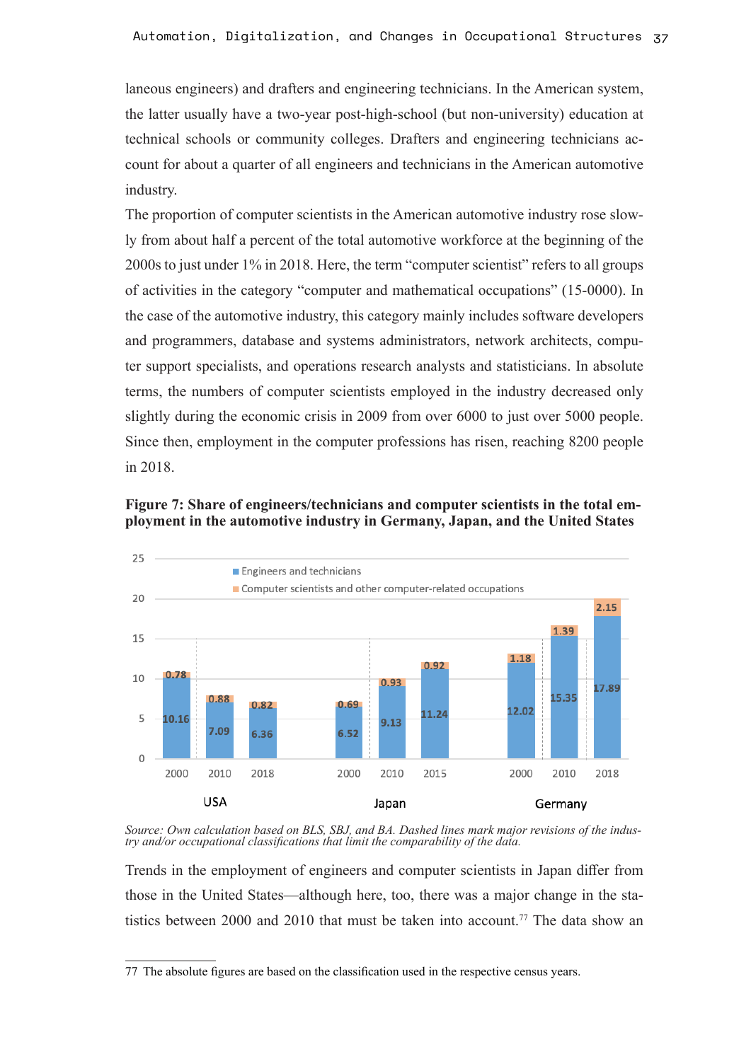laneous engineers) and drafters and engineering technicians. In the American system, the latter usually have a two-year post-high-school (but non-university) education at technical schools or community colleges. Drafters and engineering technicians account for about a quarter of all engineers and technicians in the American automotive industry.

The proportion of computer scientists in the American automotive industry rose slowly from about half a percent of the total automotive workforce at the beginning of the 2000s to just under 1% in 2018. Here, the term "computer scientist" refers to all groups of activities in the category "computer and mathematical occupations" (15-0000). In the case of the automotive industry, this category mainly includes software developers and programmers, database and systems administrators, network architects, computer support specialists, and operations research analysts and statisticians. In absolute terms, the numbers of computer scientists employed in the industry decreased only slightly during the economic crisis in 2009 from over 6000 to just over 5000 people. Since then, employment in the computer professions has risen, reaching 8200 people in 2018.

**Figure 7: Share of engineers/technicians and computer scientists in the total employment in the automotive industry in Germany, Japan, and the United States**

| Country | Year | Engineers and technicians | Computer scientists and other computer-related occupations |
|---|---|---|---|
| USA | 2000 | 10.16 | 0.78 |
| USA | 2010 | 7.09 | 0.88 |
| USA | 2018 | 6.36 | 0.82 |
| Japan | 2000 | 6.52 | 0.69 |
| Japan | 2010 | 9.13 | 0.93 |
| Japan | 2015 | 11.24 | 0.92 |
| Germany | 2000 | 12.02 | 1.18 |
| Germany | 2010 | 15.35 | 1.39 |
| Germany | 2018 | 17.89 | 2.15 |

*Source: Own calculation based on BLS, SBJ, and BA. Dashed lines mark major revisions of the industry and/or occupational classifications that limit the comparability of the data.*

Trends in the employment of engineers and computer scientists in Japan differ from those in the United States—although here, too, there was a major change in the statistics between 2000 and 2010 that must be taken into account.[77] The data show an

77 The absolute figures are based on the classification used in the respective census years.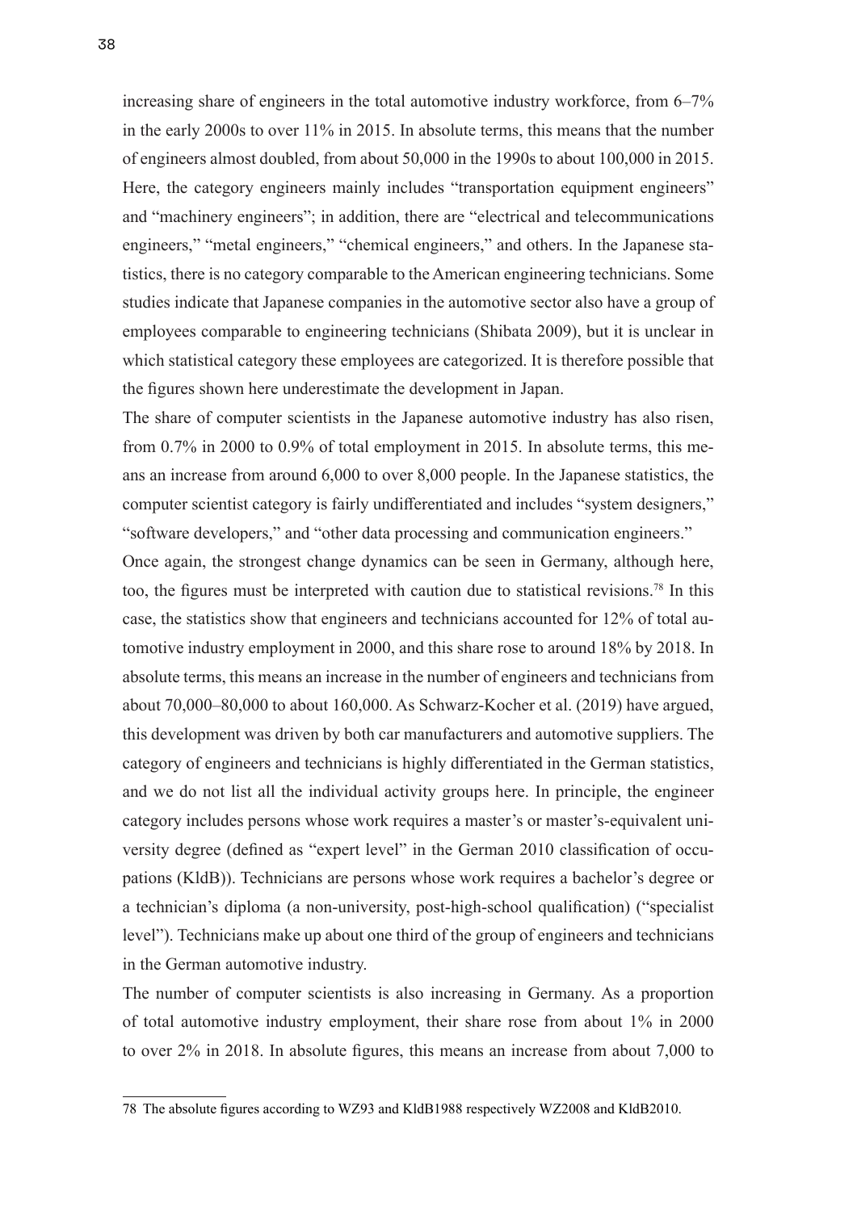increasing share of engineers in the total automotive industry workforce, from 6–7% in the early 2000s to over 11% in 2015. In absolute terms, this means that the number of engineers almost doubled, from about 50,000 in the 1990s to about 100,000 in 2015. Here, the category engineers mainly includes "transportation equipment engineers" and "machinery engineers"; in addition, there are "electrical and telecommunications engineers," "metal engineers," "chemical engineers," and others. In the Japanese statistics, there is no category comparable to the American engineering technicians. Some studies indicate that Japanese companies in the automotive sector also have a group of employees comparable to engineering technicians (Shibata 2009), but it is unclear in which statistical category these employees are categorized. It is therefore possible that the figures shown here underestimate the development in Japan.

The share of computer scientists in the Japanese automotive industry has also risen, from 0.7% in 2000 to 0.9% of total employment in 2015. In absolute terms, this means an increase from around 6,000 to over 8,000 people. In the Japanese statistics, the computer scientist category is fairly undifferentiated and includes "system designers," "software developers," and "other data processing and communication engineers."

Once again, the strongest change dynamics can be seen in Germany, although here, too, the figures must be interpreted with caution due to statistical revisions.[78] In this case, the statistics show that engineers and technicians accounted for 12% of total automotive industry employment in 2000, and this share rose to around 18% by 2018. In absolute terms, this means an increase in the number of engineers and technicians from about 70,000–80,000 to about 160,000. As Schwarz-Kocher et al. (2019) have argued, this development was driven by both car manufacturers and automotive suppliers. The category of engineers and technicians is highly differentiated in the German statistics, and we do not list all the individual activity groups here. In principle, the engineer category includes persons whose work requires a master's or master's-equivalent university degree (defined as "expert level" in the German 2010 classification of occupations (KldB)). Technicians are persons whose work requires a bachelor's degree or a technician's diploma (a non-university, post-high-school qualification) ("specialist level"). Technicians make up about one third of the group of engineers and technicians in the German automotive industry.

The number of computer scientists is also increasing in Germany. As a proportion of total automotive industry employment, their share rose from about 1% in 2000 to over 2% in 2018. In absolute figures, this means an increase from about 7,000 to

---

78 The absolute figures according to WZ93 and KldB1988 respectively WZ2008 and KldB2010.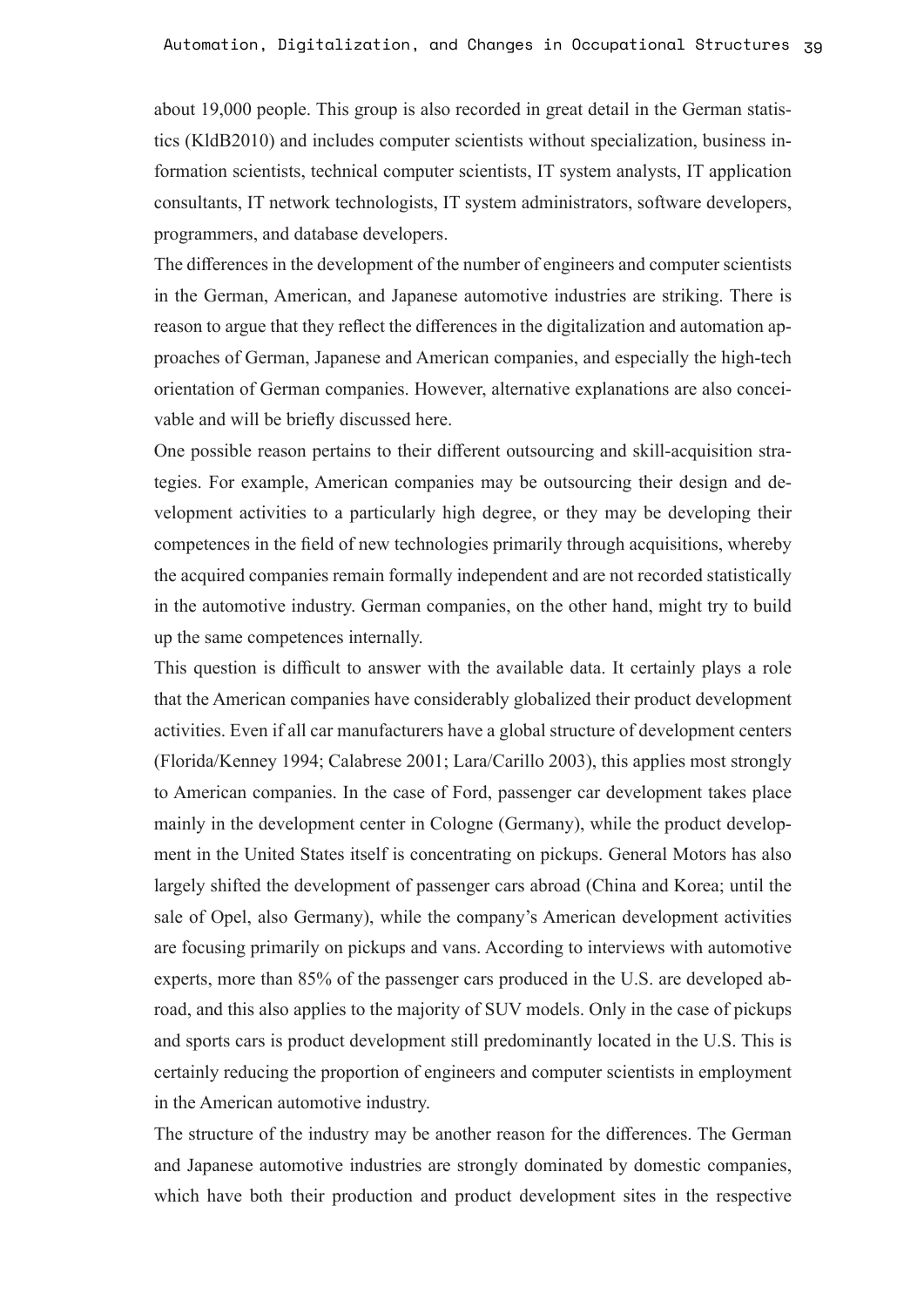about 19,000 people. This group is also recorded in great detail in the German statistics (KldB2010) and includes computer scientists without specialization, business information scientists, technical computer scientists, IT system analysts, IT application consultants, IT network technologists, IT system administrators, software developers, programmers, and database developers.

The differences in the development of the number of engineers and computer scientists in the German, American, and Japanese automotive industries are striking. There is reason to argue that they reflect the differences in the digitalization and automation approaches of German, Japanese and American companies, and especially the high-tech orientation of German companies. However, alternative explanations are also conceivable and will be briefly discussed here.

One possible reason pertains to their different outsourcing and skill-acquisition strategies. For example, American companies may be outsourcing their design and development activities to a particularly high degree, or they may be developing their competences in the field of new technologies primarily through acquisitions, whereby the acquired companies remain formally independent and are not recorded statistically in the automotive industry. German companies, on the other hand, might try to build up the same competences internally.

This question is difficult to answer with the available data. It certainly plays a role that the American companies have considerably globalized their product development activities. Even if all car manufacturers have a global structure of development centers (Florida/Kenney 1994; Calabrese 2001; Lara/Carillo 2003), this applies most strongly to American companies. In the case of Ford, passenger car development takes place mainly in the development center in Cologne (Germany), while the product development in the United States itself is concentrating on pickups. General Motors has also largely shifted the development of passenger cars abroad (China and Korea; until the sale of Opel, also Germany), while the company's American development activities are focusing primarily on pickups and vans. According to interviews with automotive experts, more than 85% of the passenger cars produced in the U.S. are developed abroad, and this also applies to the majority of SUV models. Only in the case of pickups and sports cars is product development still predominantly located in the U.S. This is certainly reducing the proportion of engineers and computer scientists in employment in the American automotive industry.

The structure of the industry may be another reason for the differences. The German and Japanese automotive industries are strongly dominated by domestic companies, which have both their production and product development sites in the respective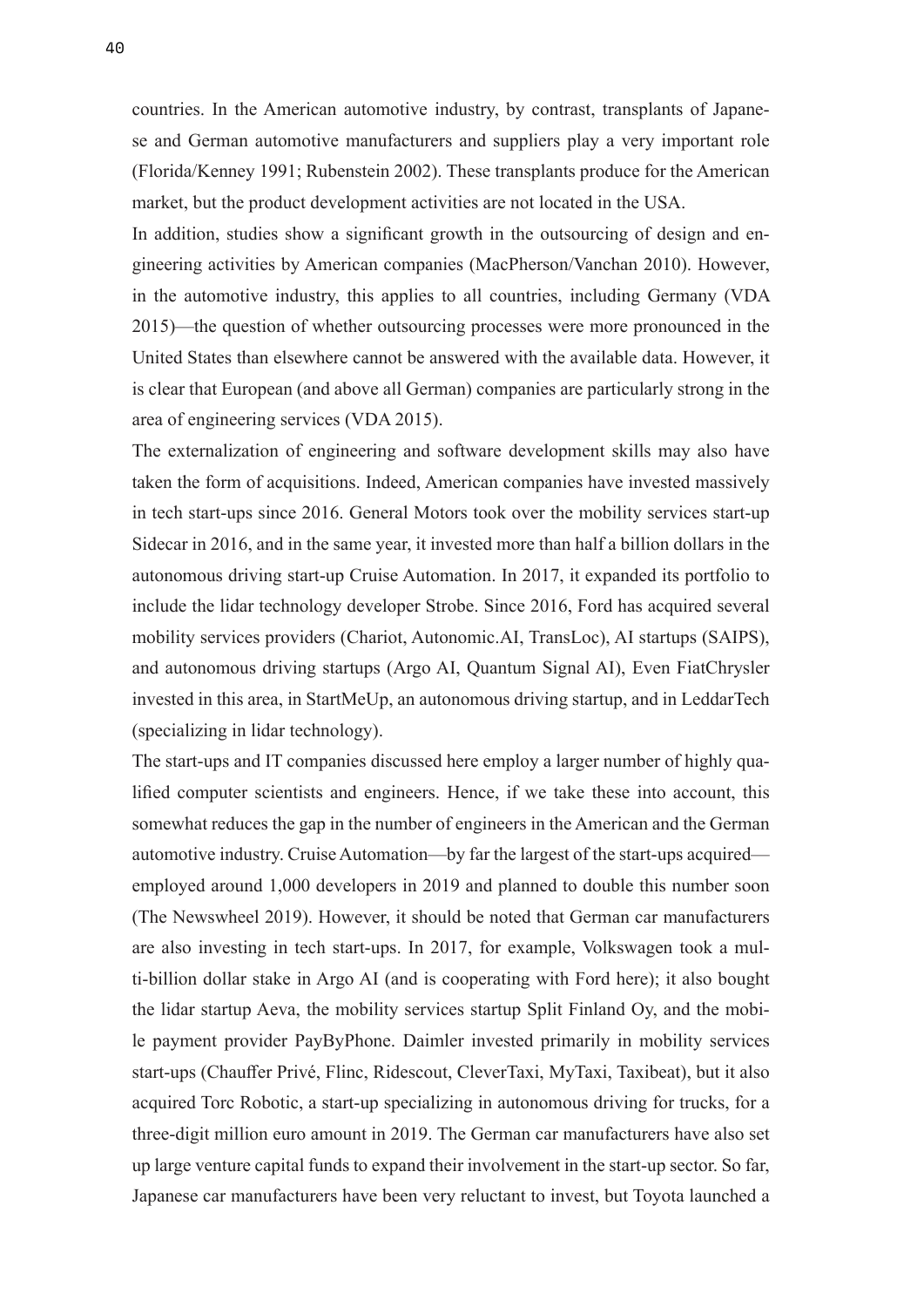countries. In the American automotive industry, by contrast, transplants of Japanese and German automotive manufacturers and suppliers play a very important role (Florida/Kenney 1991; Rubenstein 2002). These transplants produce for the American market, but the product development activities are not located in the USA.

In addition, studies show a significant growth in the outsourcing of design and engineering activities by American companies (MacPherson/Vanchan 2010). However, in the automotive industry, this applies to all countries, including Germany (VDA 2015)—the question of whether outsourcing processes were more pronounced in the United States than elsewhere cannot be answered with the available data. However, it is clear that European (and above all German) companies are particularly strong in the area of engineering services (VDA 2015).

The externalization of engineering and software development skills may also have taken the form of acquisitions. Indeed, American companies have invested massively in tech start-ups since 2016. General Motors took over the mobility services start-up Sidecar in 2016, and in the same year, it invested more than half a billion dollars in the autonomous driving start-up Cruise Automation. In 2017, it expanded its portfolio to include the lidar technology developer Strobe. Since 2016, Ford has acquired several mobility services providers (Chariot, Autonomic.AI, TransLoc), AI startups (SAIPS), and autonomous driving startups (Argo AI, Quantum Signal AI), Even FiatChrysler invested in this area, in StartMeUp, an autonomous driving startup, and in LeddarTech (specializing in lidar technology).

The start-ups and IT companies discussed here employ a larger number of highly qualified computer scientists and engineers. Hence, if we take these into account, this somewhat reduces the gap in the number of engineers in the American and the German automotive industry. Cruise Automation—by far the largest of the start-ups acquired—employed around 1,000 developers in 2019 and planned to double this number soon (The Newswheel 2019). However, it should be noted that German car manufacturers are also investing in tech start-ups. In 2017, for example, Volkswagen took a multi-billion dollar stake in Argo AI (and is cooperating with Ford here); it also bought the lidar startup Aeva, the mobility services startup Split Finland Oy, and the mobile payment provider PayByPhone. Daimler invested primarily in mobility services start-ups (Chauffer Privé, Flinc, Ridescout, CleverTaxi, MyTaxi, Taxibeat), but it also acquired Torc Robotic, a start-up specializing in autonomous driving for trucks, for a three-digit million euro amount in 2019. The German car manufacturers have also set up large venture capital funds to expand their involvement in the start-up sector. So far, Japanese car manufacturers have been very reluctant to invest, but Toyota launched a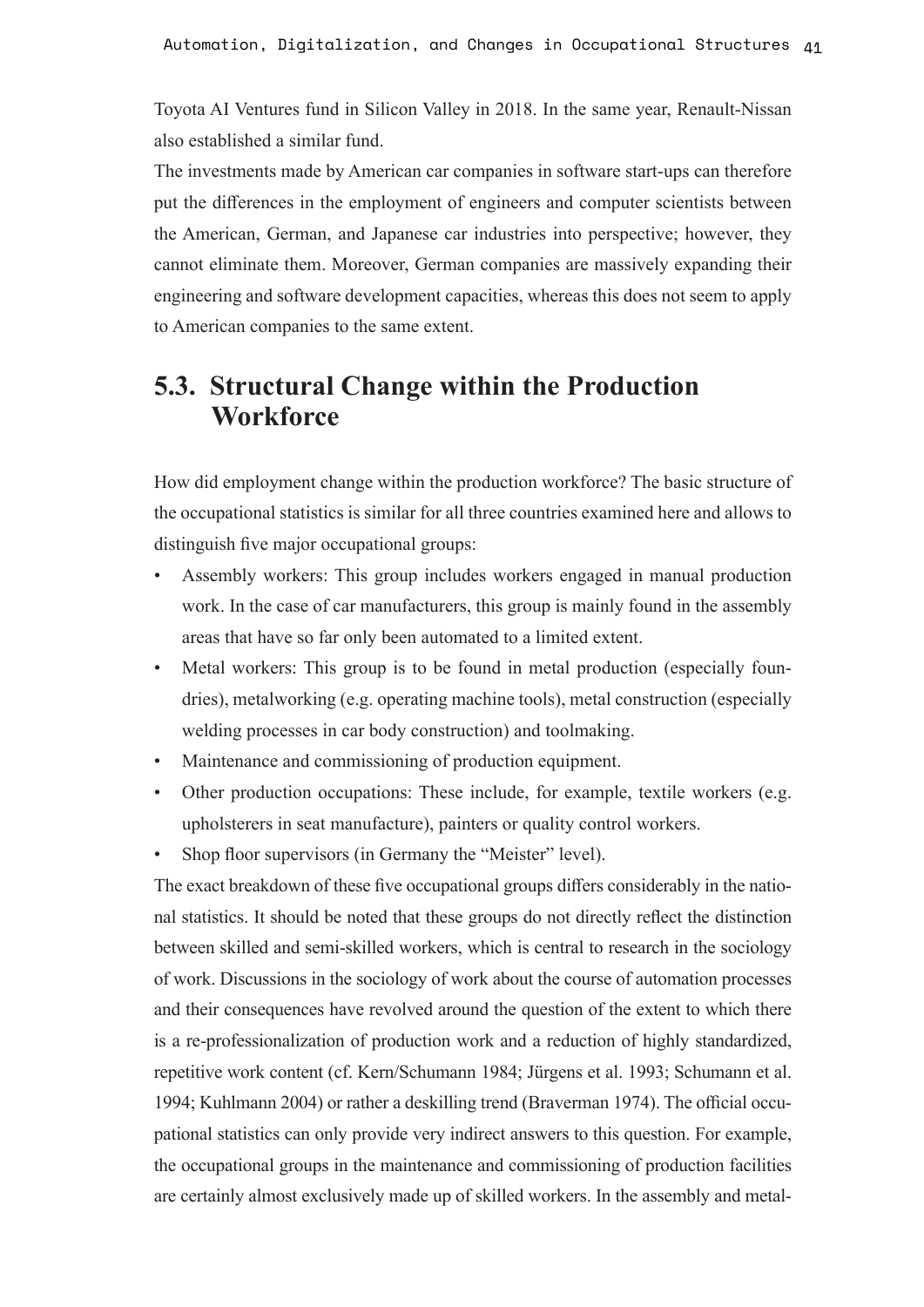Toyota AI Ventures fund in Silicon Valley in 2018. In the same year, Renault-Nissan also established a similar fund.

The investments made by American car companies in software start-ups can therefore put the differences in the employment of engineers and computer scientists between the American, German, and Japanese car industries into perspective; however, they cannot eliminate them. Moreover, German companies are massively expanding their engineering and software development capacities, whereas this does not seem to apply to American companies to the same extent.

## 5.3. Structural Change within the Production Workforce

How did employment change within the production workforce? The basic structure of the occupational statistics is similar for all three countries examined here and allows to distinguish five major occupational groups:

- Assembly workers: This group includes workers engaged in manual production work. In the case of car manufacturers, this group is mainly found in the assembly areas that have so far only been automated to a limited extent.
- Metal workers: This group is to be found in metal production (especially foundries), metalworking (e.g. operating machine tools), metal construction (especially welding processes in car body construction) and toolmaking.
- Maintenance and commissioning of production equipment.
- Other production occupations: These include, for example, textile workers (e.g. upholsterers in seat manufacture), painters or quality control workers.
- Shop floor supervisors (in Germany the "Meister" level).

The exact breakdown of these five occupational groups differs considerably in the national statistics. It should be noted that these groups do not directly reflect the distinction between skilled and semi-skilled workers, which is central to research in the sociology of work. Discussions in the sociology of work about the course of automation processes and their consequences have revolved around the question of the extent to which there is a re-professionalization of production work and a reduction of highly standardized, repetitive work content (cf. Kern/Schumann 1984; Jürgens et al. 1993; Schumann et al. 1994; Kuhlmann 2004) or rather a deskilling trend (Braverman 1974). The official occupational statistics can only provide very indirect answers to this question. For example, the occupational groups in the maintenance and commissioning of production facilities are certainly almost exclusively made up of skilled workers. In the assembly and metal-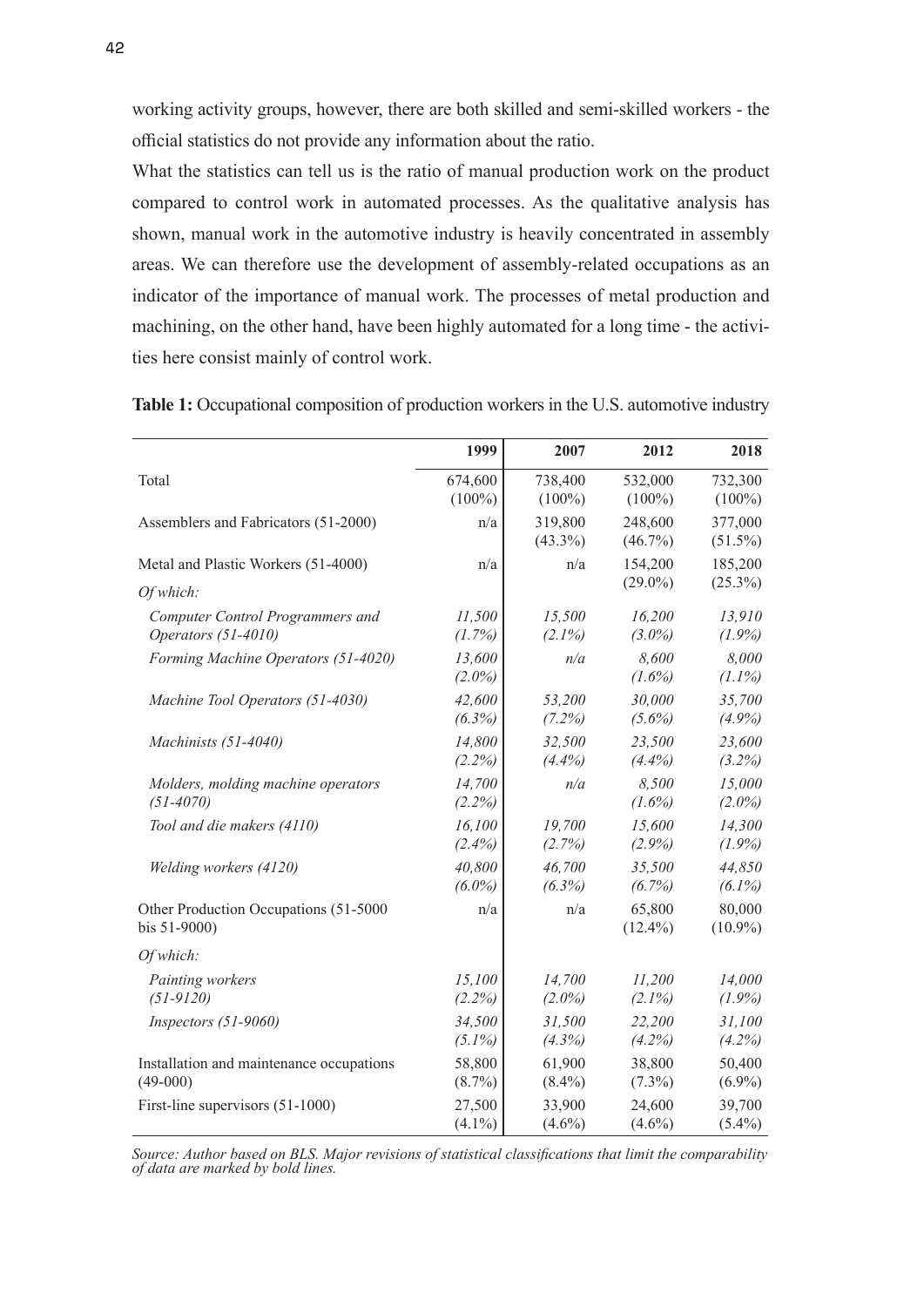working activity groups, however, there are both skilled and semi-skilled workers - the official statistics do not provide any information about the ratio.

What the statistics can tell us is the ratio of manual production work on the product compared to control work in automated processes. As the qualitative analysis has shown, manual work in the automotive industry is heavily concentrated in assembly areas. We can therefore use the development of assembly-related occupations as an indicator of the importance of manual work. The processes of metal production and machining, on the other hand, have been highly automated for a long time - the activities here consist mainly of control work.

**Table 1:** Occupational composition of production workers in the U.S. automotive industry

| | 1999 | 2007 | 2012 | 2018 |
|---|---|---|---|---|
| Total | 674,600 (100%) | 738,400 (100%) | 532,000 (100%) | 732,300 (100%) |
| Assemblers and Fabricators (51-2000) | n/a | 319,800 (43.3%) | 248,600 (46.7%) | 377,000 (51.5%) |
| Metal and Plastic Workers (51-4000) | n/a | n/a | 154,200 (29.0%) | 185,200 (25.3%) |
| *Of which:* | | | | |
| *Computer Control Programmers and Operators (51-4010)* | *11,500 (1.7%)* | *15,500 (2.1%)* | *16,200 (3.0%)* | *13,910 (1.9%)* |
| *Forming Machine Operators (51-4020)* | *13,600 (2.0%)* | *n/a* | *8,600 (1.6%)* | *8,000 (1.1%)* |
| *Machine Tool Operators (51-4030)* | *42,600 (6.3%)* | *53,200 (7.2%)* | *30,000 (5.6%)* | *35,700 (4.9%)* |
| *Machinists (51-4040)* | *14,800 (2.2%)* | *32,500 (4.4%)* | *23,500 (4.4%)* | *23,600 (3.2%)* |
| *Molders, molding machine operators (51-4070)* | *14,700 (2.2%)* | *n/a* | *8,500 (1.6%)* | *15,000 (2.0%)* |
| *Tool and die makers (4110)* | *16,100 (2.4%)* | *19,700 (2.7%)* | *15,600 (2.9%)* | *14,300 (1.9%)* |
| *Welding workers (4120)* | *40,800 (6.0%)* | *46,700 (6.3%)* | *35,500 (6.7%)* | *44,850 (6.1%)* |
| Other Production Occupations (51-5000 bis 51-9000) | n/a | n/a | 65,800 (12.4%) | 80,000 (10.9%) |
| *Of which:* | | | | |
| *Painting workers (51-9120)* | *15,100 (2.2%)* | *14,700 (2.0%)* | *11,200 (2.1%)* | *14,000 (1.9%)* |
| *Inspectors (51-9060)* | *34,500 (5.1%)* | *31,500 (4.3%)* | *22,200 (4.2%)* | *31,100 (4.2%)* |
| Installation and maintenance occupations (49-000) | 58,800 (8.7%) | 61,900 (8.4%) | 38,800 (7.3%) | 50,400 (6.9%) |
| First-line supervisors (51-1000) | 27,500 (4.1%) | 33,900 (4.6%) | 24,600 (4.6%) | 39,700 (5.4%) |

*Source: Author based on BLS. Major revisions of statistical classifications that limit the comparability of data are marked by bold lines.*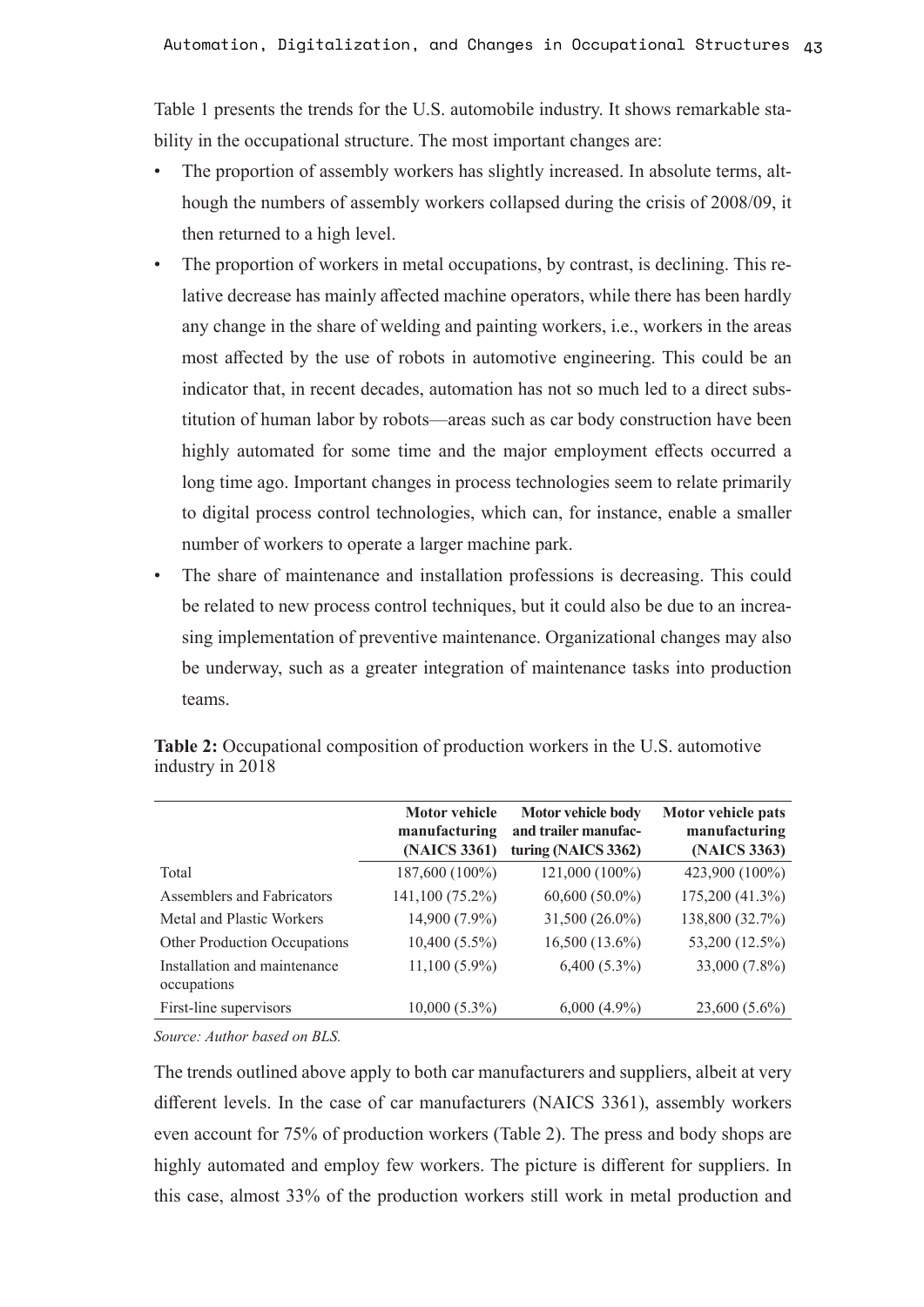Table 1 presents the trends for the U.S. automobile industry. It shows remarkable stability in the occupational structure. The most important changes are:

- The proportion of assembly workers has slightly increased. In absolute terms, although the numbers of assembly workers collapsed during the crisis of 2008/09, it then returned to a high level.
- The proportion of workers in metal occupations, by contrast, is declining. This relative decrease has mainly affected machine operators, while there has been hardly any change in the share of welding and painting workers, i.e., workers in the areas most affected by the use of robots in automotive engineering. This could be an indicator that, in recent decades, automation has not so much led to a direct substitution of human labor by robots—areas such as car body construction have been highly automated for some time and the major employment effects occurred a long time ago. Important changes in process technologies seem to relate primarily to digital process control technologies, which can, for instance, enable a smaller number of workers to operate a larger machine park.
- The share of maintenance and installation professions is decreasing. This could be related to new process control techniques, but it could also be due to an increasing implementation of preventive maintenance. Organizational changes may also be underway, such as a greater integration of maintenance tasks into production teams.

**Table 2:** Occupational composition of production workers in the U.S. automotive industry in 2018

| | Motor vehicle manufacturing (NAICS 3361) | Motor vehicle body and trailer manufacturing (NAICS 3362) | Motor vehicle pats manufacturing (NAICS 3363) |
|---|---|---|---|
| Total | 187,600 (100%) | 121,000 (100%) | 423,900 (100%) |
| Assemblers and Fabricators | 141,100 (75.2%) | 60,600 (50.0%) | 175,200 (41.3%) |
| Metal and Plastic Workers | 14,900 (7.9%) | 31,500 (26.0%) | 138,800 (32.7%) |
| Other Production Occupations | 10,400 (5.5%) | 16,500 (13.6%) | 53,200 (12.5%) |
| Installation and maintenance occupations | 11,100 (5.9%) | 6,400 (5.3%) | 33,000 (7.8%) |
| First-line supervisors | 10,000 (5.3%) | 6,000 (4.9%) | 23,600 (5.6%) |

*Source: Author based on BLS.*

The trends outlined above apply to both car manufacturers and suppliers, albeit at very different levels. In the case of car manufacturers (NAICS 3361), assembly workers even account for 75% of production workers (Table 2). The press and body shops are highly automated and employ few workers. The picture is different for suppliers. In this case, almost 33% of the production workers still work in metal production and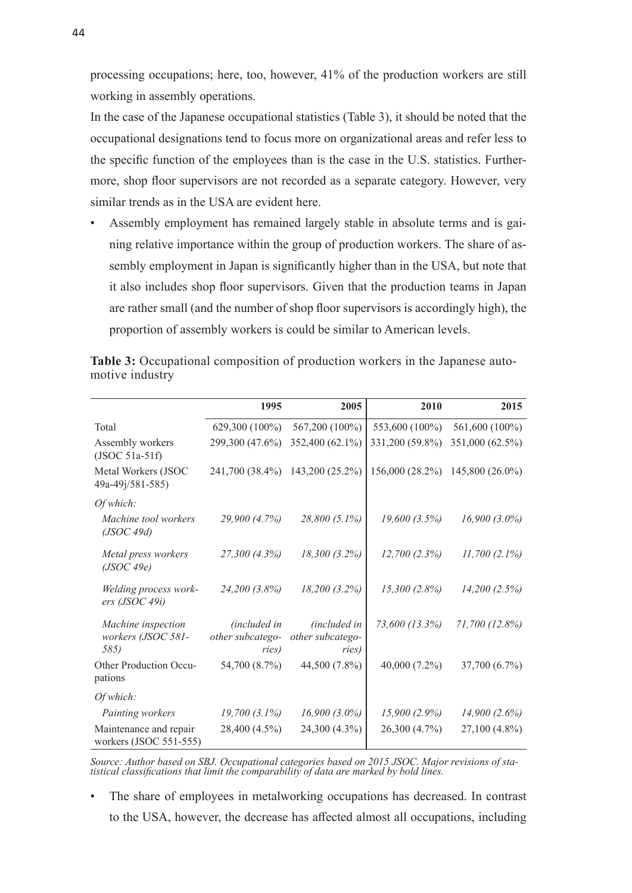processing occupations; here, too, however, 41% of the production workers are still working in assembly operations.

In the case of the Japanese occupational statistics (Table 3), it should be noted that the occupational designations tend to focus more on organizational areas and refer less to the specific function of the employees than is the case in the U.S. statistics. Furthermore, shop floor supervisors are not recorded as a separate category. However, very similar trends as in the USA are evident here.

- Assembly employment has remained largely stable in absolute terms and is gaining relative importance within the group of production workers. The share of assembly employment in Japan is significantly higher than in the USA, but note that it also includes shop floor supervisors. Given that the production teams in Japan are rather small (and the number of shop floor supervisors is accordingly high), the proportion of assembly workers is could be similar to American levels.

**Table 3:** Occupational composition of production workers in the Japanese automotive industry

| | 1995 | 2005 | 2010 | 2015 |
|---|---|---|---|---|
| Total | 629,300 (100%) | 567,200 (100%) | 553,600 (100%) | 561,600 (100%) |
| Assembly workers (JSOC 51a-51f) | 299,300 (47.6%) | 352,400 (62.1%) | 331,200 (59.8%) | 351,000 (62.5%) |
| Metal Workers (JSOC 49a-49j/581-585) | 241,700 (38.4%) | 143,200 (25.2%) | 156,000 (28.2%) | 145,800 (26.0%) |
| *Of which:* | | | | |
| *Machine tool workers (JSOC 49d)* | *29,900 (4.7%)* | *28,800 (5.1%)* | *19,600 (3.5%)* | *16,900 (3.0%)* |
| *Metal press workers (JSOC 49e)* | *27,300 (4.3%)* | *18,300 (3.2%)* | *12,700 (2.3%)* | *11,700 (2.1%)* |
| *Welding process workers (JSOC 49i)* | *24,200 (3.8%)* | *18,200 (3.2%)* | *15,300 (2.8%)* | *14,200 (2.5%)* |
| *Machine inspection workers (JSOC 581-585)* | *(included in other subcategories)* | *(included in other subcategories)* | *73,600 (13.3%)* | *71,700 (12.8%)* |
| Other Production Occupations | 54,700 (8.7%) | 44,500 (7.8%) | 40,000 (7.2%) | 37,700 (6.7%) |
| *Of which:* | | | | |
| *Painting workers* | *19,700 (3.1%)* | *16,900 (3.0%)* | *15,900 (2.9%)* | *14,900 (2.6%)* |
| Maintenance and repair workers (JSOC 551-555) | 28,400 (4.5%) | 24,300 (4.3%) | 26,300 (4.7%) | 27,100 (4.8%) |

*Source: Author based on SBJ. Occupational categories based on 2015 JSOC. Major revisions of statistical classifications that limit the comparability of data are marked by bold lines.*

- The share of employees in metalworking occupations has decreased. In contrast to the USA, however, the decrease has affected almost all occupations, including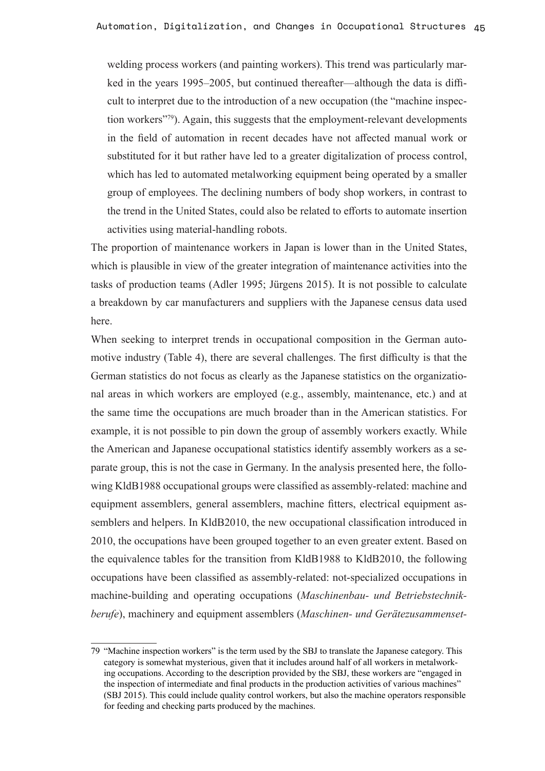welding process workers (and painting workers). This trend was particularly marked in the years 1995–2005, but continued thereafter—although the data is difficult to interpret due to the introduction of a new occupation (the "machine inspection workers"[79]). Again, this suggests that the employment-relevant developments in the field of automation in recent decades have not affected manual work or substituted for it but rather have led to a greater digitalization of process control, which has led to automated metalworking equipment being operated by a smaller group of employees. The declining numbers of body shop workers, in contrast to the trend in the United States, could also be related to efforts to automate insertion activities using material-handling robots.

The proportion of maintenance workers in Japan is lower than in the United States, which is plausible in view of the greater integration of maintenance activities into the tasks of production teams (Adler 1995; Jürgens 2015). It is not possible to calculate a breakdown by car manufacturers and suppliers with the Japanese census data used here.

When seeking to interpret trends in occupational composition in the German automotive industry (Table 4), there are several challenges. The first difficulty is that the German statistics do not focus as clearly as the Japanese statistics on the organizational areas in which workers are employed (e.g., assembly, maintenance, etc.) and at the same time the occupations are much broader than in the American statistics. For example, it is not possible to pin down the group of assembly workers exactly. While the American and Japanese occupational statistics identify assembly workers as a separate group, this is not the case in Germany. In the analysis presented here, the following KldB1988 occupational groups were classified as assembly-related: machine and equipment assemblers, general assemblers, machine fitters, electrical equipment assemblers and helpers. In KldB2010, the new occupational classification introduced in 2010, the occupations have been grouped together to an even greater extent. Based on the equivalence tables for the transition from KldB1988 to KldB2010, the following occupations have been classified as assembly-related: not-specialized occupations in machine-building and operating occupations (*Maschinenbau- und Betriebstechnikberufe*), machinery and equipment assemblers (*Maschinen- und Gerätezusammenset-*

79 "Machine inspection workers" is the term used by the SBJ to translate the Japanese category. This category is somewhat mysterious, given that it includes around half of all workers in metalworking occupations. According to the description provided by the SBJ, these workers are "engaged in the inspection of intermediate and final products in the production activities of various machines" (SBJ 2015). This could include quality control workers, but also the machine operators responsible for feeding and checking parts produced by the machines.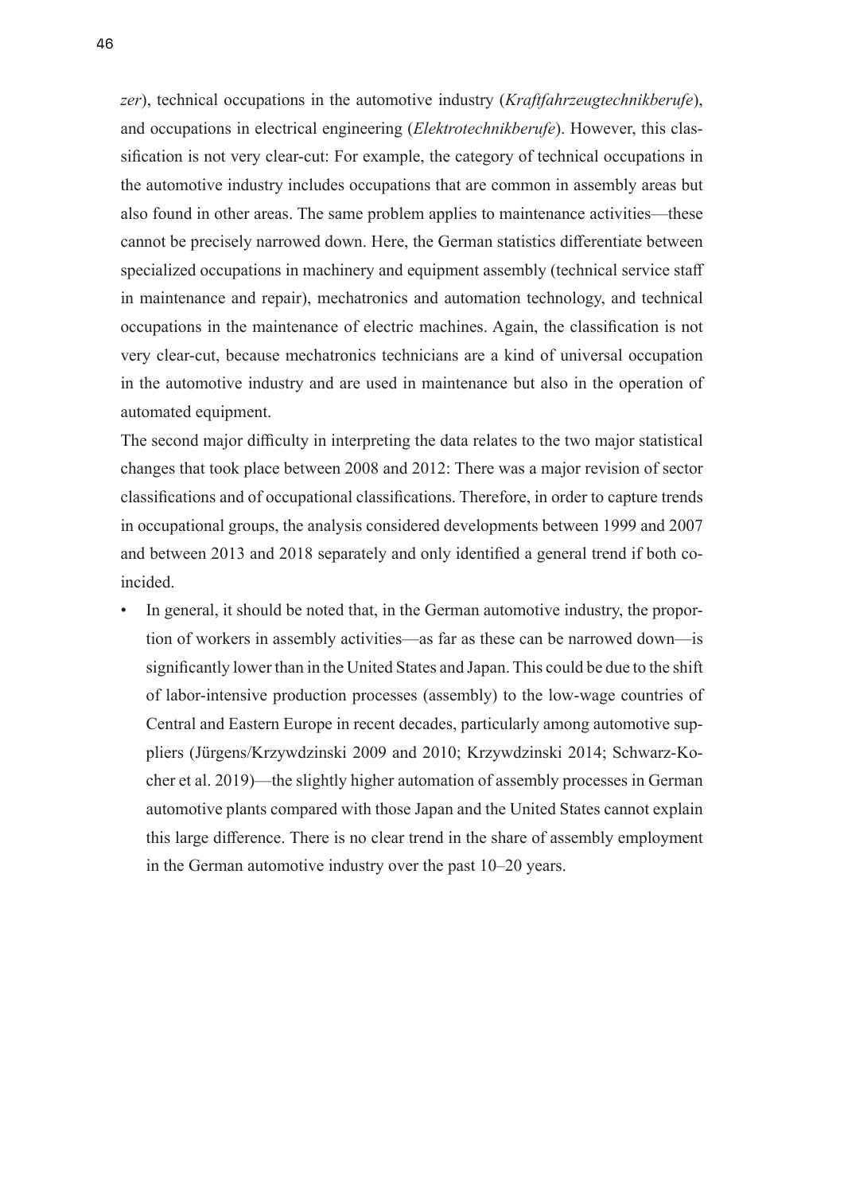*zer*), technical occupations in the automotive industry (*Kraftfahrzeugtechnikberufe*), and occupations in electrical engineering (*Elektrotechnikberufe*). However, this classification is not very clear-cut: For example, the category of technical occupations in the automotive industry includes occupations that are common in assembly areas but also found in other areas. The same problem applies to maintenance activities—these cannot be precisely narrowed down. Here, the German statistics differentiate between specialized occupations in machinery and equipment assembly (technical service staff in maintenance and repair), mechatronics and automation technology, and technical occupations in the maintenance of electric machines. Again, the classification is not very clear-cut, because mechatronics technicians are a kind of universal occupation in the automotive industry and are used in maintenance but also in the operation of automated equipment.

The second major difficulty in interpreting the data relates to the two major statistical changes that took place between 2008 and 2012: There was a major revision of sector classifications and of occupational classifications. Therefore, in order to capture trends in occupational groups, the analysis considered developments between 1999 and 2007 and between 2013 and 2018 separately and only identified a general trend if both coincided.

- In general, it should be noted that, in the German automotive industry, the proportion of workers in assembly activities—as far as these can be narrowed down—is significantly lower than in the United States and Japan. This could be due to the shift of labor-intensive production processes (assembly) to the low-wage countries of Central and Eastern Europe in recent decades, particularly among automotive suppliers (Jürgens/Krzywdzinski 2009 and 2010; Krzywdzinski 2014; Schwarz-Kocher et al. 2019)—the slightly higher automation of assembly processes in German automotive plants compared with those Japan and the United States cannot explain this large difference. There is no clear trend in the share of assembly employment in the German automotive industry over the past 10–20 years.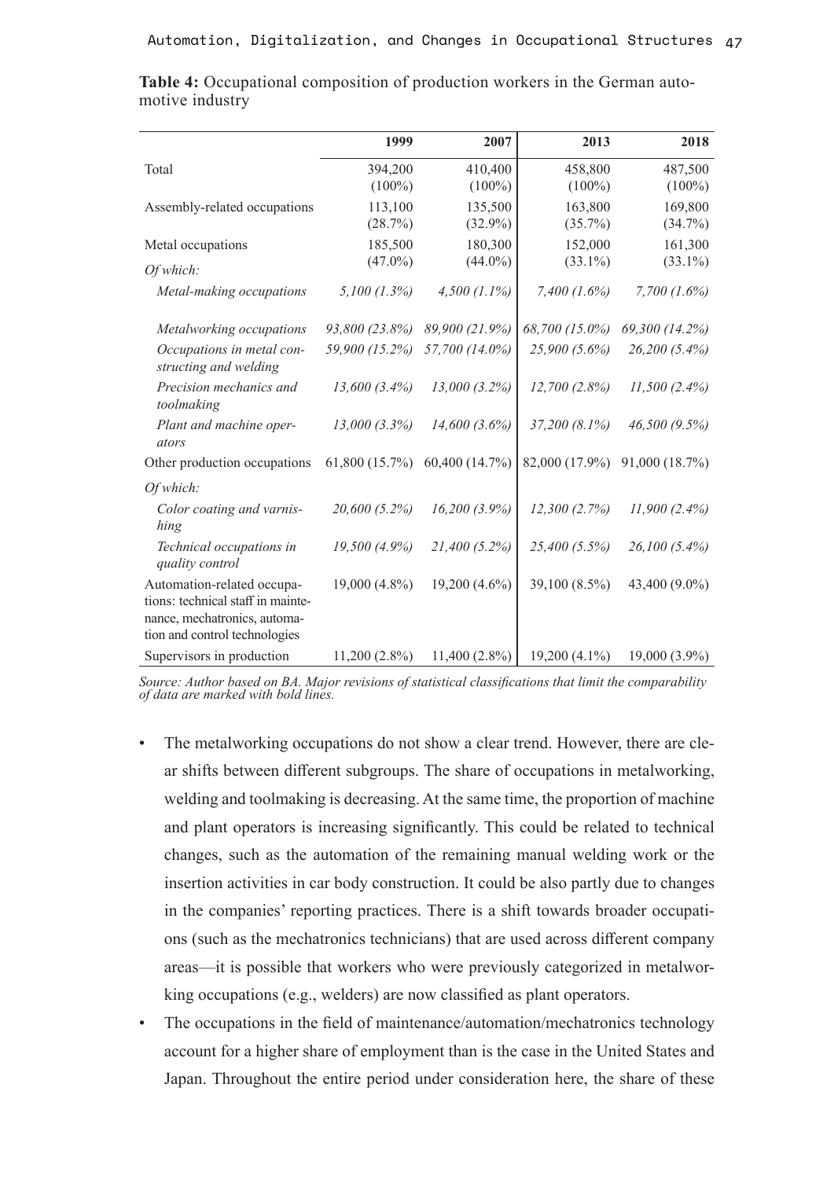**Table 4:** Occupational composition of production workers in the German automotive industry

| | 1999 | 2007 | 2013 | 2018 |
|---|---|---|---|---|
| Total | 394,200 (100%) | 410,400 (100%) | 458,800 (100%) | 487,500 (100%) |
| Assembly-related occupations | 113,100 (28.7%) | 135,500 (32.9%) | 163,800 (35.7%) | 169,800 (34.7%) |
| Metal occupations | 185,500 (47.0%) | 180,300 (44.0%) | 152,000 (33.1%) | 161,300 (33.1%) |
| *Of which:* | | | | |
| *Metal-making occupations* | *5,100 (1.3%)* | *4,500 (1.1%)* | *7,400 (1.6%)* | *7,700 (1.6%)* |
| *Metalworking occupations* | *93,800 (23.8%)* | *89,900 (21.9%)* | *68,700 (15.0%)* | *69,300 (14.2%)* |
| *Occupations in metal constructing and welding* | *59,900 (15.2%)* | *57,700 (14.0%)* | *25,900 (5.6%)* | *26,200 (5.4%)* |
| *Precision mechanics and toolmaking* | *13,600 (3.4%)* | *13,000 (3.2%)* | *12,700 (2.8%)* | *11,500 (2.4%)* |
| *Plant and machine operators* | *13,000 (3.3%)* | *14,600 (3.6%)* | *37,200 (8.1%)* | *46,500 (9.5%)* |
| Other production occupations | 61,800 (15.7%) | 60,400 (14.7%) | 82,000 (17.9%) | 91,000 (18.7%) |
| *Of which:* | | | | |
| *Color coating and varnishing* | *20,600 (5.2%)* | *16,200 (3.9%)* | *12,300 (2.7%)* | *11,900 (2.4%)* |
| *Technical occupations in quality control* | *19,500 (4.9%)* | *21,400 (5.2%)* | *25,400 (5.5%)* | *26,100 (5.4%)* |
| Automation-related occupations: technical staff in maintenance, mechatronics, automation and control technologies | 19,000 (4.8%) | 19,200 (4.6%) | 39,100 (8.5%) | 43,400 (9.0%) |
| Supervisors in production | 11,200 (2.8%) | 11,400 (2.8%) | 19,200 (4.1%) | 19,000 (3.9%) |

*Source: Author based on BA. Major revisions of statistical classifications that limit the comparability of data are marked with bold lines.*

- The metalworking occupations do not show a clear trend. However, there are clear shifts between different subgroups. The share of occupations in metalworking, welding and toolmaking is decreasing. At the same time, the proportion of machine and plant operators is increasing significantly. This could be related to technical changes, such as the automation of the remaining manual welding work or the insertion activities in car body construction. It could be also partly due to changes in the companies' reporting practices. There is a shift towards broader occupations (such as the mechatronics technicians) that are used across different company areas—it is possible that workers who were previously categorized in metalworking occupations (e.g., welders) are now classified as plant operators.
- The occupations in the field of maintenance/automation/mechatronics technology account for a higher share of employment than is the case in the United States and Japan. Throughout the entire period under consideration here, the share of these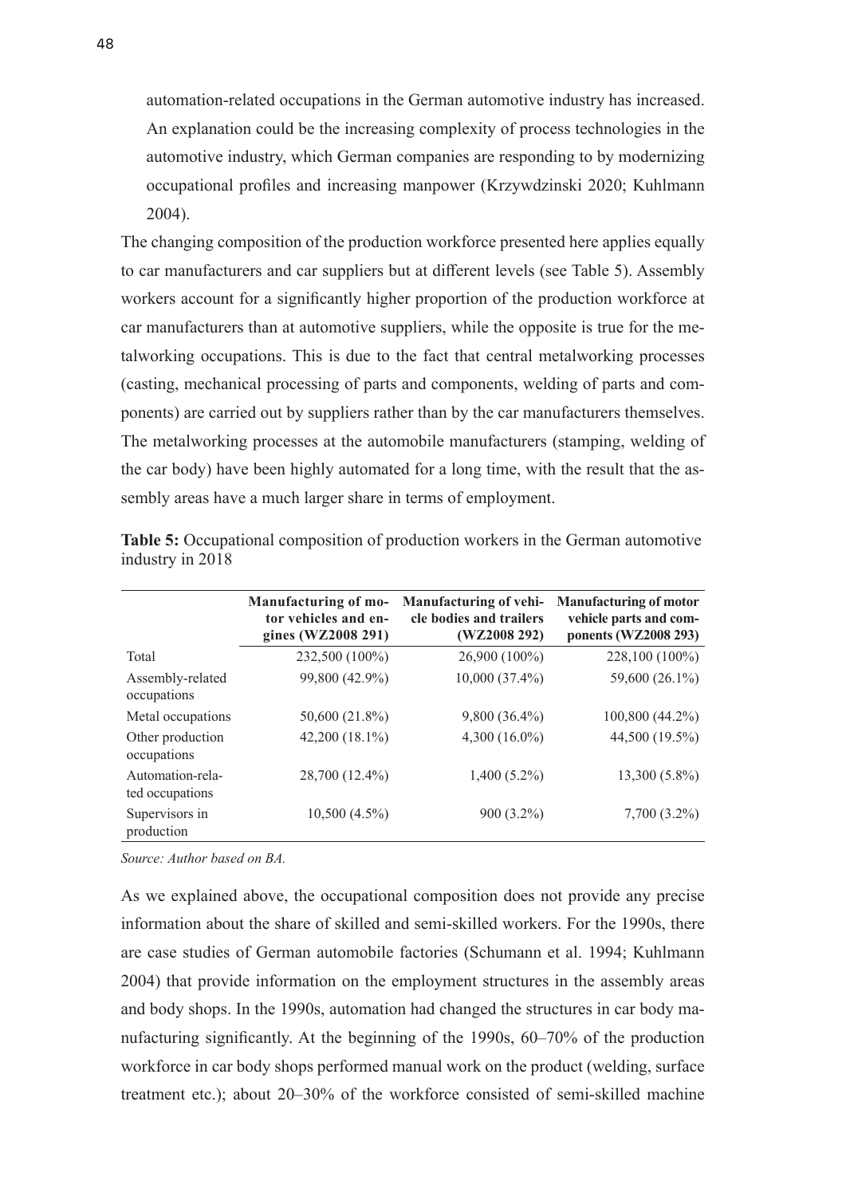automation-related occupations in the German automotive industry has increased. An explanation could be the increasing complexity of process technologies in the automotive industry, which German companies are responding to by modernizing occupational profiles and increasing manpower (Krzywdzinski 2020; Kuhlmann 2004).

The changing composition of the production workforce presented here applies equally to car manufacturers and car suppliers but at different levels (see Table 5). Assembly workers account for a significantly higher proportion of the production workforce at car manufacturers than at automotive suppliers, while the opposite is true for the metalworking occupations. This is due to the fact that central metalworking processes (casting, mechanical processing of parts and components, welding of parts and components) are carried out by suppliers rather than by the car manufacturers themselves. The metalworking processes at the automobile manufacturers (stamping, welding of the car body) have been highly automated for a long time, with the result that the assembly areas have a much larger share in terms of employment.

**Table 5:** Occupational composition of production workers in the German automotive industry in 2018

| | Manufacturing of motor vehicles and engines (WZ2008 291) | Manufacturing of vehicle bodies and trailers (WZ2008 292) | Manufacturing of motor vehicle parts and components (WZ2008 293) |
|---|---|---|---|
| Total | 232,500 (100%) | 26,900 (100%) | 228,100 (100%) |
| Assembly-related occupations | 99,800 (42.9%) | 10,000 (37.4%) | 59,600 (26.1%) |
| Metal occupations | 50,600 (21.8%) | 9,800 (36.4%) | 100,800 (44.2%) |
| Other production occupations | 42,200 (18.1%) | 4,300 (16.0%) | 44,500 (19.5%) |
| Automation-related occupations | 28,700 (12.4%) | 1,400 (5.2%) | 13,300 (5.8%) |
| Supervisors in production | 10,500 (4.5%) | 900 (3.2%) | 7,700 (3.2%) |

*Source: Author based on BA.*

As we explained above, the occupational composition does not provide any precise information about the share of skilled and semi-skilled workers. For the 1990s, there are case studies of German automobile factories (Schumann et al. 1994; Kuhlmann 2004) that provide information on the employment structures in the assembly areas and body shops. In the 1990s, automation had changed the structures in car body manufacturing significantly. At the beginning of the 1990s, 60–70% of the production workforce in car body shops performed manual work on the product (welding, surface treatment etc.); about 20–30% of the workforce consisted of semi-skilled machine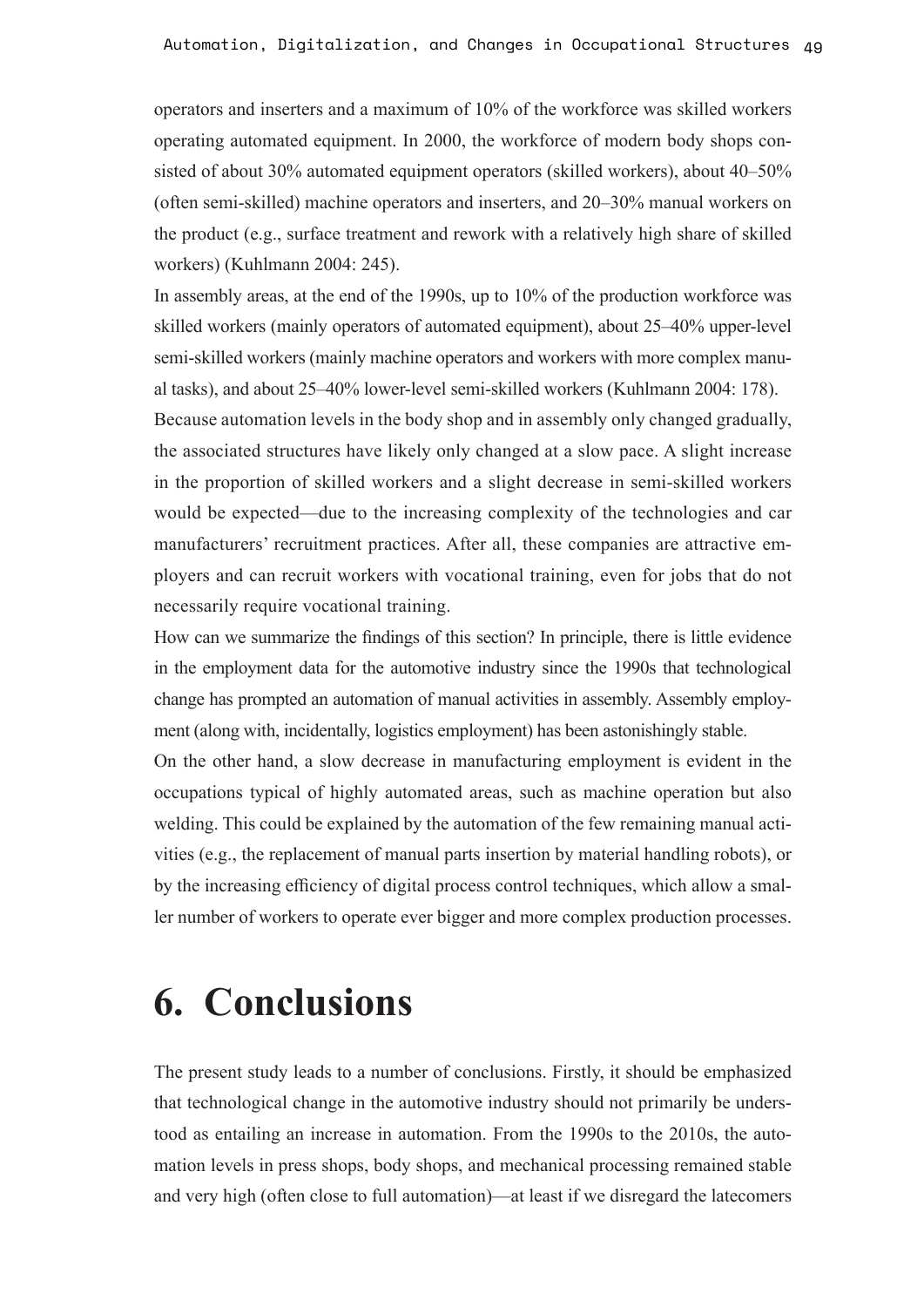operators and inserters and a maximum of 10% of the workforce was skilled workers operating automated equipment. In 2000, the workforce of modern body shops consisted of about 30% automated equipment operators (skilled workers), about 40–50% (often semi-skilled) machine operators and inserters, and 20–30% manual workers on the product (e.g., surface treatment and rework with a relatively high share of skilled workers) (Kuhlmann 2004: 245).

In assembly areas, at the end of the 1990s, up to 10% of the production workforce was skilled workers (mainly operators of automated equipment), about 25–40% upper-level semi-skilled workers (mainly machine operators and workers with more complex manual tasks), and about 25–40% lower-level semi-skilled workers (Kuhlmann 2004: 178).

Because automation levels in the body shop and in assembly only changed gradually, the associated structures have likely only changed at a slow pace. A slight increase in the proportion of skilled workers and a slight decrease in semi-skilled workers would be expected—due to the increasing complexity of the technologies and car manufacturers' recruitment practices. After all, these companies are attractive employers and can recruit workers with vocational training, even for jobs that do not necessarily require vocational training.

How can we summarize the findings of this section? In principle, there is little evidence in the employment data for the automotive industry since the 1990s that technological change has prompted an automation of manual activities in assembly. Assembly employment (along with, incidentally, logistics employment) has been astonishingly stable.

On the other hand, a slow decrease in manufacturing employment is evident in the occupations typical of highly automated areas, such as machine operation but also welding. This could be explained by the automation of the few remaining manual activities (e.g., the replacement of manual parts insertion by material handling robots), or by the increasing efficiency of digital process control techniques, which allow a smaller number of workers to operate ever bigger and more complex production processes.

# 6. Conclusions

The present study leads to a number of conclusions. Firstly, it should be emphasized that technological change in the automotive industry should not primarily be understood as entailing an increase in automation. From the 1990s to the 2010s, the automation levels in press shops, body shops, and mechanical processing remained stable and very high (often close to full automation)—at least if we disregard the latecomers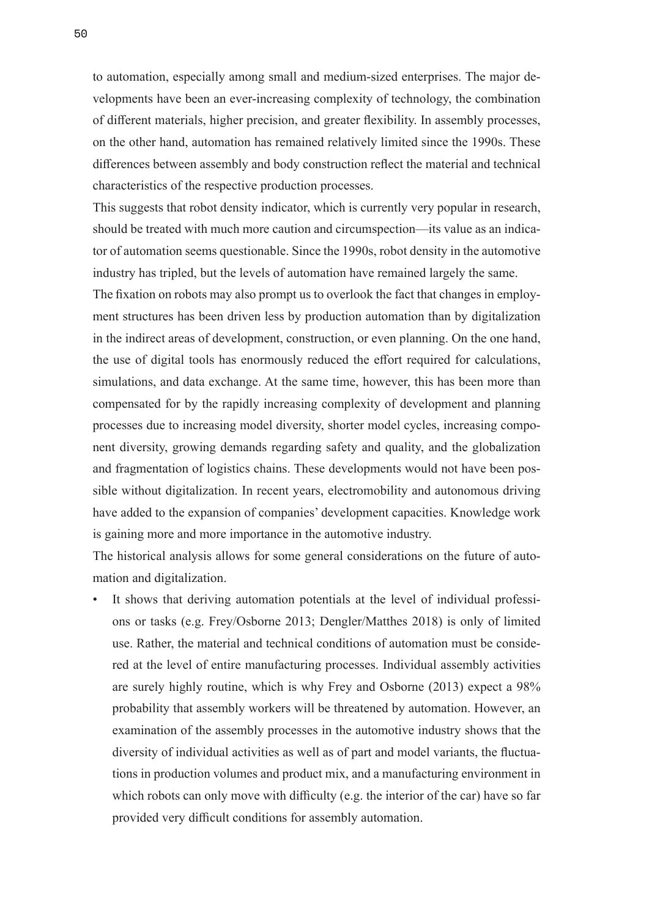to automation, especially among small and medium-sized enterprises. The major developments have been an ever-increasing complexity of technology, the combination of different materials, higher precision, and greater flexibility. In assembly processes, on the other hand, automation has remained relatively limited since the 1990s. These differences between assembly and body construction reflect the material and technical characteristics of the respective production processes.

This suggests that robot density indicator, which is currently very popular in research, should be treated with much more caution and circumspection—its value as an indicator of automation seems questionable. Since the 1990s, robot density in the automotive industry has tripled, but the levels of automation have remained largely the same.

The fixation on robots may also prompt us to overlook the fact that changes in employment structures has been driven less by production automation than by digitalization in the indirect areas of development, construction, or even planning. On the one hand, the use of digital tools has enormously reduced the effort required for calculations, simulations, and data exchange. At the same time, however, this has been more than compensated for by the rapidly increasing complexity of development and planning processes due to increasing model diversity, shorter model cycles, increasing component diversity, growing demands regarding safety and quality, and the globalization and fragmentation of logistics chains. These developments would not have been possible without digitalization. In recent years, electromobility and autonomous driving have added to the expansion of companies' development capacities. Knowledge work is gaining more and more importance in the automotive industry.

The historical analysis allows for some general considerations on the future of automation and digitalization.

- It shows that deriving automation potentials at the level of individual professions or tasks (e.g. Frey/Osborne 2013; Dengler/Matthes 2018) is only of limited use. Rather, the material and technical conditions of automation must be considered at the level of entire manufacturing processes. Individual assembly activities are surely highly routine, which is why Frey and Osborne (2013) expect a 98% probability that assembly workers will be threatened by automation. However, an examination of the assembly processes in the automotive industry shows that the diversity of individual activities as well as of part and model variants, the fluctuations in production volumes and product mix, and a manufacturing environment in which robots can only move with difficulty (e.g. the interior of the car) have so far provided very difficult conditions for assembly automation.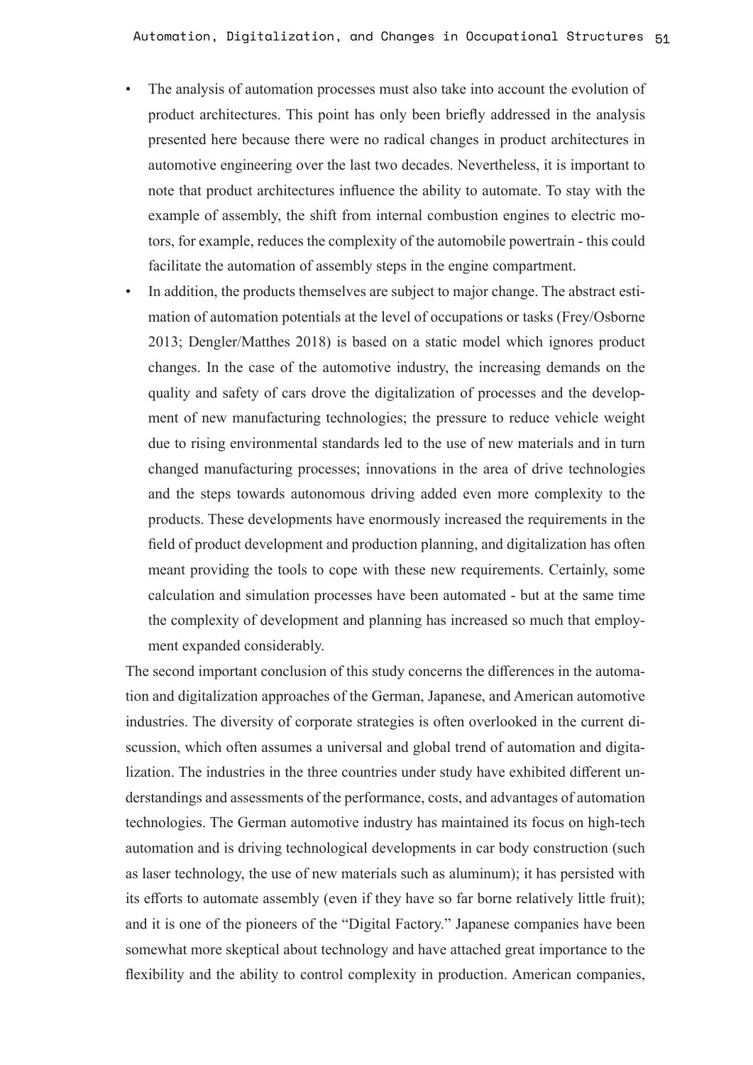- The analysis of automation processes must also take into account the evolution of product architectures. This point has only been briefly addressed in the analysis presented here because there were no radical changes in product architectures in automotive engineering over the last two decades. Nevertheless, it is important to note that product architectures influence the ability to automate. To stay with the example of assembly, the shift from internal combustion engines to electric motors, for example, reduces the complexity of the automobile powertrain - this could facilitate the automation of assembly steps in the engine compartment.
- In addition, the products themselves are subject to major change. The abstract estimation of automation potentials at the level of occupations or tasks (Frey/Osborne 2013; Dengler/Matthes 2018) is based on a static model which ignores product changes. In the case of the automotive industry, the increasing demands on the quality and safety of cars drove the digitalization of processes and the development of new manufacturing technologies; the pressure to reduce vehicle weight due to rising environmental standards led to the use of new materials and in turn changed manufacturing processes; innovations in the area of drive technologies and the steps towards autonomous driving added even more complexity to the products. These developments have enormously increased the requirements in the field of product development and production planning, and digitalization has often meant providing the tools to cope with these new requirements. Certainly, some calculation and simulation processes have been automated - but at the same time the complexity of development and planning has increased so much that employment expanded considerably.

The second important conclusion of this study concerns the differences in the automation and digitalization approaches of the German, Japanese, and American automotive industries. The diversity of corporate strategies is often overlooked in the current discussion, which often assumes a universal and global trend of automation and digitalization. The industries in the three countries under study have exhibited different understandings and assessments of the performance, costs, and advantages of automation technologies. The German automotive industry has maintained its focus on high-tech automation and is driving technological developments in car body construction (such as laser technology, the use of new materials such as aluminum); it has persisted with its efforts to automate assembly (even if they have so far borne relatively little fruit); and it is one of the pioneers of the "Digital Factory." Japanese companies have been somewhat more skeptical about technology and have attached great importance to the flexibility and the ability to control complexity in production. American companies,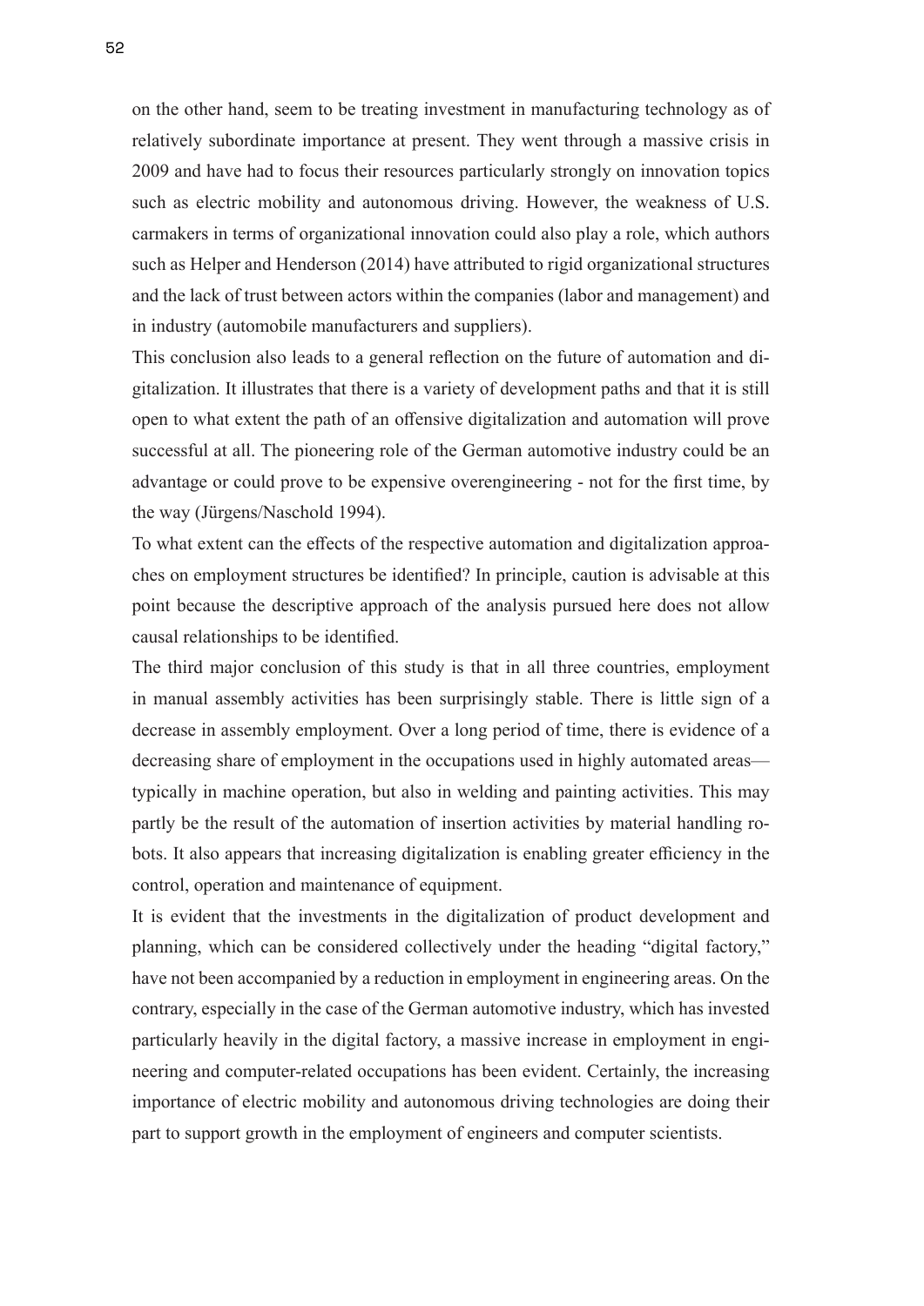on the other hand, seem to be treating investment in manufacturing technology as of relatively subordinate importance at present. They went through a massive crisis in 2009 and have had to focus their resources particularly strongly on innovation topics such as electric mobility and autonomous driving. However, the weakness of U.S. carmakers in terms of organizational innovation could also play a role, which authors such as Helper and Henderson (2014) have attributed to rigid organizational structures and the lack of trust between actors within the companies (labor and management) and in industry (automobile manufacturers and suppliers).

This conclusion also leads to a general reflection on the future of automation and digitalization. It illustrates that there is a variety of development paths and that it is still open to what extent the path of an offensive digitalization and automation will prove successful at all. The pioneering role of the German automotive industry could be an advantage or could prove to be expensive overengineering - not for the first time, by the way (Jürgens/Naschold 1994).

To what extent can the effects of the respective automation and digitalization approaches on employment structures be identified? In principle, caution is advisable at this point because the descriptive approach of the analysis pursued here does not allow causal relationships to be identified.

The third major conclusion of this study is that in all three countries, employment in manual assembly activities has been surprisingly stable. There is little sign of a decrease in assembly employment. Over a long period of time, there is evidence of a decreasing share of employment in the occupations used in highly automated areas—typically in machine operation, but also in welding and painting activities. This may partly be the result of the automation of insertion activities by material handling robots. It also appears that increasing digitalization is enabling greater efficiency in the control, operation and maintenance of equipment.

It is evident that the investments in the digitalization of product development and planning, which can be considered collectively under the heading "digital factory," have not been accompanied by a reduction in employment in engineering areas. On the contrary, especially in the case of the German automotive industry, which has invested particularly heavily in the digital factory, a massive increase in employment in engineering and computer-related occupations has been evident. Certainly, the increasing importance of electric mobility and autonomous driving technologies are doing their part to support growth in the employment of engineers and computer scientists.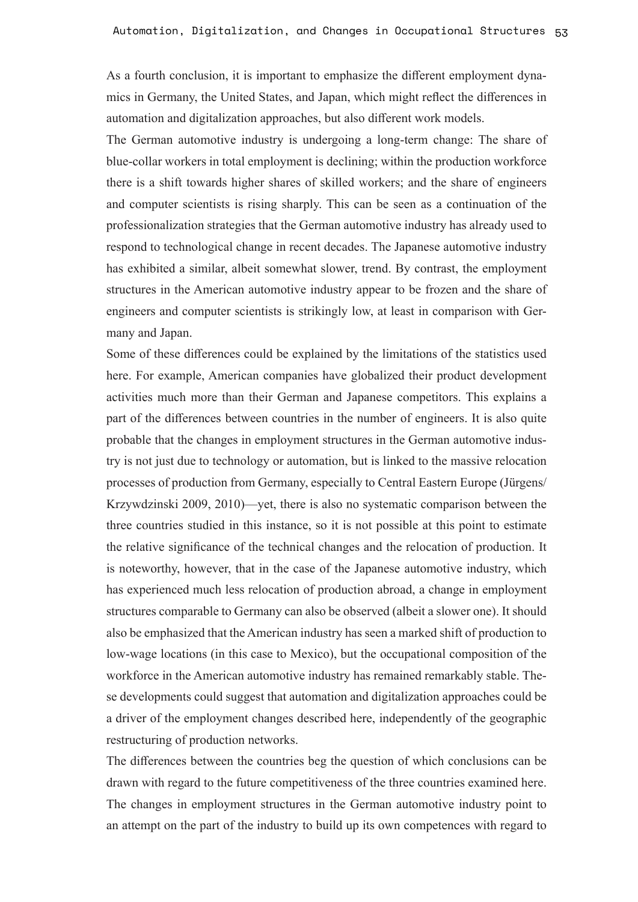As a fourth conclusion, it is important to emphasize the different employment dynamics in Germany, the United States, and Japan, which might reflect the differences in automation and digitalization approaches, but also different work models.

The German automotive industry is undergoing a long-term change: The share of blue-collar workers in total employment is declining; within the production workforce there is a shift towards higher shares of skilled workers; and the share of engineers and computer scientists is rising sharply. This can be seen as a continuation of the professionalization strategies that the German automotive industry has already used to respond to technological change in recent decades. The Japanese automotive industry has exhibited a similar, albeit somewhat slower, trend. By contrast, the employment structures in the American automotive industry appear to be frozen and the share of engineers and computer scientists is strikingly low, at least in comparison with Germany and Japan.

Some of these differences could be explained by the limitations of the statistics used here. For example, American companies have globalized their product development activities much more than their German and Japanese competitors. This explains a part of the differences between countries in the number of engineers. It is also quite probable that the changes in employment structures in the German automotive industry is not just due to technology or automation, but is linked to the massive relocation processes of production from Germany, especially to Central Eastern Europe (Jürgens/Krzywdzinski 2009, 2010)—yet, there is also no systematic comparison between the three countries studied in this instance, so it is not possible at this point to estimate the relative significance of the technical changes and the relocation of production. It is noteworthy, however, that in the case of the Japanese automotive industry, which has experienced much less relocation of production abroad, a change in employment structures comparable to Germany can also be observed (albeit a slower one). It should also be emphasized that the American industry has seen a marked shift of production to low-wage locations (in this case to Mexico), but the occupational composition of the workforce in the American automotive industry has remained remarkably stable. These developments could suggest that automation and digitalization approaches could be a driver of the employment changes described here, independently of the geographic restructuring of production networks.

The differences between the countries beg the question of which conclusions can be drawn with regard to the future competitiveness of the three countries examined here. The changes in employment structures in the German automotive industry point to an attempt on the part of the industry to build up its own competences with regard to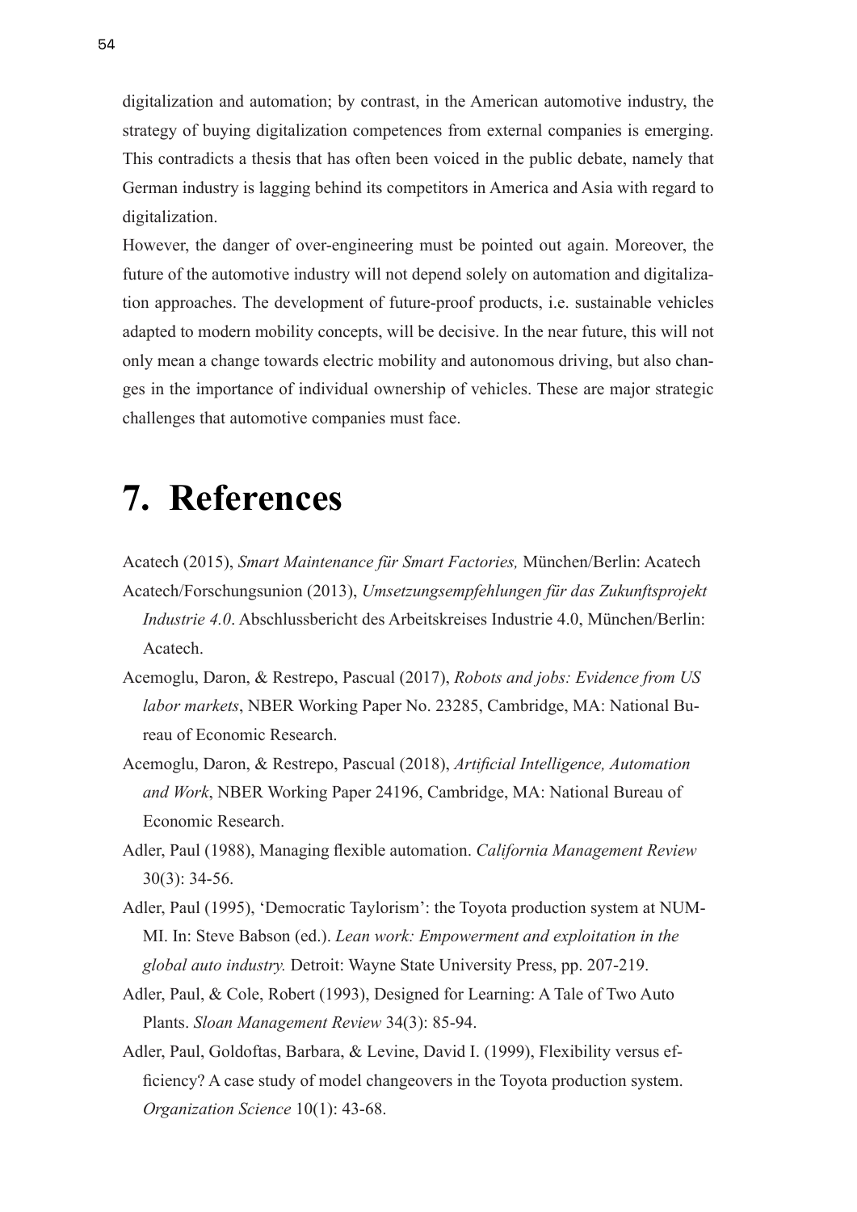digitalization and automation; by contrast, in the American automotive industry, the strategy of buying digitalization competences from external companies is emerging. This contradicts a thesis that has often been voiced in the public debate, namely that German industry is lagging behind its competitors in America and Asia with regard to digitalization.

However, the danger of over-engineering must be pointed out again. Moreover, the future of the automotive industry will not depend solely on automation and digitalization approaches. The development of future-proof products, i.e. sustainable vehicles adapted to modern mobility concepts, will be decisive. In the near future, this will not only mean a change towards electric mobility and autonomous driving, but also changes in the importance of individual ownership of vehicles. These are major strategic challenges that automotive companies must face.

# 7. References

Acatech (2015), *Smart Maintenance für Smart Factories,* München/Berlin: Acatech

Acatech/Forschungsunion (2013), *Umsetzungsempfehlungen für das Zukunftsprojekt Industrie 4.0*. Abschlussbericht des Arbeitskreises Industrie 4.0, München/Berlin: Acatech.

Acemoglu, Daron, & Restrepo, Pascual (2017), *Robots and jobs: Evidence from US labor markets*, NBER Working Paper No. 23285, Cambridge, MA: National Bureau of Economic Research.

Acemoglu, Daron, & Restrepo, Pascual (2018), *Artificial Intelligence, Automation and Work*, NBER Working Paper 24196, Cambridge, MA: National Bureau of Economic Research.

Adler, Paul (1988), Managing flexible automation. *California Management Review* 30(3): 34-56.

Adler, Paul (1995), 'Democratic Taylorism': the Toyota production system at NUMMI. In: Steve Babson (ed.). *Lean work: Empowerment and exploitation in the global auto industry.* Detroit: Wayne State University Press, pp. 207-219.

Adler, Paul, & Cole, Robert (1993), Designed for Learning: A Tale of Two Auto Plants. *Sloan Management Review* 34(3): 85-94.

Adler, Paul, Goldoftas, Barbara, & Levine, David I. (1999), Flexibility versus efficiency? A case study of model changeovers in the Toyota production system. *Organization Science* 10(1): 43-68.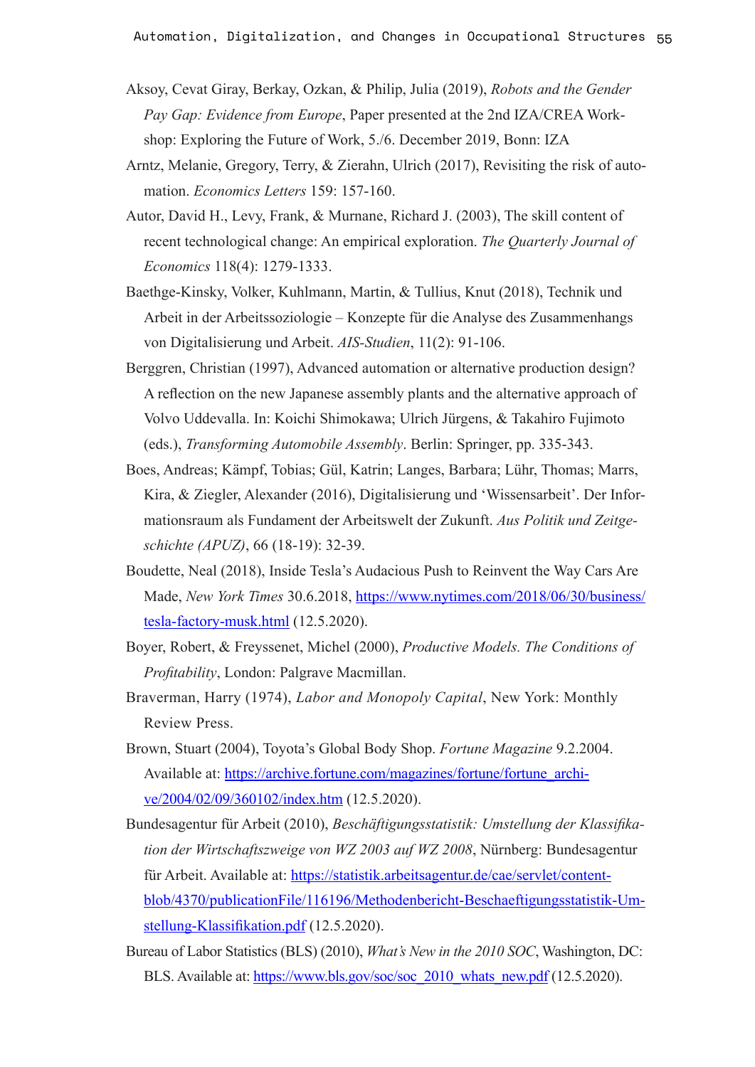Aksoy, Cevat Giray, Berkay, Ozkan, & Philip, Julia (2019), *Robots and the Gender Pay Gap: Evidence from Europe*, Paper presented at the 2nd IZA/CREA Workshop: Exploring the Future of Work, 5./6. December 2019, Bonn: IZA

Arntz, Melanie, Gregory, Terry, & Zierahn, Ulrich (2017), Revisiting the risk of automation. *Economics Letters* 159: 157-160.

Autor, David H., Levy, Frank, & Murnane, Richard J. (2003), The skill content of recent technological change: An empirical exploration. *The Quarterly Journal of Economics* 118(4): 1279-1333.

Baethge-Kinsky, Volker, Kuhlmann, Martin, & Tullius, Knut (2018), Technik und Arbeit in der Arbeitssoziologie – Konzepte für die Analyse des Zusammenhangs von Digitalisierung und Arbeit. *AIS-Studien*, 11(2): 91-106.

Berggren, Christian (1997), Advanced automation or alternative production design? A reflection on the new Japanese assembly plants and the alternative approach of Volvo Uddevalla. In: Koichi Shimokawa; Ulrich Jürgens, & Takahiro Fujimoto (eds.), *Transforming Automobile Assembly*. Berlin: Springer, pp. 335-343.

Boes, Andreas; Kämpf, Tobias; Gül, Katrin; Langes, Barbara; Lühr, Thomas; Marrs, Kira, & Ziegler, Alexander (2016), Digitalisierung und 'Wissensarbeit'. Der Informationsraum als Fundament der Arbeitswelt der Zukunft. *Aus Politik und Zeitgeschichte (APUZ)*, 66 (18-19): 32-39.

Boudette, Neal (2018), Inside Tesla's Audacious Push to Reinvent the Way Cars Are Made, *New York Times* 30.6.2018, https://www.nytimes.com/2018/06/30/business/tesla-factory-musk.html (12.5.2020).

Boyer, Robert, & Freyssenet, Michel (2000), *Productive Models. The Conditions of Profitability*, London: Palgrave Macmillan.

Braverman, Harry (1974), *Labor and Monopoly Capital*, New York: Monthly Review Press.

Brown, Stuart (2004), Toyota's Global Body Shop. *Fortune Magazine* 9.2.2004. Available at: https://archive.fortune.com/magazines/fortune/fortune_archive/2004/02/09/360102/index.htm (12.5.2020).

Bundesagentur für Arbeit (2010), *Beschäftigungsstatistik: Umstellung der Klassifikation der Wirtschaftszweige von WZ 2003 auf WZ 2008*, Nürnberg: Bundesagentur für Arbeit. Available at: https://statistik.arbeitsagentur.de/cae/servlet/contentblob/4370/publicationFile/116196/Methodenbericht-Beschaeftigungsstatistik-Umstellung-Klassifikation.pdf (12.5.2020).

Bureau of Labor Statistics (BLS) (2010), *What's New in the 2010 SOC*, Washington, DC: BLS. Available at: https://www.bls.gov/soc/soc_2010_whats_new.pdf (12.5.2020).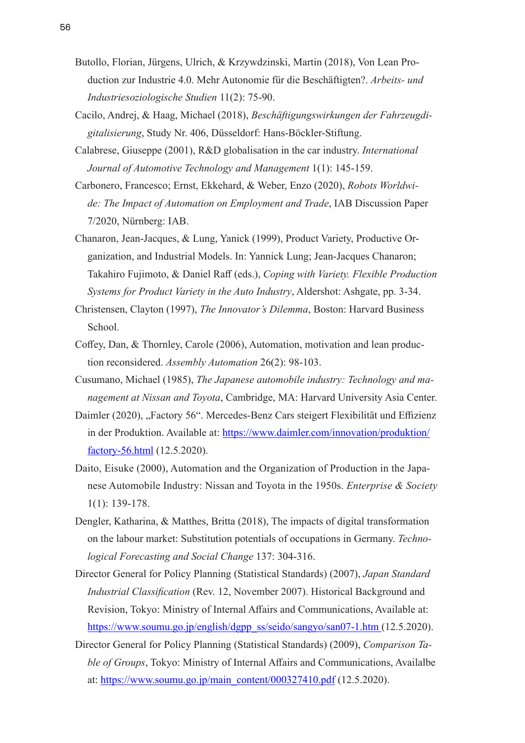Butollo, Florian, Jürgens, Ulrich, & Krzywdzinski, Martin (2018), Von Lean Production zur Industrie 4.0. Mehr Autonomie für die Beschäftigten?. *Arbeits- und Industriesoziologische Studien* 11(2): 75-90.

Cacilo, Andrej, & Haag, Michael (2018), *Beschäftigungswirkungen der Fahrzeugdigitalisierung*, Study Nr. 406, Düsseldorf: Hans-Böckler-Stiftung.

Calabrese, Giuseppe (2001), R&D globalisation in the car industry. *International Journal of Automotive Technology and Management* 1(1): 145-159.

Carbonero, Francesco; Ernst, Ekkehard, & Weber, Enzo (2020), *Robots Worldwide: The Impact of Automation on Employment and Trade*, IAB Discussion Paper 7/2020, Nürnberg: IAB.

Chanaron, Jean-Jacques, & Lung, Yanick (1999), Product Variety, Productive Organization, and Industrial Models. In: Yannick Lung; Jean-Jacques Chanaron; Takahiro Fujimoto, & Daniel Raff (eds.), *Coping with Variety. Flexible Production Systems for Product Variety in the Auto Industry*, Aldershot: Ashgate, pp. 3-34.

Christensen, Clayton (1997), *The Innovator's Dilemma*, Boston: Harvard Business School.

Coffey, Dan, & Thornley, Carole (2006), Automation, motivation and lean production reconsidered. *Assembly Automation* 26(2): 98-103.

Cusumano, Michael (1985), *The Japanese automobile industry: Technology and management at Nissan and Toyota*, Cambridge, MA: Harvard University Asia Center.

Daimler (2020), „Factory 56". Mercedes-Benz Cars steigert Flexibilität und Effizienz in der Produktion. Available at: https://www.daimler.com/innovation/produktion/factory-56.html (12.5.2020).

Daito, Eisuke (2000), Automation and the Organization of Production in the Japanese Automobile Industry: Nissan and Toyota in the 1950s. *Enterprise & Society* 1(1): 139-178.

Dengler, Katharina, & Matthes, Britta (2018), The impacts of digital transformation on the labour market: Substitution potentials of occupations in Germany. *Technological Forecasting and Social Change* 137: 304-316.

Director General for Policy Planning (Statistical Standards) (2007), *Japan Standard Industrial Classification* (Rev. 12, November 2007). Historical Background and Revision, Tokyo: Ministry of Internal Affairs and Communications, Available at: https://www.soumu.go.jp/english/dgpp_ss/seido/sangyo/san07-1.htm (12.5.2020).

Director General for Policy Planning (Statistical Standards) (2009), *Comparison Table of Groups*, Tokyo: Ministry of Internal Affairs and Communications, Availalbe at: https://www.soumu.go.jp/main_content/000327410.pdf (12.5.2020).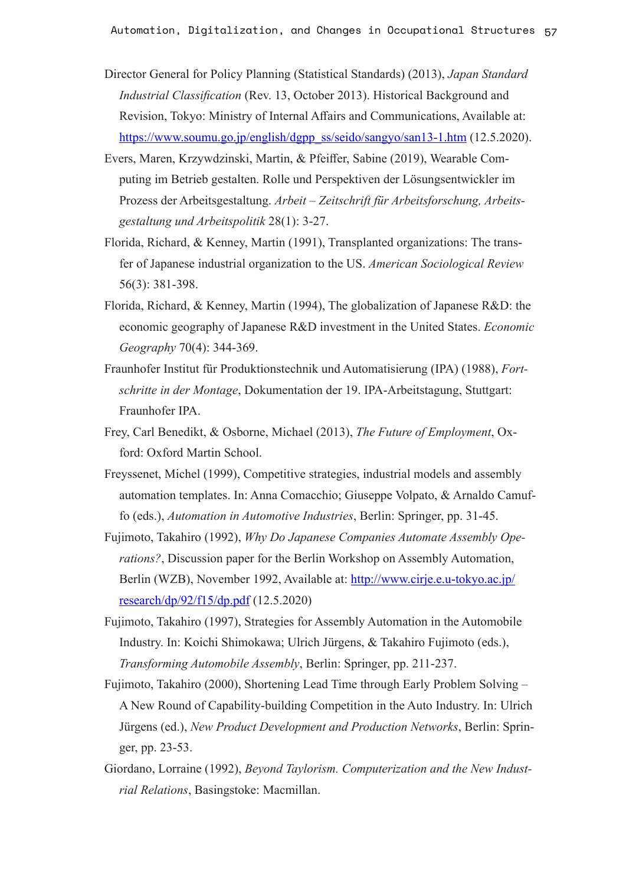Director General for Policy Planning (Statistical Standards) (2013), *Japan Standard Industrial Classification* (Rev. 13, October 2013). Historical Background and Revision, Tokyo: Ministry of Internal Affairs and Communications, Available at: https://www.soumu.go.jp/english/dgpp_ss/seido/sangyo/san13-1.htm (12.5.2020).

Evers, Maren, Krzywdzinski, Martin, & Pfeiffer, Sabine (2019), Wearable Computing im Betrieb gestalten. Rolle und Perspektiven der Lösungsentwickler im Prozess der Arbeitsgestaltung. *Arbeit – Zeitschrift für Arbeitsforschung, Arbeitsgestaltung und Arbeitspolitik* 28(1): 3-27.

Florida, Richard, & Kenney, Martin (1991), Transplanted organizations: The transfer of Japanese industrial organization to the US. *American Sociological Review* 56(3): 381-398.

Florida, Richard, & Kenney, Martin (1994), The globalization of Japanese R&D: the economic geography of Japanese R&D investment in the United States. *Economic Geography* 70(4): 344-369.

Fraunhofer Institut für Produktionstechnik und Automatisierung (IPA) (1988), *Fortschritte in der Montage*, Dokumentation der 19. IPA-Arbeitstagung, Stuttgart: Fraunhofer IPA.

Frey, Carl Benedikt, & Osborne, Michael (2013), *The Future of Employment*, Oxford: Oxford Martin School.

Freyssenet, Michel (1999), Competitive strategies, industrial models and assembly automation templates. In: Anna Comacchio; Giuseppe Volpato, & Arnaldo Camuffo (eds.), *Automation in Automotive Industries*, Berlin: Springer, pp. 31-45.

Fujimoto, Takahiro (1992), *Why Do Japanese Companies Automate Assembly Operations?*, Discussion paper for the Berlin Workshop on Assembly Automation, Berlin (WZB), November 1992, Available at: http://www.cirje.e.u-tokyo.ac.jp/research/dp/92/f15/dp.pdf (12.5.2020)

Fujimoto, Takahiro (1997), Strategies for Assembly Automation in the Automobile Industry. In: Koichi Shimokawa; Ulrich Jürgens, & Takahiro Fujimoto (eds.), *Transforming Automobile Assembly*, Berlin: Springer, pp. 211-237.

Fujimoto, Takahiro (2000), Shortening Lead Time through Early Problem Solving – A New Round of Capability-building Competition in the Auto Industry. In: Ulrich Jürgens (ed.), *New Product Development and Production Networks*, Berlin: Springer, pp. 23-53.

Giordano, Lorraine (1992), *Beyond Taylorism. Computerization and the New Industrial Relations*, Basingstoke: Macmillan.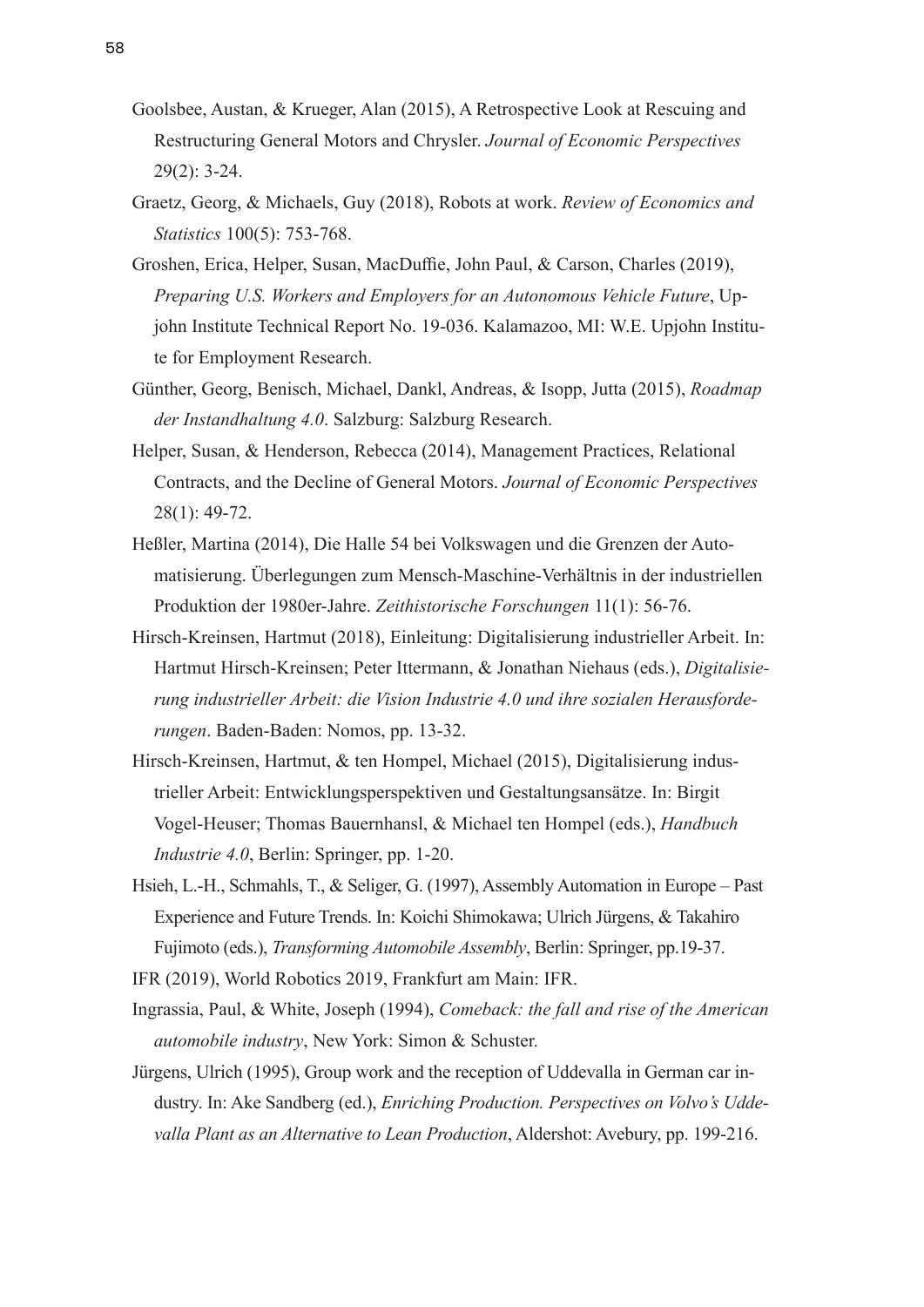Goolsbee, Austan, & Krueger, Alan (2015), A Retrospective Look at Rescuing and Restructuring General Motors and Chrysler. *Journal of Economic Perspectives* 29(2): 3-24.

Graetz, Georg, & Michaels, Guy (2018), Robots at work. *Review of Economics and Statistics* 100(5): 753-768.

Groshen, Erica, Helper, Susan, MacDuffie, John Paul, & Carson, Charles (2019), *Preparing U.S. Workers and Employers for an Autonomous Vehicle Future*, Upjohn Institute Technical Report No. 19-036. Kalamazoo, MI: W.E. Upjohn Institute for Employment Research.

Günther, Georg, Benisch, Michael, Dankl, Andreas, & Isopp, Jutta (2015), *Roadmap der Instandhaltung 4.0*. Salzburg: Salzburg Research.

Helper, Susan, & Henderson, Rebecca (2014), Management Practices, Relational Contracts, and the Decline of General Motors. *Journal of Economic Perspectives* 28(1): 49-72.

Heßler, Martina (2014), Die Halle 54 bei Volkswagen und die Grenzen der Automatisierung. Überlegungen zum Mensch-Maschine-Verhältnis in der industriellen Produktion der 1980er-Jahre. *Zeithistorische Forschungen* 11(1): 56-76.

Hirsch-Kreinsen, Hartmut (2018), Einleitung: Digitalisierung industrieller Arbeit. In: Hartmut Hirsch-Kreinsen; Peter Ittermann, & Jonathan Niehaus (eds.), *Digitalisierung industrieller Arbeit: die Vision Industrie 4.0 und ihre sozialen Herausforderungen*. Baden-Baden: Nomos, pp. 13-32.

Hirsch-Kreinsen, Hartmut, & ten Hompel, Michael (2015), Digitalisierung industrieller Arbeit: Entwicklungsperspektiven und Gestaltungsansätze. In: Birgit Vogel-Heuser; Thomas Bauernhansl, & Michael ten Hompel (eds.), *Handbuch Industrie 4.0*, Berlin: Springer, pp. 1-20.

Hsieh, L.-H., Schmahls, T., & Seliger, G. (1997), Assembly Automation in Europe – Past Experience and Future Trends. In: Koichi Shimokawa; Ulrich Jürgens, & Takahiro Fujimoto (eds.), *Transforming Automobile Assembly*, Berlin: Springer, pp.19-37.

IFR (2019), World Robotics 2019, Frankfurt am Main: IFR.

Ingrassia, Paul, & White, Joseph (1994), *Comeback: the fall and rise of the American automobile industry*, New York: Simon & Schuster.

Jürgens, Ulrich (1995), Group work and the reception of Uddevalla in German car industry. In: Ake Sandberg (ed.), *Enriching Production. Perspectives on Volvo's Uddevalla Plant as an Alternative to Lean Production*, Aldershot: Avebury, pp. 199-216.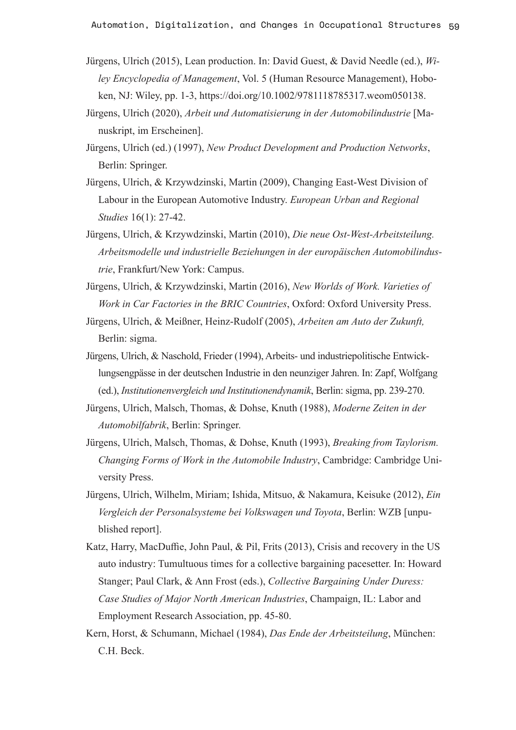Jürgens, Ulrich (2015), Lean production. In: David Guest, & David Needle (ed.), *Wiley Encyclopedia of Management*, Vol. 5 (Human Resource Management), Hoboken, NJ: Wiley, pp. 1-3, https://doi.org/10.1002/9781118785317.weom050138.

Jürgens, Ulrich (2020), *Arbeit und Automatisierung in der Automobilindustrie* [Manuskript, im Erscheinen].

Jürgens, Ulrich (ed.) (1997), *New Product Development and Production Networks*, Berlin: Springer.

Jürgens, Ulrich, & Krzywdzinski, Martin (2009), Changing East-West Division of Labour in the European Automotive Industry. *European Urban and Regional Studies* 16(1): 27-42.

Jürgens, Ulrich, & Krzywdzinski, Martin (2010), *Die neue Ost-West-Arbeitsteilung. Arbeitsmodelle und industrielle Beziehungen in der europäischen Automobilindustrie*, Frankfurt/New York: Campus.

Jürgens, Ulrich, & Krzywdzinski, Martin (2016), *New Worlds of Work. Varieties of Work in Car Factories in the BRIC Countries*, Oxford: Oxford University Press.

Jürgens, Ulrich, & Meißner, Heinz-Rudolf (2005), *Arbeiten am Auto der Zukunft,* Berlin: sigma.

Jürgens, Ulrich, & Naschold, Frieder (1994), Arbeits- und industriepolitische Entwicklungsengpässe in der deutschen Industrie in den neunziger Jahren. In: Zapf, Wolfgang (ed.), *Institutionenvergleich und Institutionendynamik*, Berlin: sigma, pp. 239-270.

Jürgens, Ulrich, Malsch, Thomas, & Dohse, Knuth (1988), *Moderne Zeiten in der Automobilfabrik*, Berlin: Springer.

Jürgens, Ulrich, Malsch, Thomas, & Dohse, Knuth (1993), *Breaking from Taylorism. Changing Forms of Work in the Automobile Industry*, Cambridge: Cambridge University Press.

Jürgens, Ulrich, Wilhelm, Miriam; Ishida, Mitsuo, & Nakamura, Keisuke (2012), *Ein Vergleich der Personalsysteme bei Volkswagen und Toyota*, Berlin: WZB [unpublished report].

Katz, Harry, MacDuffie, John Paul, & Pil, Frits (2013), Crisis and recovery in the US auto industry: Tumultuous times for a collective bargaining pacesetter. In: Howard Stanger; Paul Clark, & Ann Frost (eds.), *Collective Bargaining Under Duress: Case Studies of Major North American Industries*, Champaign, IL: Labor and Employment Research Association, pp. 45-80.

Kern, Horst, & Schumann, Michael (1984), *Das Ende der Arbeitsteilung*, München: C.H. Beck.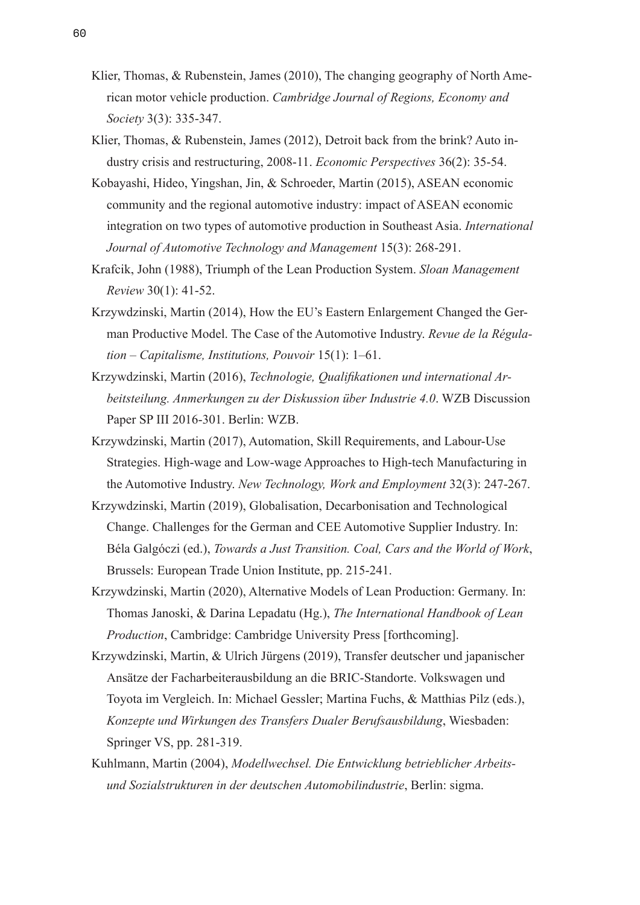Klier, Thomas, & Rubenstein, James (2010), The changing geography of North American motor vehicle production. *Cambridge Journal of Regions, Economy and Society* 3(3): 335-347.

Klier, Thomas, & Rubenstein, James (2012), Detroit back from the brink? Auto industry crisis and restructuring, 2008-11. *Economic Perspectives* 36(2): 35-54.

Kobayashi, Hideo, Yingshan, Jin, & Schroeder, Martin (2015), ASEAN economic community and the regional automotive industry: impact of ASEAN economic integration on two types of automotive production in Southeast Asia. *International Journal of Automotive Technology and Management* 15(3): 268-291.

Krafcik, John (1988), Triumph of the Lean Production System. *Sloan Management Review* 30(1): 41-52.

Krzywdzinski, Martin (2014), How the EU's Eastern Enlargement Changed the German Productive Model. The Case of the Automotive Industry. *Revue de la Régulation – Capitalisme, Institutions, Pouvoir* 15(1): 1–61.

Krzywdzinski, Martin (2016), *Technologie, Qualifikationen und international Arbeitsteilung. Anmerkungen zu der Diskussion über Industrie 4.0*. WZB Discussion Paper SP III 2016-301. Berlin: WZB.

Krzywdzinski, Martin (2017), Automation, Skill Requirements, and Labour-Use Strategies. High-wage and Low-wage Approaches to High-tech Manufacturing in the Automotive Industry. *New Technology, Work and Employment* 32(3): 247-267.

Krzywdzinski, Martin (2019), Globalisation, Decarbonisation and Technological Change. Challenges for the German and CEE Automotive Supplier Industry. In: Béla Galgóczi (ed.), *Towards a Just Transition. Coal, Cars and the World of Work*, Brussels: European Trade Union Institute, pp. 215-241.

Krzywdzinski, Martin (2020), Alternative Models of Lean Production: Germany. In: Thomas Janoski, & Darina Lepadatu (Hg.), *The International Handbook of Lean Production*, Cambridge: Cambridge University Press [forthcoming].

Krzywdzinski, Martin, & Ulrich Jürgens (2019), Transfer deutscher und japanischer Ansätze der Facharbeiterausbildung an die BRIC-Standorte. Volkswagen und Toyota im Vergleich. In: Michael Gessler; Martina Fuchs, & Matthias Pilz (eds.), *Konzepte und Wirkungen des Transfers Dualer Berufsausbildung*, Wiesbaden: Springer VS, pp. 281-319.

Kuhlmann, Martin (2004), *Modellwechsel. Die Entwicklung betrieblicher Arbeits- und Sozialstrukturen in der deutschen Automobilindustrie*, Berlin: sigma.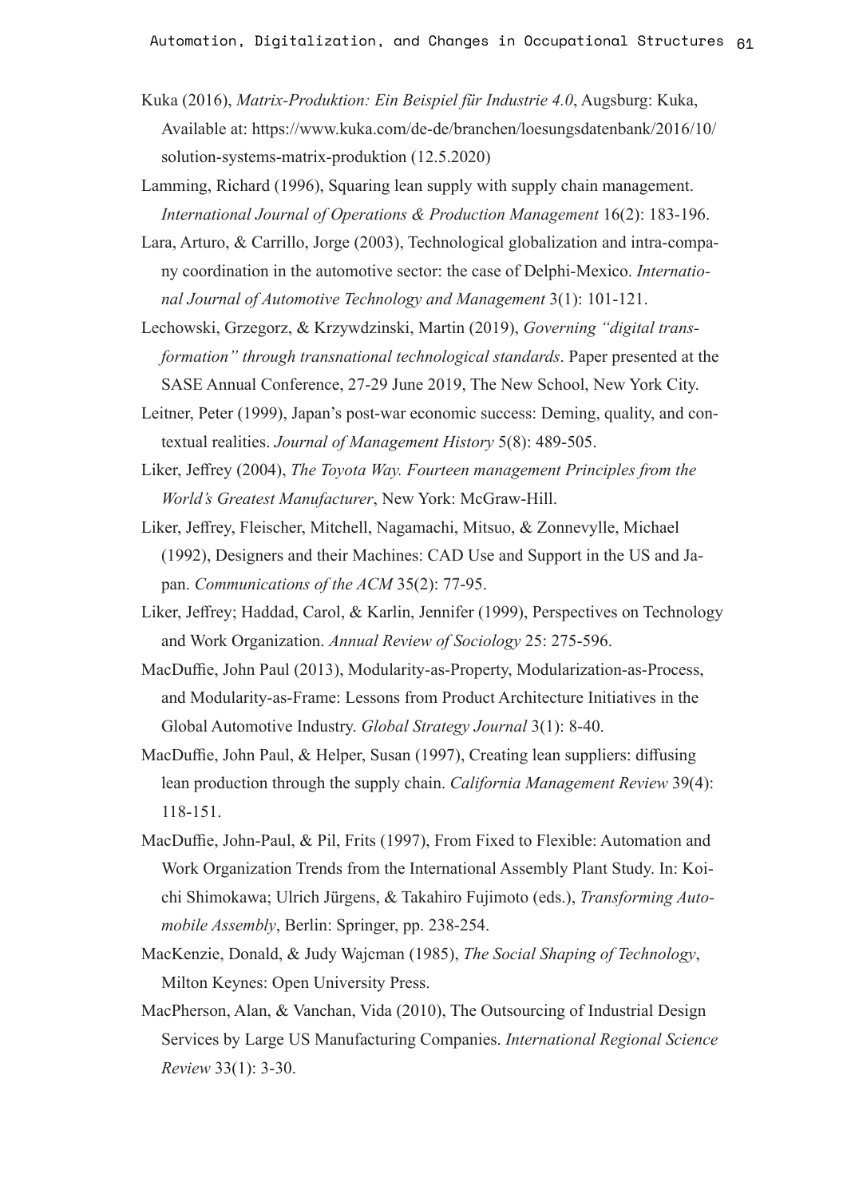Kuka (2016), *Matrix-Produktion: Ein Beispiel für Industrie 4.0*, Augsburg: Kuka, Available at: https://www.kuka.com/de-de/branchen/loesungsdatenbank/2016/10/solution-systems-matrix-produktion (12.5.2020)

Lamming, Richard (1996), Squaring lean supply with supply chain management. *International Journal of Operations & Production Management* 16(2): 183-196.

Lara, Arturo, & Carrillo, Jorge (2003), Technological globalization and intra-company coordination in the automotive sector: the case of Delphi-Mexico. *International Journal of Automotive Technology and Management* 3(1): 101-121.

Lechowski, Grzegorz, & Krzywdzinski, Martin (2019), *Governing "digital transformation" through transnational technological standards*. Paper presented at the SASE Annual Conference, 27-29 June 2019, The New School, New York City.

Leitner, Peter (1999), Japan's post-war economic success: Deming, quality, and contextual realities. *Journal of Management History* 5(8): 489-505.

Liker, Jeffrey (2004), *The Toyota Way. Fourteen management Principles from the World's Greatest Manufacturer*, New York: McGraw-Hill.

Liker, Jeffrey, Fleischer, Mitchell, Nagamachi, Mitsuo, & Zonnevylle, Michael (1992), Designers and their Machines: CAD Use and Support in the US and Japan. *Communications of the ACM* 35(2): 77-95.

Liker, Jeffrey; Haddad, Carol, & Karlin, Jennifer (1999), Perspectives on Technology and Work Organization. *Annual Review of Sociology* 25: 275-596.

MacDuffie, John Paul (2013), Modularity-as-Property, Modularization-as-Process, and Modularity-as-Frame: Lessons from Product Architecture Initiatives in the Global Automotive Industry. *Global Strategy Journal* 3(1): 8-40.

MacDuffie, John Paul, & Helper, Susan (1997), Creating lean suppliers: diffusing lean production through the supply chain. *California Management Review* 39(4): 118-151.

MacDuffie, John-Paul, & Pil, Frits (1997), From Fixed to Flexible: Automation and Work Organization Trends from the International Assembly Plant Study. In: Koichi Shimokawa; Ulrich Jürgens, & Takahiro Fujimoto (eds.), *Transforming Automobile Assembly*, Berlin: Springer, pp. 238-254.

MacKenzie, Donald, & Judy Wajcman (1985), *The Social Shaping of Technology*, Milton Keynes: Open University Press.

MacPherson, Alan, & Vanchan, Vida (2010), The Outsourcing of Industrial Design Services by Large US Manufacturing Companies. *International Regional Science Review* 33(1): 3-30.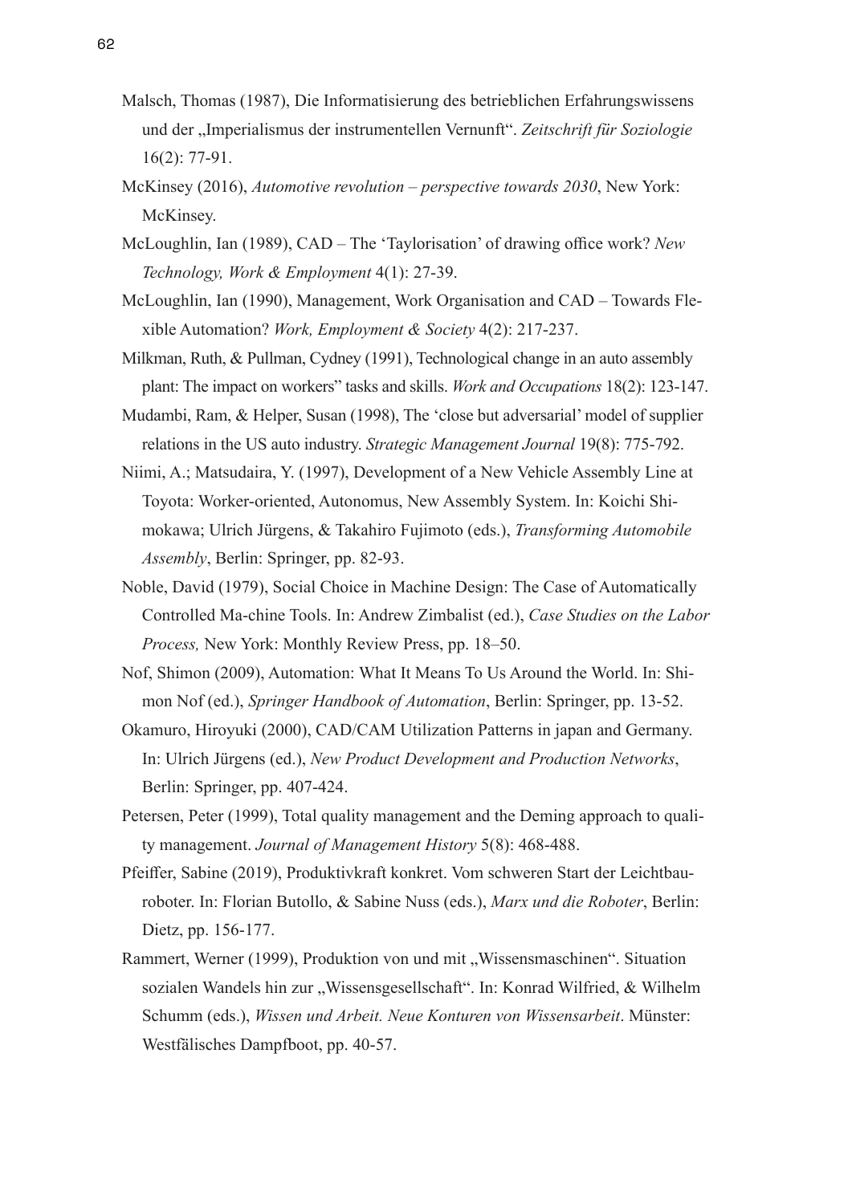Malsch, Thomas (1987), Die Informatisierung des betrieblichen Erfahrungswissens und der „Imperialismus der instrumentellen Vernunft“. *Zeitschrift für Soziologie* 16(2): 77-91.

McKinsey (2016), *Automotive revolution – perspective towards 2030*, New York: McKinsey.

McLoughlin, Ian (1989), CAD – The 'Taylorisation' of drawing office work? *New Technology, Work & Employment* 4(1): 27-39.

McLoughlin, Ian (1990), Management, Work Organisation and CAD – Towards Flexible Automation? *Work, Employment & Society* 4(2): 217-237.

Milkman, Ruth, & Pullman, Cydney (1991), Technological change in an auto assembly plant: The impact on workers" tasks and skills. *Work and Occupations* 18(2): 123-147.

Mudambi, Ram, & Helper, Susan (1998), The 'close but adversarial' model of supplier relations in the US auto industry. *Strategic Management Journal* 19(8): 775-792.

Niimi, A.; Matsudaira, Y. (1997), Development of a New Vehicle Assembly Line at Toyota: Worker-oriented, Autonomus, New Assembly System. In: Koichi Shimokawa; Ulrich Jürgens, & Takahiro Fujimoto (eds.), *Transforming Automobile Assembly*, Berlin: Springer, pp. 82-93.

Noble, David (1979), Social Choice in Machine Design: The Case of Automatically Controlled Ma-chine Tools. In: Andrew Zimbalist (ed.), *Case Studies on the Labor Process,* New York: Monthly Review Press, pp. 18–50.

Nof, Shimon (2009), Automation: What It Means To Us Around the World. In: Shimon Nof (ed.), *Springer Handbook of Automation*, Berlin: Springer, pp. 13-52.

Okamuro, Hiroyuki (2000), CAD/CAM Utilization Patterns in japan and Germany. In: Ulrich Jürgens (ed.), *New Product Development and Production Networks*, Berlin: Springer, pp. 407-424.

Petersen, Peter (1999), Total quality management and the Deming approach to quality management. *Journal of Management History* 5(8): 468-488.

Pfeiffer, Sabine (2019), Produktivkraft konkret. Vom schweren Start der Leichtbauroboter. In: Florian Butollo, & Sabine Nuss (eds.), *Marx und die Roboter*, Berlin: Dietz, pp. 156-177.

Rammert, Werner (1999), Produktion von und mit „Wissensmaschinen“. Situation sozialen Wandels hin zur „Wissensgesellschaft“. In: Konrad Wilfried, & Wilhelm Schumm (eds.), *Wissen und Arbeit. Neue Konturen von Wissensarbeit*. Münster: Westfälisches Dampfboot, pp. 40-57.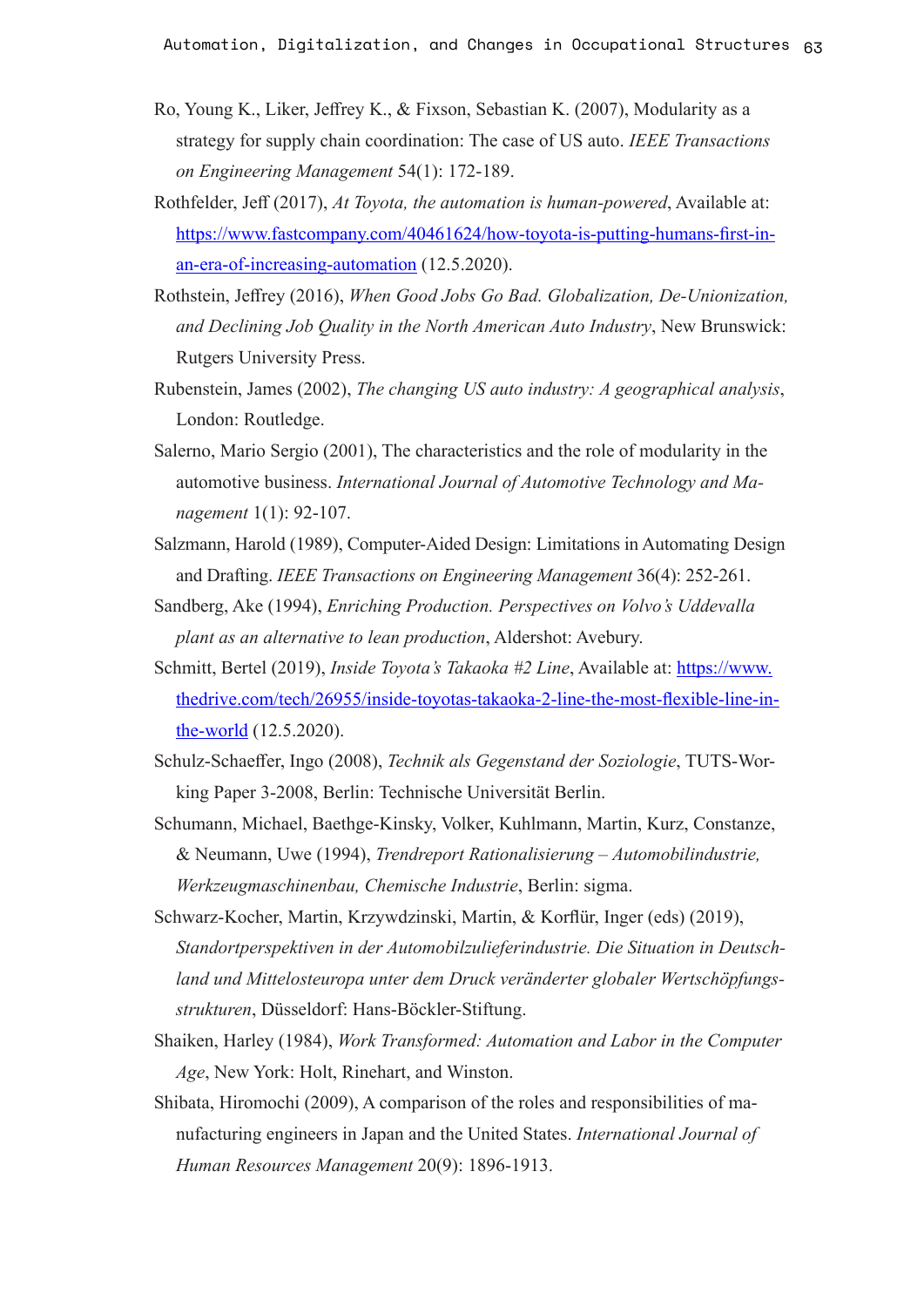Ro, Young K., Liker, Jeffrey K., & Fixson, Sebastian K. (2007), Modularity as a strategy for supply chain coordination: The case of US auto. *IEEE Transactions on Engineering Management* 54(1): 172-189.

Rothfelder, Jeff (2017), *At Toyota, the automation is human-powered*, Available at: https://www.fastcompany.com/40461624/how-toyota-is-putting-humans-first-in-an-era-of-increasing-automation (12.5.2020).

Rothstein, Jeffrey (2016), *When Good Jobs Go Bad. Globalization, De-Unionization, and Declining Job Quality in the North American Auto Industry*, New Brunswick: Rutgers University Press.

Rubenstein, James (2002), *The changing US auto industry: A geographical analysis*, London: Routledge.

Salerno, Mario Sergio (2001), The characteristics and the role of modularity in the automotive business. *International Journal of Automotive Technology and Management* 1(1): 92-107.

Salzmann, Harold (1989), Computer-Aided Design: Limitations in Automating Design and Drafting. *IEEE Transactions on Engineering Management* 36(4): 252-261.

Sandberg, Ake (1994), *Enriching Production. Perspectives on Volvo's Uddevalla plant as an alternative to lean production*, Aldershot: Avebury.

Schmitt, Bertel (2019), *Inside Toyota's Takaoka #2 Line*, Available at: https://www.thedrive.com/tech/26955/inside-toyotas-takaoka-2-line-the-most-flexible-line-in-the-world (12.5.2020).

Schulz-Schaeffer, Ingo (2008), *Technik als Gegenstand der Soziologie*, TUTS-Working Paper 3-2008, Berlin: Technische Universität Berlin.

Schumann, Michael, Baethge-Kinsky, Volker, Kuhlmann, Martin, Kurz, Constanze, & Neumann, Uwe (1994), *Trendreport Rationalisierung – Automobilindustrie, Werkzeugmaschinenbau, Chemische Industrie*, Berlin: sigma.

Schwarz-Kocher, Martin, Krzywdzinski, Martin, & Korflür, Inger (eds) (2019), *Standortperspektiven in der Automobilzulieferindustrie. Die Situation in Deutschland und Mittelosteuropa unter dem Druck veränderter globaler Wertschöpfungsstrukturen*, Düsseldorf: Hans-Böckler-Stiftung.

Shaiken, Harley (1984), *Work Transformed: Automation and Labor in the Computer Age*, New York: Holt, Rinehart, and Winston.

Shibata, Hiromochi (2009), A comparison of the roles and responsibilities of manufacturing engineers in Japan and the United States. *International Journal of Human Resources Management* 20(9): 1896-1913.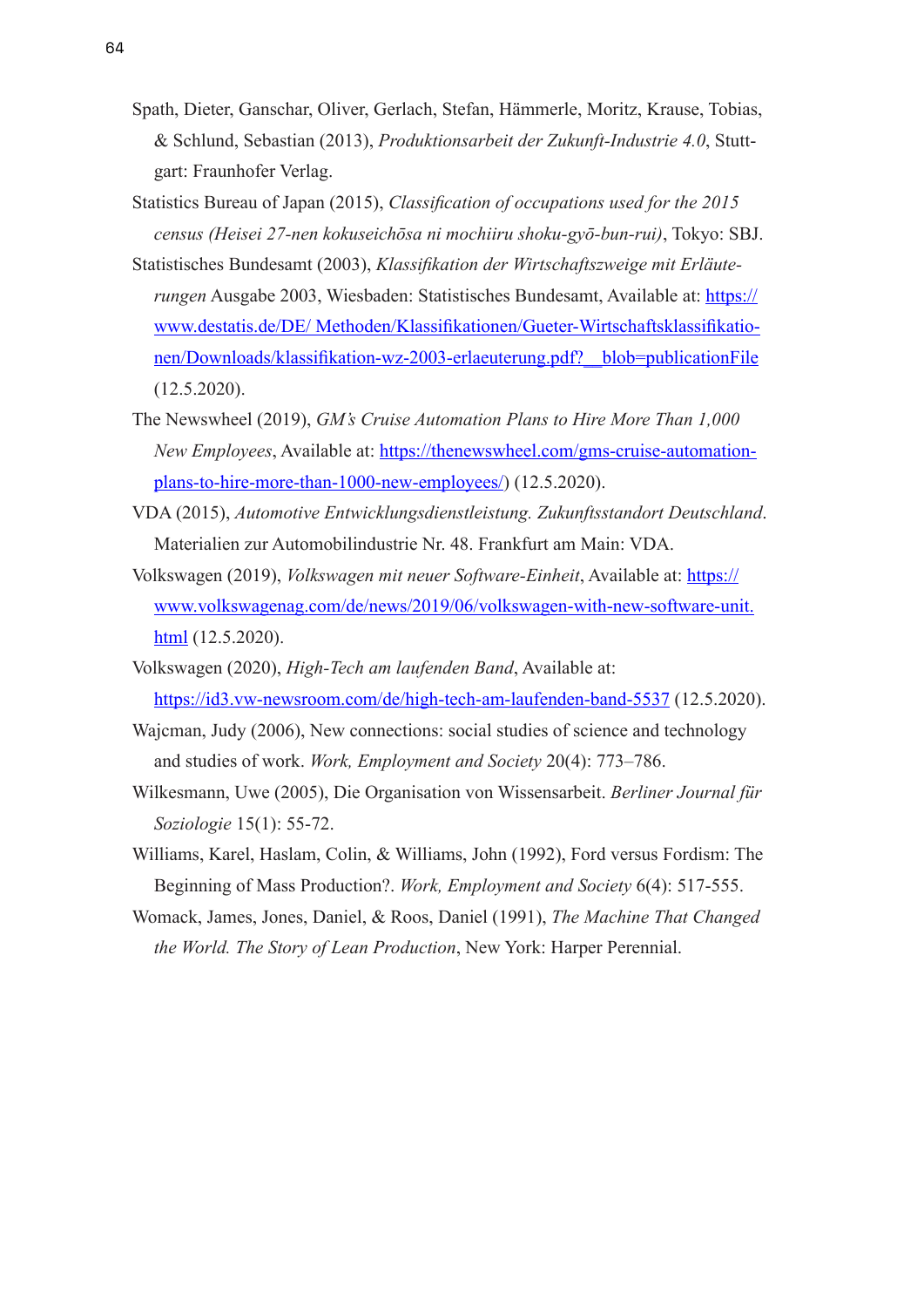Spath, Dieter, Ganschar, Oliver, Gerlach, Stefan, Hämmerle, Moritz, Krause, Tobias, & Schlund, Sebastian (2013), *Produktionsarbeit der Zukunft-Industrie 4.0*, Stuttgart: Fraunhofer Verlag.

Statistics Bureau of Japan (2015), *Classification of occupations used for the 2015 census (Heisei 27-nen kokuseichōsa ni mochiiru shoku-gyō-bun-rui)*, Tokyo: SBJ.

Statistisches Bundesamt (2003), *Klassifikation der Wirtschaftszweige mit Erläuterungen* Ausgabe 2003, Wiesbaden: Statistisches Bundesamt, Available at: https://www.destatis.de/DE/ Methoden/Klassifikationen/Gueter-Wirtschaftsklassifikationen/Downloads/klassifikation-wz-2003-erlaeuterung.pdf?__blob=publicationFile (12.5.2020).

The Newswheel (2019), *GM's Cruise Automation Plans to Hire More Than 1,000 New Employees*, Available at: https://thenewswheel.com/gms-cruise-automation-plans-to-hire-more-than-1000-new-employees/) (12.5.2020).

VDA (2015), *Automotive Entwicklungsdienstleistung. Zukunftsstandort Deutschland*. Materialien zur Automobilindustrie Nr. 48. Frankfurt am Main: VDA.

Volkswagen (2019), *Volkswagen mit neuer Software-Einheit*, Available at: https://www.volkswagenag.com/de/news/2019/06/volkswagen-with-new-software-unit.html (12.5.2020).

Volkswagen (2020), *High-Tech am laufenden Band*, Available at: https://id3.vw-newsroom.com/de/high-tech-am-laufenden-band-5537 (12.5.2020).

Wajcman, Judy (2006), New connections: social studies of science and technology and studies of work. *Work, Employment and Society* 20(4): 773–786.

Wilkesmann, Uwe (2005), Die Organisation von Wissensarbeit. *Berliner Journal für Soziologie* 15(1): 55-72.

Williams, Karel, Haslam, Colin, & Williams, John (1992), Ford versus Fordism: The Beginning of Mass Production?. *Work, Employment and Society* 6(4): 517-555.

Womack, James, Jones, Daniel, & Roos, Daniel (1991), *The Machine That Changed the World. The Story of Lean Production*, New York: Harper Perennial.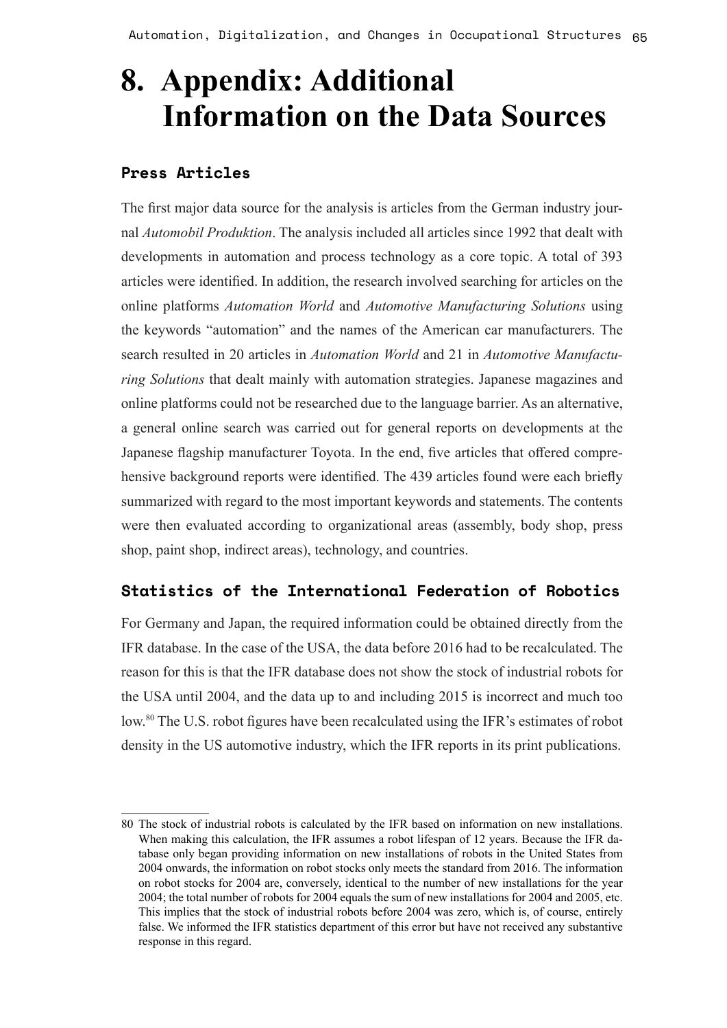# 8. Appendix: Additional Information on the Data Sources

## Press Articles

The first major data source for the analysis is articles from the German industry journal *Automobil Produktion*. The analysis included all articles since 1992 that dealt with developments in automation and process technology as a core topic. A total of 393 articles were identified. In addition, the research involved searching for articles on the online platforms *Automation World* and *Automotive Manufacturing Solutions* using the keywords "automation" and the names of the American car manufacturers. The search resulted in 20 articles in *Automation World* and 21 in *Automotive Manufacturing Solutions* that dealt mainly with automation strategies. Japanese magazines and online platforms could not be researched due to the language barrier. As an alternative, a general online search was carried out for general reports on developments at the Japanese flagship manufacturer Toyota. In the end, five articles that offered comprehensive background reports were identified. The 439 articles found were each briefly summarized with regard to the most important keywords and statements. The contents were then evaluated according to organizational areas (assembly, body shop, press shop, paint shop, indirect areas), technology, and countries.

## Statistics of the International Federation of Robotics

For Germany and Japan, the required information could be obtained directly from the IFR database. In the case of the USA, the data before 2016 had to be recalculated. The reason for this is that the IFR database does not show the stock of industrial robots for the USA until 2004, and the data up to and including 2015 is incorrect and much too low.[80] The U.S. robot figures have been recalculated using the IFR's estimates of robot density in the US automotive industry, which the IFR reports in its print publications.

---

80 The stock of industrial robots is calculated by the IFR based on information on new installations. When making this calculation, the IFR assumes a robot lifespan of 12 years. Because the IFR database only began providing information on new installations of robots in the United States from 2004 onwards, the information on robot stocks only meets the standard from 2016. The information on robot stocks for 2004 are, conversely, identical to the number of new installations for the year 2004; the total number of robots for 2004 equals the sum of new installations for 2004 and 2005, etc. This implies that the stock of industrial robots before 2004 was zero, which is, of course, entirely false. We informed the IFR statistics department of this error but have not received any substantive response in this regard.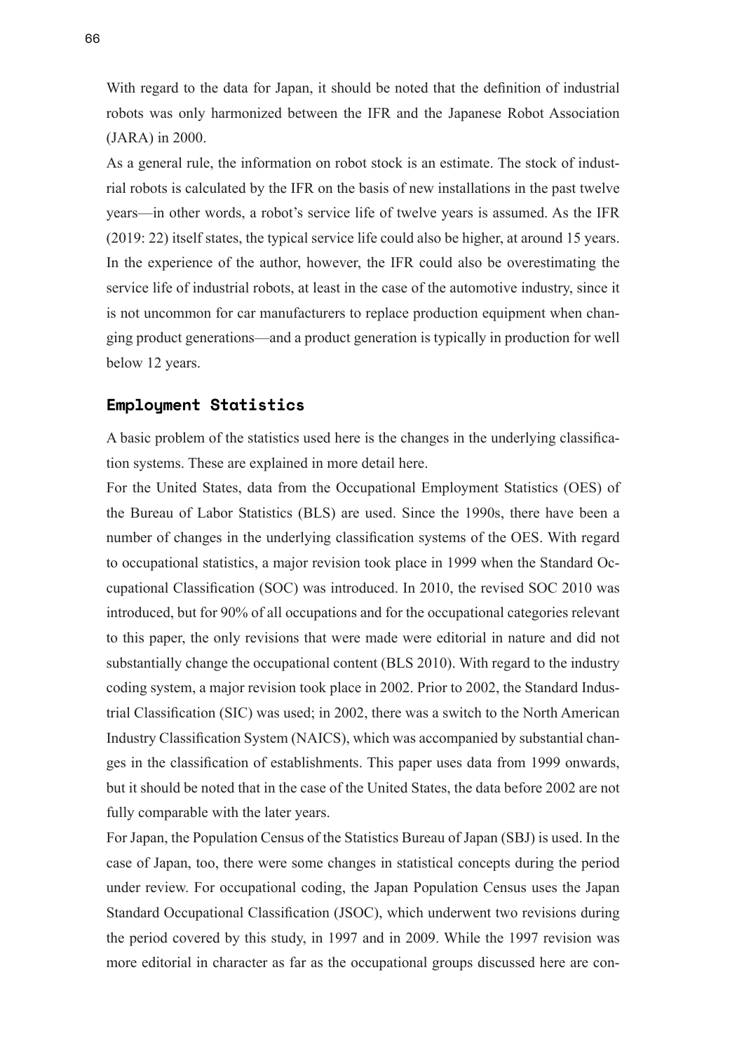With regard to the data for Japan, it should be noted that the definition of industrial robots was only harmonized between the IFR and the Japanese Robot Association (JARA) in 2000.

As a general rule, the information on robot stock is an estimate. The stock of industrial robots is calculated by the IFR on the basis of new installations in the past twelve years—in other words, a robot's service life of twelve years is assumed. As the IFR (2019: 22) itself states, the typical service life could also be higher, at around 15 years. In the experience of the author, however, the IFR could also be overestimating the service life of industrial robots, at least in the case of the automotive industry, since it is not uncommon for car manufacturers to replace production equipment when changing product generations—and a product generation is typically in production for well below 12 years.

## Employment Statistics

A basic problem of the statistics used here is the changes in the underlying classification systems. These are explained in more detail here.

For the United States, data from the Occupational Employment Statistics (OES) of the Bureau of Labor Statistics (BLS) are used. Since the 1990s, there have been a number of changes in the underlying classification systems of the OES. With regard to occupational statistics, a major revision took place in 1999 when the Standard Occupational Classification (SOC) was introduced. In 2010, the revised SOC 2010 was introduced, but for 90% of all occupations and for the occupational categories relevant to this paper, the only revisions that were made were editorial in nature and did not substantially change the occupational content (BLS 2010). With regard to the industry coding system, a major revision took place in 2002. Prior to 2002, the Standard Industrial Classification (SIC) was used; in 2002, there was a switch to the North American Industry Classification System (NAICS), which was accompanied by substantial changes in the classification of establishments. This paper uses data from 1999 onwards, but it should be noted that in the case of the United States, the data before 2002 are not fully comparable with the later years.

For Japan, the Population Census of the Statistics Bureau of Japan (SBJ) is used. In the case of Japan, too, there were some changes in statistical concepts during the period under review. For occupational coding, the Japan Population Census uses the Japan Standard Occupational Classification (JSOC), which underwent two revisions during the period covered by this study, in 1997 and in 2009. While the 1997 revision was more editorial in character as far as the occupational groups discussed here are con-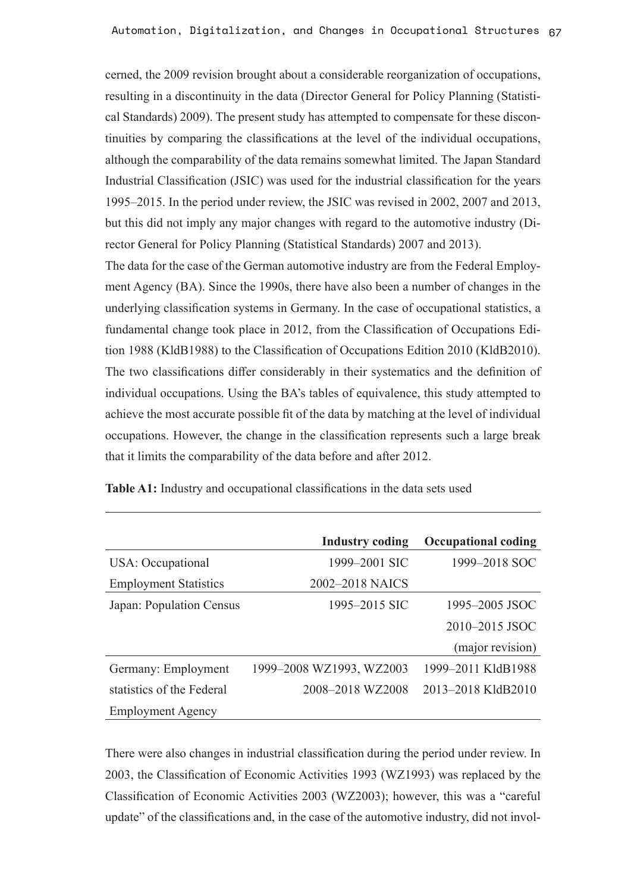cerned, the 2009 revision brought about a considerable reorganization of occupations, resulting in a discontinuity in the data (Director General for Policy Planning (Statistical Standards) 2009). The present study has attempted to compensate for these discontinuities by comparing the classifications at the level of the individual occupations, although the comparability of the data remains somewhat limited. The Japan Standard Industrial Classification (JSIC) was used for the industrial classification for the years 1995–2015. In the period under review, the JSIC was revised in 2002, 2007 and 2013, but this did not imply any major changes with regard to the automotive industry (Director General for Policy Planning (Statistical Standards) 2007 and 2013).

The data for the case of the German automotive industry are from the Federal Employment Agency (BA). Since the 1990s, there have also been a number of changes in the underlying classification systems in Germany. In the case of occupational statistics, a fundamental change took place in 2012, from the Classification of Occupations Edition 1988 (KldB1988) to the Classification of Occupations Edition 2010 (KldB2010). The two classifications differ considerably in their systematics and the definition of individual occupations. Using the BA's tables of equivalence, this study attempted to achieve the most accurate possible fit of the data by matching at the level of individual occupations. However, the change in the classification represents such a large break that it limits the comparability of the data before and after 2012.

**Table A1:** Industry and occupational classifications in the data sets used

| | Industry coding | Occupational coding |
|---|---|---|
| USA: Occupational Employment Statistics | 1999–2001 SIC<br>2002–2018 NAICS | 1999–2018 SOC |
| Japan: Population Census | 1995–2015 SIC | 1995–2005 JSOC<br>2010–2015 JSOC (major revision) |
| Germany: Employment statistics of the Federal Employment Agency | 1999–2008 WZ1993, WZ2003<br>2008–2018 WZ2008 | 1999–2011 KldB1988<br>2013–2018 KldB2010 |

There were also changes in industrial classification during the period under review. In 2003, the Classification of Economic Activities 1993 (WZ1993) was replaced by the Classification of Economic Activities 2003 (WZ2003); however, this was a "careful update" of the classifications and, in the case of the automotive industry, did not invol-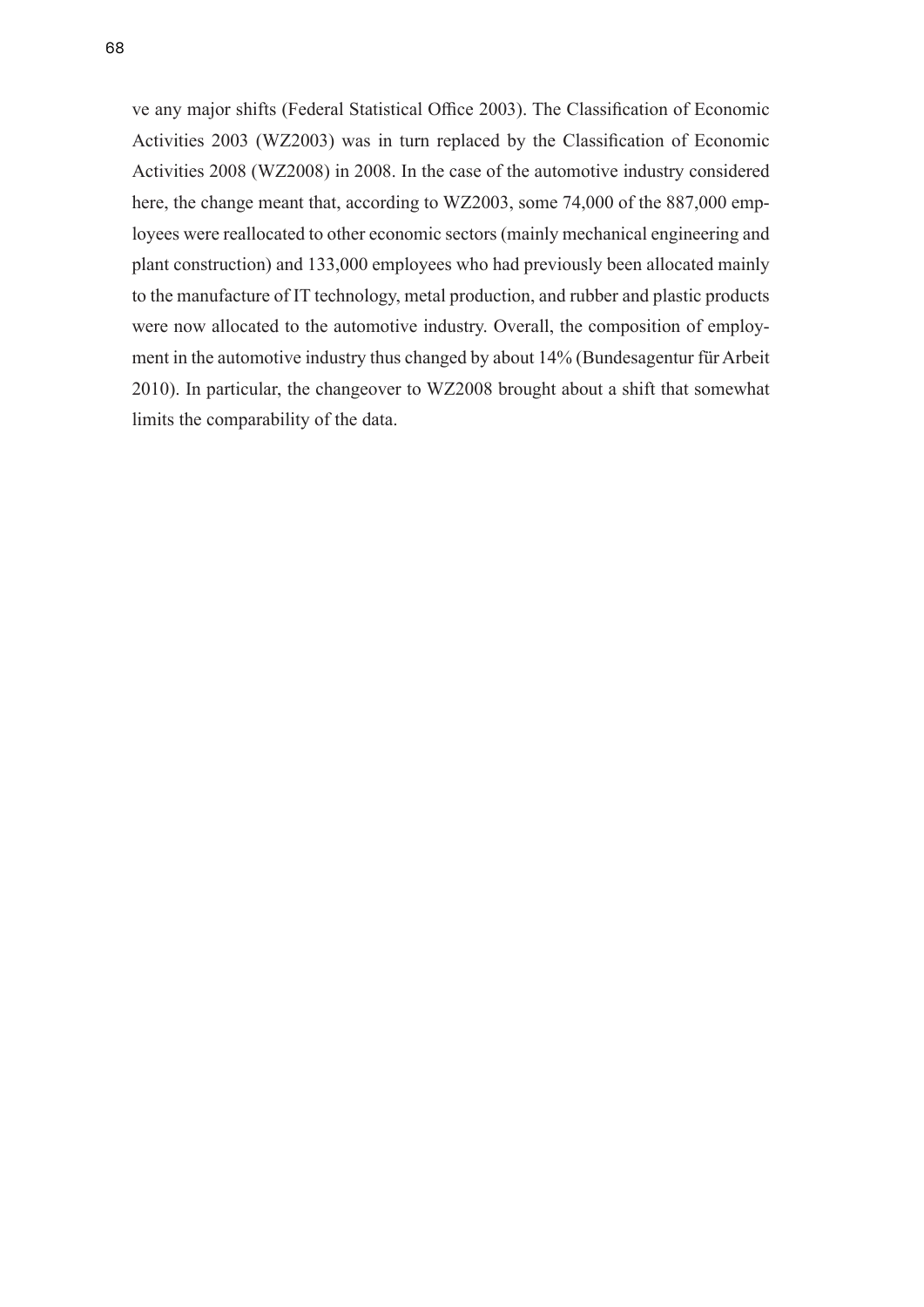ve any major shifts (Federal Statistical Office 2003). The Classification of Economic Activities 2003 (WZ2003) was in turn replaced by the Classification of Economic Activities 2008 (WZ2008) in 2008. In the case of the automotive industry considered here, the change meant that, according to WZ2003, some 74,000 of the 887,000 employees were reallocated to other economic sectors (mainly mechanical engineering and plant construction) and 133,000 employees who had previously been allocated mainly to the manufacture of IT technology, metal production, and rubber and plastic products were now allocated to the automotive industry. Overall, the composition of employment in the automotive industry thus changed by about 14% (Bundesagentur für Arbeit 2010). In particular, the changeover to WZ2008 brought about a shift that somewhat limits the comparability of the data.